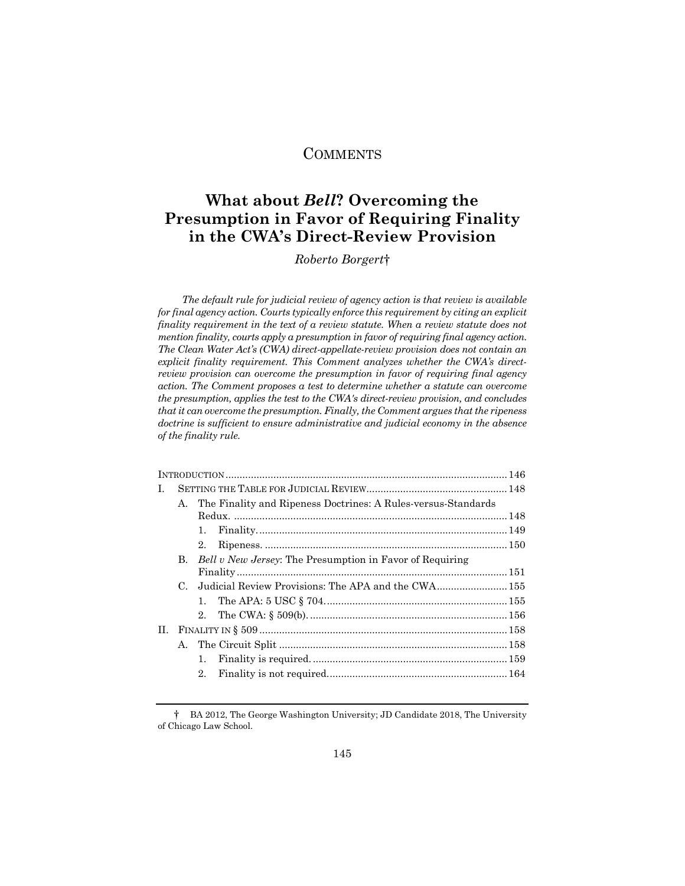# COMMENTS

## What about *Bell*? Overcoming the Presumption in Favor of Requiring Finality in the CWA's Direct-Review Provision

*Roberto Borgert†*

*The default rule for judicial review of agency action is that review is available for final agency action. Courts typically enforce this requirement by citing an explicit finality requirement in the text of a review statute. When a review statute does not mention finality, courts apply a presumption in favor of requiring final agency action. The Clean Water Act's (CWA) direct-appellate-review provision does not contain an explicit finality requirement. This Comment analyzes whether the CWA's direct-review provision can overcome the presumption in favor of requiring final agency action. The Comment proposes a test to determine whether a statute can overcome the presumption, applies the test to the CWA's direct-review provision, and concludes that it can overcome the presumption. Finally, the Comment argues that the ripeness doctrine is sufficient to ensure administrative and judicial economy in the absence of the finality rule.*

- INTRODUCTION .......... 146
- I. SETTING THE TABLE FOR JUDICIAL REVIEW .......... 148
  - A. The Finality and Ripeness Doctrines: A Rules-versus-Standards Redux. .......... 148
    - 1. Finality. .......... 149
    - 2. Ripeness. .......... 150
  - B. *Bell v New Jersey*: The Presumption in Favor of Requiring Finality .......... 151
  - C. Judicial Review Provisions: The APA and the CWA .......... 155
    - 1. The APA: 5 USC § 704. .......... 155
    - 2. The CWA: § 509(b). .......... 156
- II. FINALITY IN § 509 .......... 158
  - A. The Circuit Split .......... 158
    - 1. Finality is required. .......... 159
    - 2. Finality is not required. .......... 164

† BA 2012, The George Washington University; JD Candidate 2018, The University of Chicago Law School.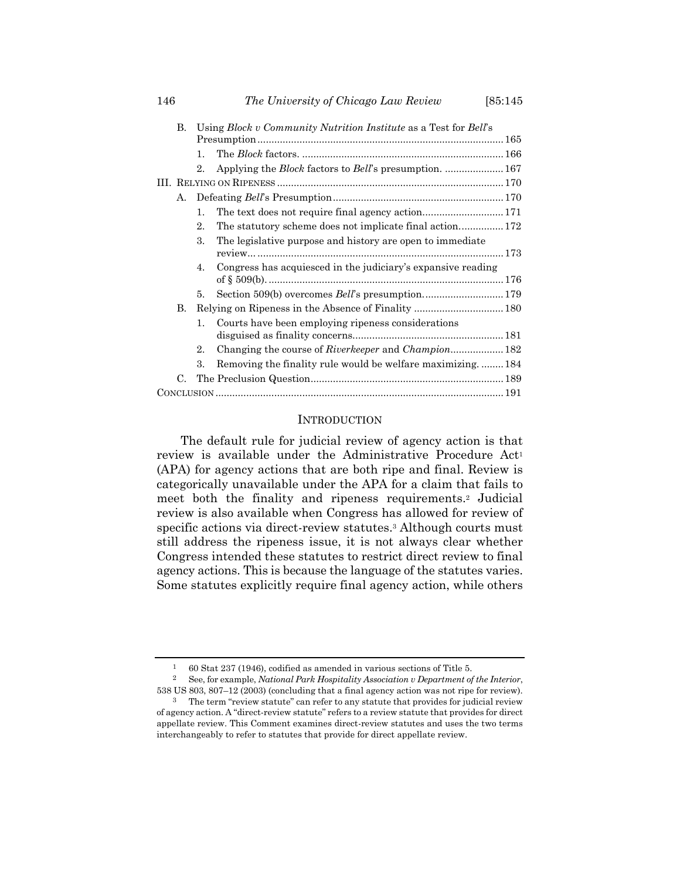B. Using *Block v Community Nutrition Institute* as a Test for *Bell*'s Presumption ........ 165

1. The *Block* factors. ........ 166
2. Applying the *Block* factors to *Bell*'s presumption. ........ 167

III. Relying on Ripeness ........ 170

A. Defeating *Bell*'s Presumption ........ 170

1. The text does not require final agency action ........ 171
2. The statutory scheme does not implicate final action ........ 172
3. The legislative purpose and history are open to immediate review... ........ 173
4. Congress has acquiesced in the judiciary's expansive reading of § 509(b). ........ 176
5. Section 509(b) overcomes *Bell*'s presumption ........ 179

B. Relying on Ripeness in the Absence of Finality ........ 180

1. Courts have been employing ripeness considerations disguised as finality concerns ........ 181
2. Changing the course of *Riverkeeper* and *Champion* ........ 182
3. Removing the finality rule would be welfare maximizing. ........ 184

C. The Preclusion Question ........ 189

Conclusion ........ 191

## Introduction

The default rule for judicial review of agency action is that review is available under the Administrative Procedure Act[1] (APA) for agency actions that are both ripe and final. Review is categorically unavailable under the APA for a claim that fails to meet both the finality and ripeness requirements.[2] Judicial review is also available when Congress has allowed for review of specific actions via direct-review statutes.[3] Although courts must still address the ripeness issue, it is not always clear whether Congress intended these statutes to restrict direct review to final agency actions. This is because the language of the statutes varies. Some statutes explicitly require final agency action, while others

---

[1] 60 Stat 237 (1946), codified as amended in various sections of Title 5.

[2] See, for example, *National Park Hospitality Association v Department of the Interior*, 538 US 803, 807–12 (2003) (concluding that a final agency action was not ripe for review).

[3] The term "review statute" can refer to any statute that provides for judicial review of agency action. A "direct-review statute" refers to a review statute that provides for direct appellate review. This Comment examines direct-review statutes and uses the two terms interchangeably to refer to statutes that provide for direct appellate review.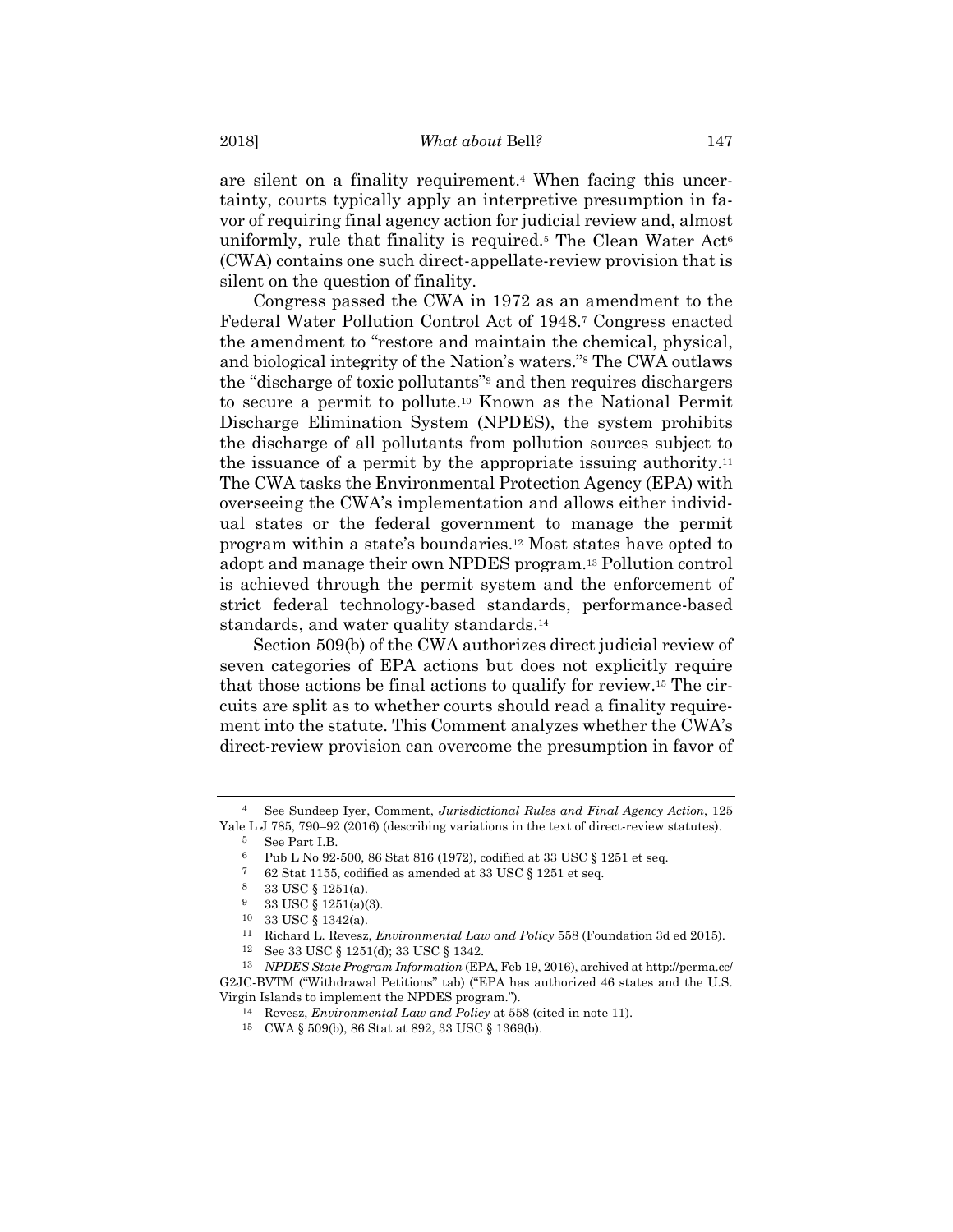are silent on a finality requirement.[4] When facing this uncertainty, courts typically apply an interpretive presumption in favor of requiring final agency action for judicial review and, almost uniformly, rule that finality is required.[5] The Clean Water Act[6] (CWA) contains one such direct-appellate-review provision that is silent on the question of finality.

Congress passed the CWA in 1972 as an amendment to the Federal Water Pollution Control Act of 1948.[7] Congress enacted the amendment to "restore and maintain the chemical, physical, and biological integrity of the Nation's waters."[8] The CWA outlaws the "discharge of toxic pollutants"[9] and then requires dischargers to secure a permit to pollute.[10] Known as the National Permit Discharge Elimination System (NPDES), the system prohibits the discharge of all pollutants from pollution sources subject to the issuance of a permit by the appropriate issuing authority.[11] The CWA tasks the Environmental Protection Agency (EPA) with overseeing the CWA's implementation and allows either individual states or the federal government to manage the permit program within a state's boundaries.[12] Most states have opted to adopt and manage their own NPDES program.[13] Pollution control is achieved through the permit system and the enforcement of strict federal technology-based standards, performance-based standards, and water quality standards.[14]

Section 509(b) of the CWA authorizes direct judicial review of seven categories of EPA actions but does not explicitly require that those actions be final actions to qualify for review.[15] The circuits are split as to whether courts should read a finality requirement into the statute. This Comment analyzes whether the CWA's direct-review provision can overcome the presumption in favor of

---

[4] See Sundeep Iyer, Comment, *Jurisdictional Rules and Final Agency Action*, 125 Yale L J 785, 790–92 (2016) (describing variations in the text of direct-review statutes).

[5] See Part I.B.

[6] Pub L No 92-500, 86 Stat 816 (1972), codified at 33 USC § 1251 et seq.

[7] 62 Stat 1155, codified as amended at 33 USC § 1251 et seq.

[8] 33 USC § 1251(a).

[9] 33 USC § 1251(a)(3).

[10] 33 USC § 1342(a).

[11] Richard L. Revesz, *Environmental Law and Policy* 558 (Foundation 3d ed 2015).

[12] See 33 USC § 1251(d); 33 USC § 1342.

[13] *NPDES State Program Information* (EPA, Feb 19, 2016), archived at http://perma.cc/G2JC-BVTM ("Withdrawal Petitions" tab) ("EPA has authorized 46 states and the U.S. Virgin Islands to implement the NPDES program.").

[14] Revesz, *Environmental Law and Policy* at 558 (cited in note 11).

[15] CWA § 509(b), 86 Stat at 892, 33 USC § 1369(b).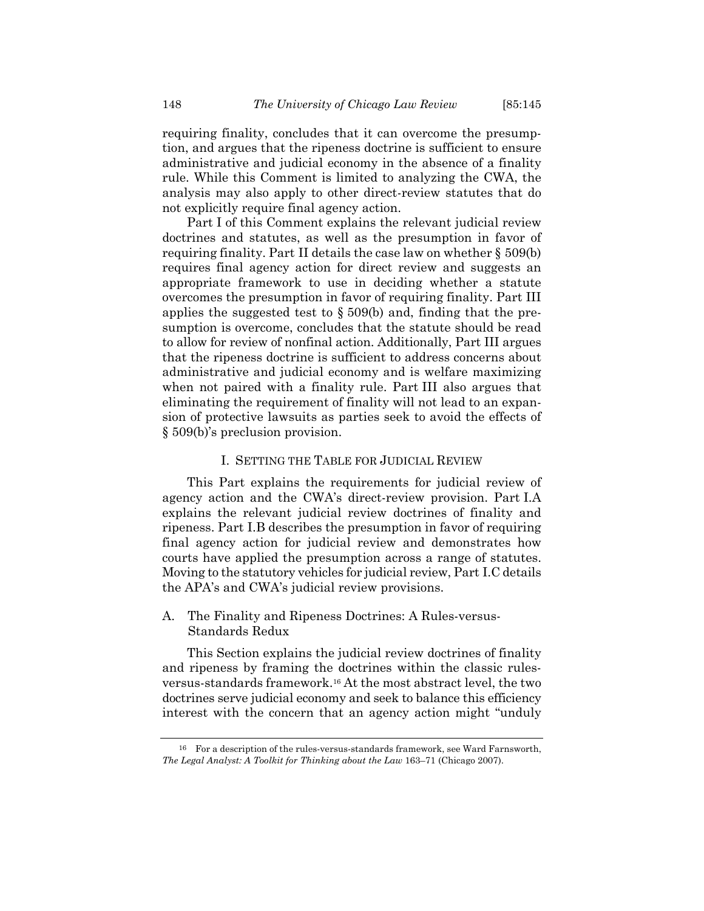requiring finality, concludes that it can overcome the presumption, and argues that the ripeness doctrine is sufficient to ensure administrative and judicial economy in the absence of a finality rule. While this Comment is limited to analyzing the CWA, the analysis may also apply to other direct-review statutes that do not explicitly require final agency action.

Part I of this Comment explains the relevant judicial review doctrines and statutes, as well as the presumption in favor of requiring finality. Part II details the case law on whether § 509(b) requires final agency action for direct review and suggests an appropriate framework to use in deciding whether a statute overcomes the presumption in favor of requiring finality. Part III applies the suggested test to § 509(b) and, finding that the presumption is overcome, concludes that the statute should be read to allow for review of nonfinal action. Additionally, Part III argues that the ripeness doctrine is sufficient to address concerns about administrative and judicial economy and is welfare maximizing when not paired with a finality rule. Part III also argues that eliminating the requirement of finality will not lead to an expansion of protective lawsuits as parties seek to avoid the effects of § 509(b)'s preclusion provision.

## I. SETTING THE TABLE FOR JUDICIAL REVIEW

This Part explains the requirements for judicial review of agency action and the CWA's direct-review provision. Part I.A explains the relevant judicial review doctrines of finality and ripeness. Part I.B describes the presumption in favor of requiring final agency action for judicial review and demonstrates how courts have applied the presumption across a range of statutes. Moving to the statutory vehicles for judicial review, Part I.C details the APA's and CWA's judicial review provisions.

### A. The Finality and Ripeness Doctrines: A Rules-versus-Standards Redux

This Section explains the judicial review doctrines of finality and ripeness by framing the doctrines within the classic rules-versus-standards framework.[16] At the most abstract level, the two doctrines serve judicial economy and seek to balance this efficiency interest with the concern that an agency action might "unduly

---

[16] For a description of the rules-versus-standards framework, see Ward Farnsworth, *The Legal Analyst: A Toolkit for Thinking about the Law* 163–71 (Chicago 2007).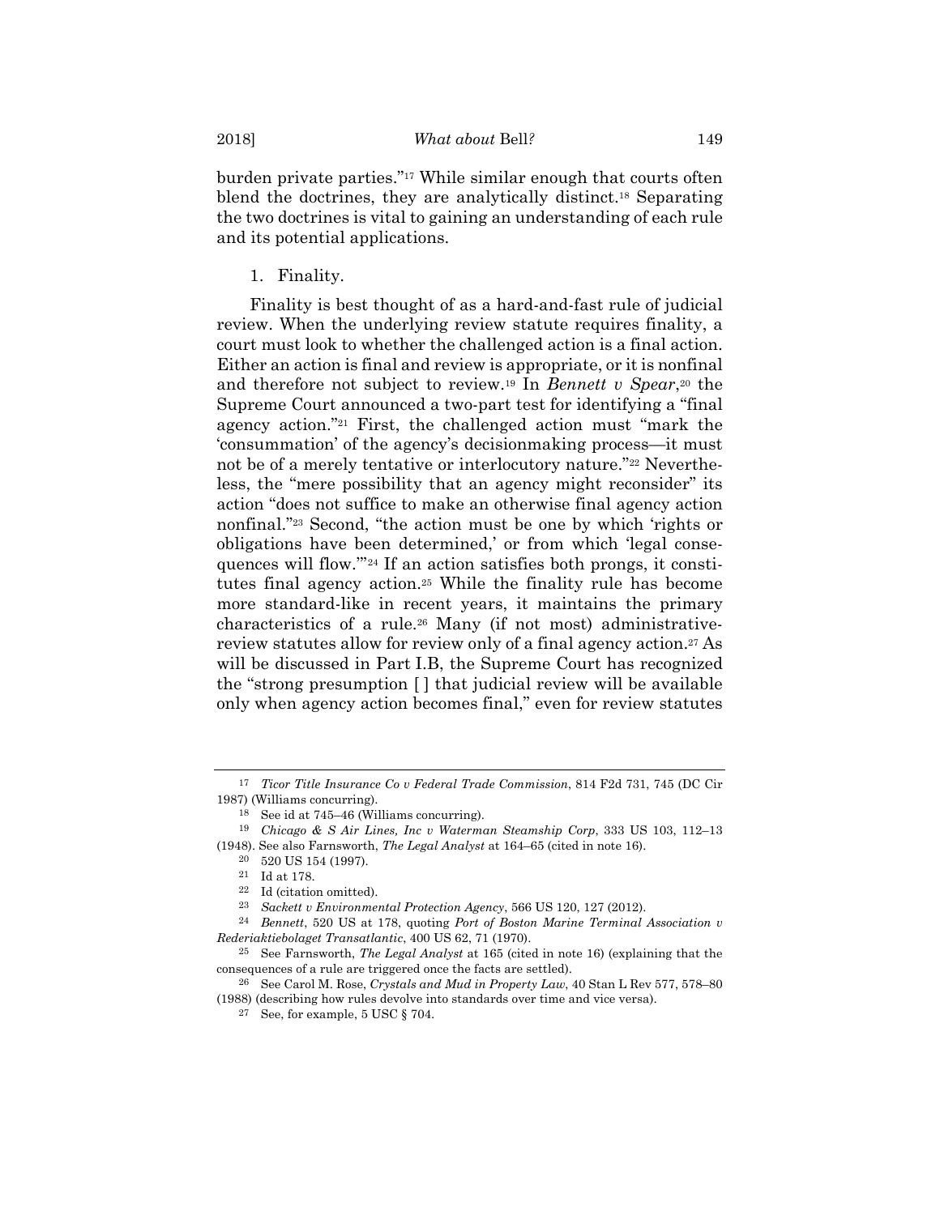burden private parties."[17] While similar enough that courts often blend the doctrines, they are analytically distinct.[18] Separating the two doctrines is vital to gaining an understanding of each rule and its potential applications.

1. Finality.

Finality is best thought of as a hard-and-fast rule of judicial review. When the underlying review statute requires finality, a court must look to whether the challenged action is a final action. Either an action is final and review is appropriate, or it is nonfinal and therefore not subject to review.[19] In *Bennett v Spear*,[20] the Supreme Court announced a two-part test for identifying a "final agency action."[21] First, the challenged action must "mark the 'consummation' of the agency's decisionmaking process—it must not be of a merely tentative or interlocutory nature."[22] Nevertheless, the "mere possibility that an agency might reconsider" its action "does not suffice to make an otherwise final agency action nonfinal."[23] Second, "the action must be one by which 'rights or obligations have been determined,' or from which 'legal consequences will flow.'"[24] If an action satisfies both prongs, it constitutes final agency action.[25] While the finality rule has become more standard-like in recent years, it maintains the primary characteristics of a rule.[26] Many (if not most) administrative-review statutes allow for review only of a final agency action.[27] As will be discussed in Part I.B, the Supreme Court has recognized the "strong presumption [ ] that judicial review will be available only when agency action becomes final," even for review statutes

---

[17] *Ticor Title Insurance Co v Federal Trade Commission*, 814 F2d 731, 745 (DC Cir 1987) (Williams concurring).

[18] See id at 745–46 (Williams concurring).

[19] *Chicago & S Air Lines, Inc v Waterman Steamship Corp*, 333 US 103, 112–13 (1948). See also Farnsworth, *The Legal Analyst* at 164–65 (cited in note 16).

[20] 520 US 154 (1997).

[21] Id at 178.

[22] Id (citation omitted).

[23] *Sackett v Environmental Protection Agency*, 566 US 120, 127 (2012).

[24] *Bennett*, 520 US at 178, quoting *Port of Boston Marine Terminal Association v Rederiaktiebolaget Transatlantic*, 400 US 62, 71 (1970).

[25] See Farnsworth, *The Legal Analyst* at 165 (cited in note 16) (explaining that the consequences of a rule are triggered once the facts are settled).

[26] See Carol M. Rose, *Crystals and Mud in Property Law*, 40 Stan L Rev 577, 578–80 (1988) (describing how rules devolve into standards over time and vice versa).

[27] See, for example, 5 USC § 704.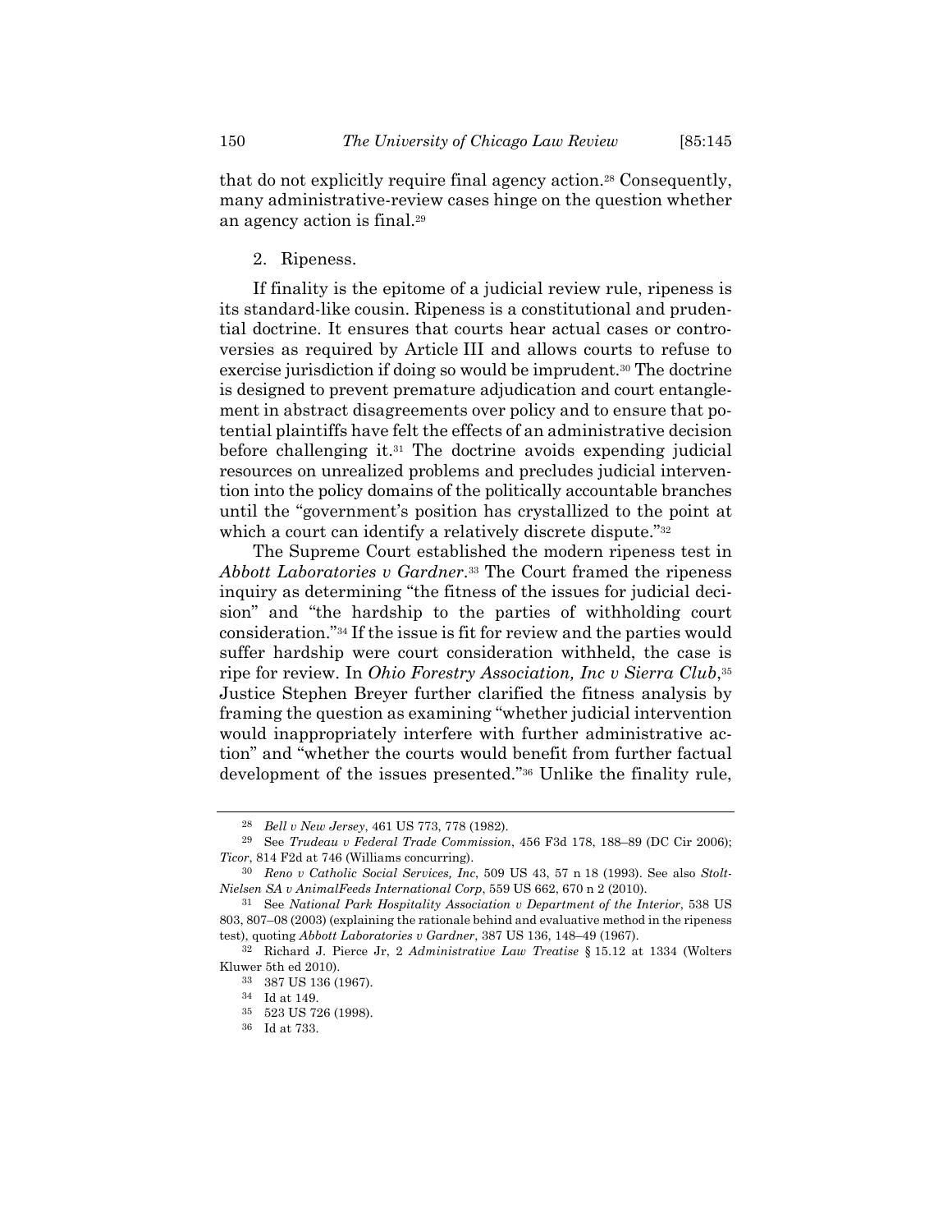that do not explicitly require final agency action.[28] Consequently, many administrative-review cases hinge on the question whether an agency action is final.[29]

### 2. Ripeness.

If finality is the epitome of a judicial review rule, ripeness is its standard-like cousin. Ripeness is a constitutional and prudential doctrine. It ensures that courts hear actual cases or controversies as required by Article III and allows courts to refuse to exercise jurisdiction if doing so would be imprudent.[30] The doctrine is designed to prevent premature adjudication and court entanglement in abstract disagreements over policy and to ensure that potential plaintiffs have felt the effects of an administrative decision before challenging it.[31] The doctrine avoids expending judicial resources on unrealized problems and precludes judicial intervention into the policy domains of the politically accountable branches until the "government's position has crystallized to the point at which a court can identify a relatively discrete dispute."[32]

The Supreme Court established the modern ripeness test in *Abbott Laboratories v Gardner*.[33] The Court framed the ripeness inquiry as determining "the fitness of the issues for judicial decision" and "the hardship to the parties of withholding court consideration."[34] If the issue is fit for review and the parties would suffer hardship were court consideration withheld, the case is ripe for review. In *Ohio Forestry Association, Inc v Sierra Club*,[35] Justice Stephen Breyer further clarified the fitness analysis by framing the question as examining "whether judicial intervention would inappropriately interfere with further administrative action" and "whether the courts would benefit from further factual development of the issues presented."[36] Unlike the finality rule,

---

[28] *Bell v New Jersey*, 461 US 773, 778 (1982).

[29] See *Trudeau v Federal Trade Commission*, 456 F3d 178, 188–89 (DC Cir 2006); *Ticor*, 814 F2d at 746 (Williams concurring).

[30] *Reno v Catholic Social Services, Inc*, 509 US 43, 57 n 18 (1993). See also *Stolt-Nielsen SA v AnimalFeeds International Corp*, 559 US 662, 670 n 2 (2010).

[31] See *National Park Hospitality Association v Department of the Interior*, 538 US 803, 807–08 (2003) (explaining the rationale behind and evaluative method in the ripeness test), quoting *Abbott Laboratories v Gardner*, 387 US 136, 148–49 (1967).

[32] Richard J. Pierce Jr, 2 *Administrative Law Treatise* § 15.12 at 1334 (Wolters Kluwer 5th ed 2010).

[33] 387 US 136 (1967).

[34] Id at 149.

[35] 523 US 726 (1998).

[36] Id at 733.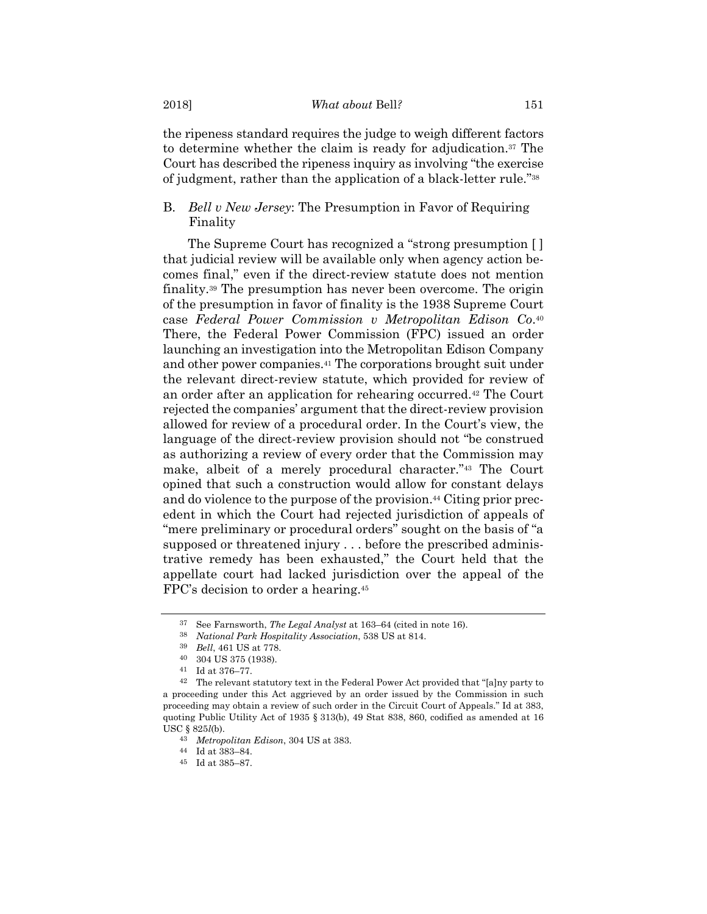the ripeness standard requires the judge to weigh different factors to determine whether the claim is ready for adjudication.[37] The Court has described the ripeness inquiry as involving "the exercise of judgment, rather than the application of a black-letter rule."[38]

### B. *Bell v New Jersey*: The Presumption in Favor of Requiring Finality

The Supreme Court has recognized a "strong presumption [ ] that judicial review will be available only when agency action becomes final," even if the direct-review statute does not mention finality.[39] The presumption has never been overcome. The origin of the presumption in favor of finality is the 1938 Supreme Court case *Federal Power Commission v Metropolitan Edison Co*.[40] There, the Federal Power Commission (FPC) issued an order launching an investigation into the Metropolitan Edison Company and other power companies.[41] The corporations brought suit under the relevant direct-review statute, which provided for review of an order after an application for rehearing occurred.[42] The Court rejected the companies' argument that the direct-review provision allowed for review of a procedural order. In the Court's view, the language of the direct-review provision should not "be construed as authorizing a review of every order that the Commission may make, albeit of a merely procedural character."[43] The Court opined that such a construction would allow for constant delays and do violence to the purpose of the provision.[44] Citing prior precedent in which the Court had rejected jurisdiction of appeals of "mere preliminary or procedural orders" sought on the basis of "a supposed or threatened injury . . . before the prescribed administrative remedy has been exhausted," the Court held that the appellate court had lacked jurisdiction over the appeal of the FPC's decision to order a hearing.[45]

---

[37] See Farnsworth, *The Legal Analyst* at 163–64 (cited in note 16).

[38] *National Park Hospitality Association*, 538 US at 814.

[39] *Bell*, 461 US at 778.

[40] 304 US 375 (1938).

[41] Id at 376–77.

[42] The relevant statutory text in the Federal Power Act provided that "[a]ny party to a proceeding under this Act aggrieved by an order issued by the Commission in such proceeding may obtain a review of such order in the Circuit Court of Appeals." Id at 383, quoting Public Utility Act of 1935 § 313(b), 49 Stat 838, 860, codified as amended at 16 USC § 825*l*(b).

[43] *Metropolitan Edison*, 304 US at 383.

[44] Id at 383–84.

[45] Id at 385–87.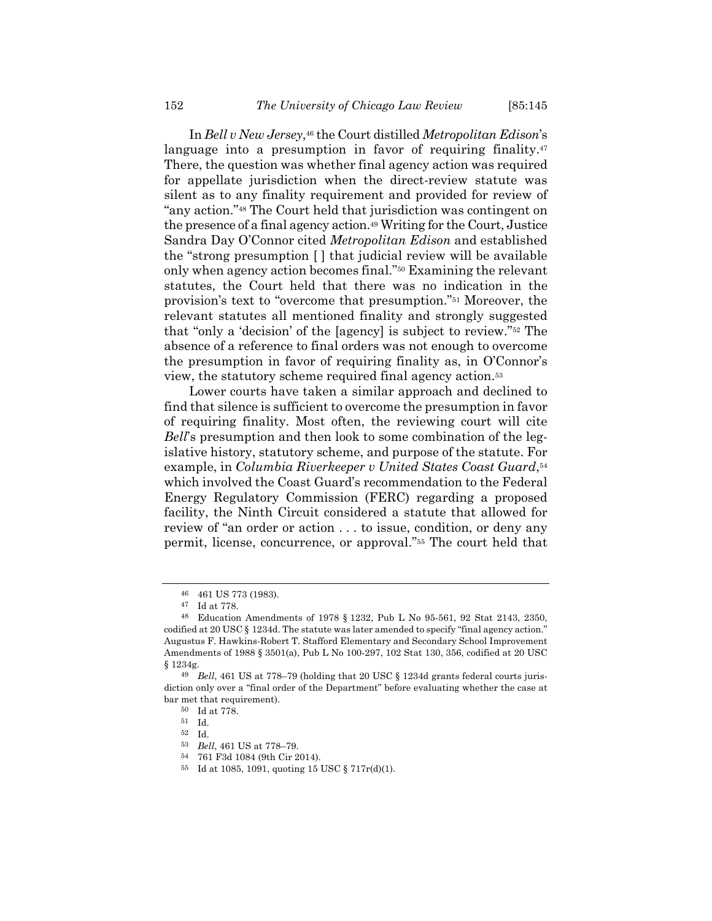In *Bell v New Jersey*,[46] the Court distilled *Metropolitan Edison*'s language into a presumption in favor of requiring finality.[47] There, the question was whether final agency action was required for appellate jurisdiction when the direct-review statute was silent as to any finality requirement and provided for review of "any action."[48] The Court held that jurisdiction was contingent on the presence of a final agency action.[49] Writing for the Court, Justice Sandra Day O'Connor cited *Metropolitan Edison* and established the "strong presumption [ ] that judicial review will be available only when agency action becomes final."[50] Examining the relevant statutes, the Court held that there was no indication in the provision's text to "overcome that presumption."[51] Moreover, the relevant statutes all mentioned finality and strongly suggested that "only a 'decision' of the [agency] is subject to review."[52] The absence of a reference to final orders was not enough to overcome the presumption in favor of requiring finality as, in O'Connor's view, the statutory scheme required final agency action.[53]

Lower courts have taken a similar approach and declined to find that silence is sufficient to overcome the presumption in favor of requiring finality. Most often, the reviewing court will cite *Bell*'s presumption and then look to some combination of the legislative history, statutory scheme, and purpose of the statute. For example, in *Columbia Riverkeeper v United States Coast Guard*,[54] which involved the Coast Guard's recommendation to the Federal Energy Regulatory Commission (FERC) regarding a proposed facility, the Ninth Circuit considered a statute that allowed for review of "an order or action . . . to issue, condition, or deny any permit, license, concurrence, or approval."[55] The court held that

---

[46] 461 US 773 (1983).

[47] Id at 778.

[48] Education Amendments of 1978 § 1232, Pub L No 95-561, 92 Stat 2143, 2350, codified at 20 USC § 1234d. The statute was later amended to specify "final agency action." Augustus F. Hawkins-Robert T. Stafford Elementary and Secondary School Improvement Amendments of 1988 § 3501(a), Pub L No 100-297, 102 Stat 130, 356, codified at 20 USC § 1234g.

[49] *Bell*, 461 US at 778–79 (holding that 20 USC § 1234d grants federal courts jurisdiction only over a "final order of the Department" before evaluating whether the case at bar met that requirement).

[50] Id at 778.

[51] Id.

[52] Id.

[53] *Bell*, 461 US at 778–79.

[54] 761 F3d 1084 (9th Cir 2014).

[55] Id at 1085, 1091, quoting 15 USC § 717r(d)(1).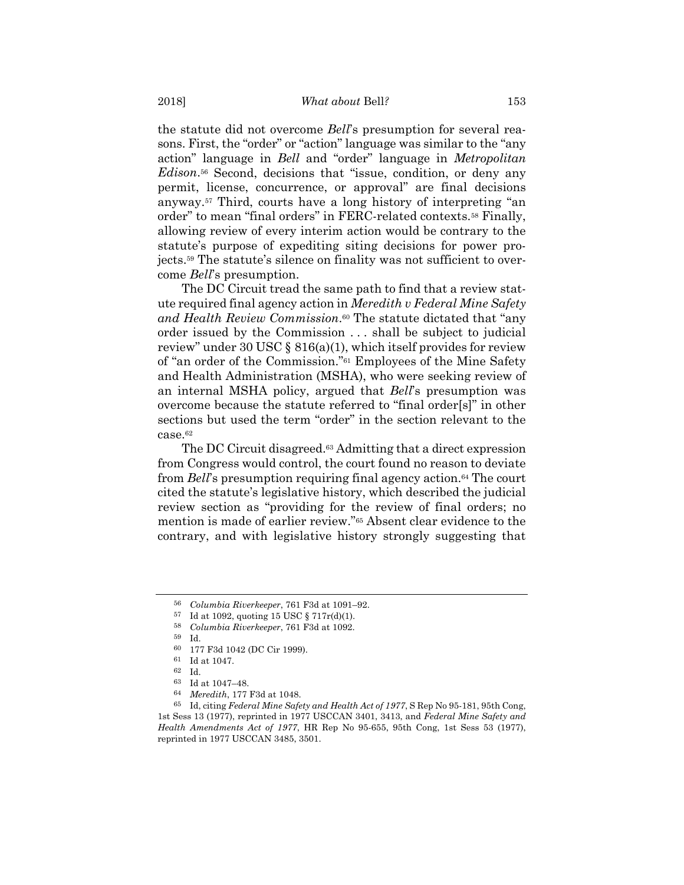the statute did not overcome *Bell*'s presumption for several reasons. First, the "order" or "action" language was similar to the "any action" language in *Bell* and "order" language in *Metropolitan Edison*.[56] Second, decisions that "issue, condition, or deny any permit, license, concurrence, or approval" are final decisions anyway.[57] Third, courts have a long history of interpreting "an order" to mean "final orders" in FERC-related contexts.[58] Finally, allowing review of every interim action would be contrary to the statute's purpose of expediting siting decisions for power projects.[59] The statute's silence on finality was not sufficient to overcome *Bell*'s presumption.

The DC Circuit tread the same path to find that a review statute required final agency action in *Meredith v Federal Mine Safety and Health Review Commission*.[60] The statute dictated that "any order issued by the Commission . . . shall be subject to judicial review" under 30 USC § 816(a)(1), which itself provides for review of "an order of the Commission."[61] Employees of the Mine Safety and Health Administration (MSHA), who were seeking review of an internal MSHA policy, argued that *Bell*'s presumption was overcome because the statute referred to "final order[s]" in other sections but used the term "order" in the section relevant to the case.[62]

The DC Circuit disagreed.[63] Admitting that a direct expression from Congress would control, the court found no reason to deviate from *Bell*'s presumption requiring final agency action.[64] The court cited the statute's legislative history, which described the judicial review section as "providing for the review of final orders; no mention is made of earlier review."[65] Absent clear evidence to the contrary, and with legislative history strongly suggesting that

---

56 *Columbia Riverkeeper*, 761 F3d at 1091–92.

57 Id at 1092, quoting 15 USC § 717r(d)(1).

58 *Columbia Riverkeeper*, 761 F3d at 1092.

59 Id.

60 177 F3d 1042 (DC Cir 1999).

61 Id at 1047.

62 Id.

63 Id at 1047–48.

64 *Meredith*, 177 F3d at 1048.

65 Id, citing *Federal Mine Safety and Health Act of 1977*, S Rep No 95-181, 95th Cong, 1st Sess 13 (1977), reprinted in 1977 USCCAN 3401, 3413, and *Federal Mine Safety and Health Amendments Act of 1977*, HR Rep No 95-655, 95th Cong, 1st Sess 53 (1977), reprinted in 1977 USCCAN 3485, 3501.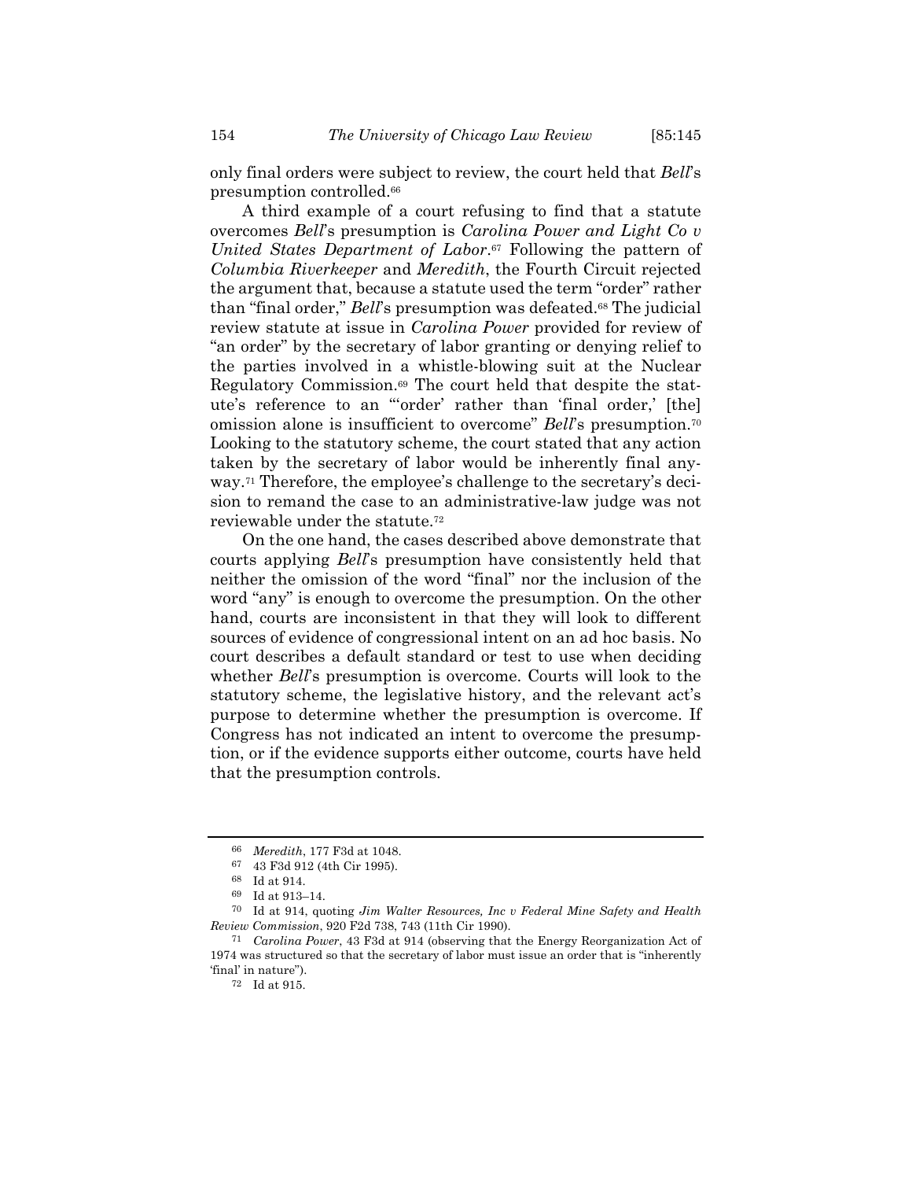only final orders were subject to review, the court held that *Bell*'s presumption controlled.[66]

A third example of a court refusing to find that a statute overcomes *Bell*'s presumption is *Carolina Power and Light Co v United States Department of Labor*.[67] Following the pattern of *Columbia Riverkeeper* and *Meredith*, the Fourth Circuit rejected the argument that, because a statute used the term "order" rather than "final order," *Bell*'s presumption was defeated.[68] The judicial review statute at issue in *Carolina Power* provided for review of "an order" by the secretary of labor granting or denying relief to the parties involved in a whistle-blowing suit at the Nuclear Regulatory Commission.[69] The court held that despite the statute's reference to an "'order' rather than 'final order,' [the] omission alone is insufficient to overcome" *Bell*'s presumption.[70] Looking to the statutory scheme, the court stated that any action taken by the secretary of labor would be inherently final anyway.[71] Therefore, the employee's challenge to the secretary's decision to remand the case to an administrative-law judge was not reviewable under the statute.[72]

On the one hand, the cases described above demonstrate that courts applying *Bell*'s presumption have consistently held that neither the omission of the word "final" nor the inclusion of the word "any" is enough to overcome the presumption. On the other hand, courts are inconsistent in that they will look to different sources of evidence of congressional intent on an ad hoc basis. No court describes a default standard or test to use when deciding whether *Bell*'s presumption is overcome. Courts will look to the statutory scheme, the legislative history, and the relevant act's purpose to determine whether the presumption is overcome. If Congress has not indicated an intent to overcome the presumption, or if the evidence supports either outcome, courts have held that the presumption controls.

---

[66] *Meredith*, 177 F3d at 1048.

[67] 43 F3d 912 (4th Cir 1995).

[68] Id at 914.

[69] Id at 913–14.

[70] Id at 914, quoting *Jim Walter Resources, Inc v Federal Mine Safety and Health Review Commission*, 920 F2d 738, 743 (11th Cir 1990).

[71] *Carolina Power*, 43 F3d at 914 (observing that the Energy Reorganization Act of 1974 was structured so that the secretary of labor must issue an order that is "inherently 'final' in nature").

[72] Id at 915.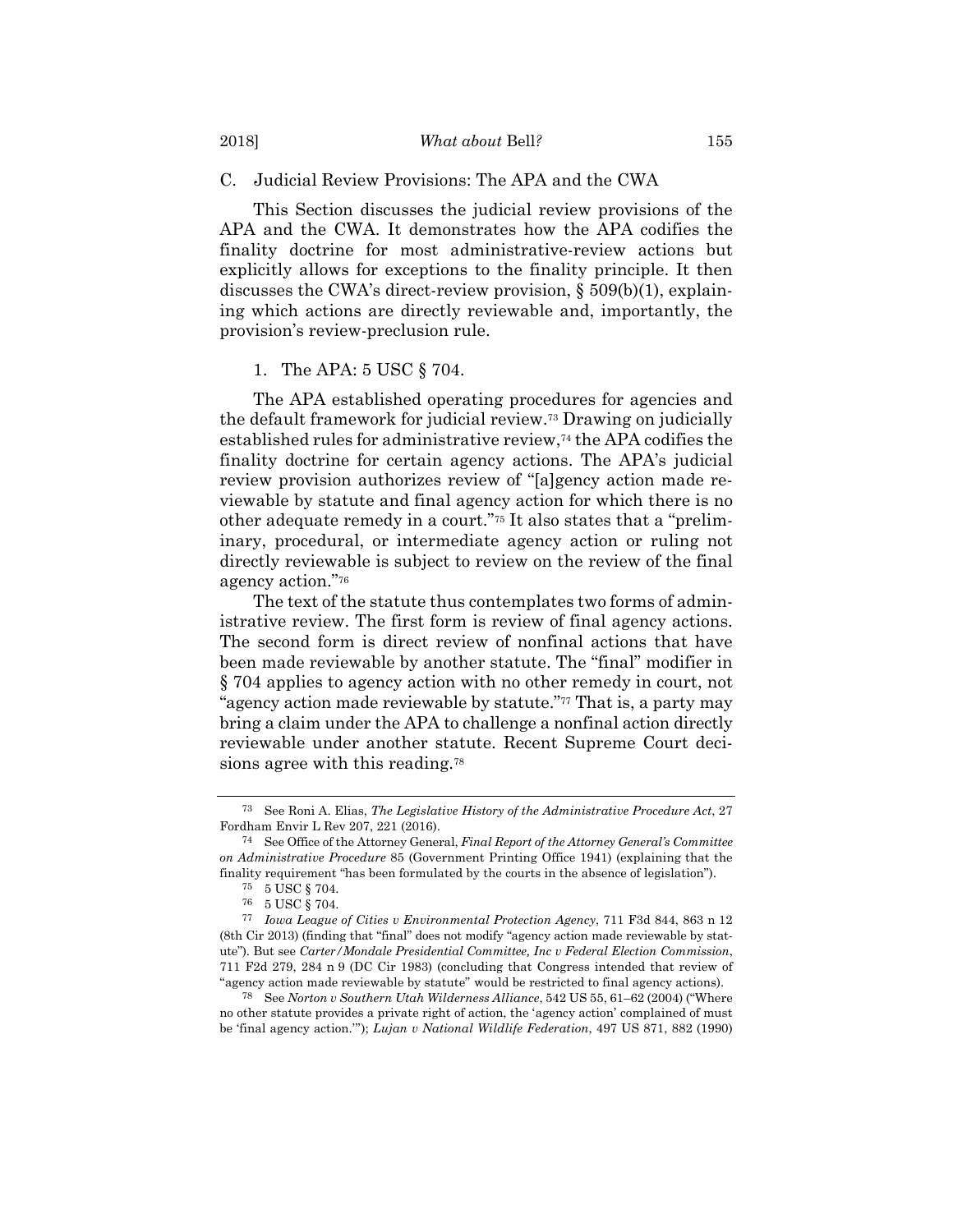### C. Judicial Review Provisions: The APA and the CWA

This Section discusses the judicial review provisions of the APA and the CWA. It demonstrates how the APA codifies the finality doctrine for most administrative-review actions but explicitly allows for exceptions to the finality principle. It then discusses the CWA's direct-review provision, § 509(b)(1), explaining which actions are directly reviewable and, importantly, the provision's review-preclusion rule.

#### 1. The APA: 5 USC § 704.

The APA established operating procedures for agencies and the default framework for judicial review.[73] Drawing on judicially established rules for administrative review,[74] the APA codifies the finality doctrine for certain agency actions. The APA's judicial review provision authorizes review of "[a]gency action made reviewable by statute and final agency action for which there is no other adequate remedy in a court."[75] It also states that a "preliminary, procedural, or intermediate agency action or ruling not directly reviewable is subject to review on the review of the final agency action."[76]

The text of the statute thus contemplates two forms of administrative review. The first form is review of final agency actions. The second form is direct review of nonfinal actions that have been made reviewable by another statute. The "final" modifier in § 704 applies to agency action with no other remedy in court, not "agency action made reviewable by statute."[77] That is, a party may bring a claim under the APA to challenge a nonfinal action directly reviewable under another statute. Recent Supreme Court decisions agree with this reading.[78]

---

[73] See Roni A. Elias, *The Legislative History of the Administrative Procedure Act*, 27 Fordham Envir L Rev 207, 221 (2016).

[74] See Office of the Attorney General, *Final Report of the Attorney General's Committee on Administrative Procedure* 85 (Government Printing Office 1941) (explaining that the finality requirement "has been formulated by the courts in the absence of legislation").

[75] 5 USC § 704.

[76] 5 USC § 704.

[77] *Iowa League of Cities v Environmental Protection Agency*, 711 F3d 844, 863 n 12 (8th Cir 2013) (finding that "final" does not modify "agency action made reviewable by statute"). But see *Carter/Mondale Presidential Committee, Inc v Federal Election Commission*, 711 F2d 279, 284 n 9 (DC Cir 1983) (concluding that Congress intended that review of "agency action made reviewable by statute" would be restricted to final agency actions).

[78] See *Norton v Southern Utah Wilderness Alliance*, 542 US 55, 61–62 (2004) ("Where no other statute provides a private right of action, the 'agency action' complained of must be 'final agency action.'"); *Lujan v National Wildlife Federation*, 497 US 871, 882 (1990)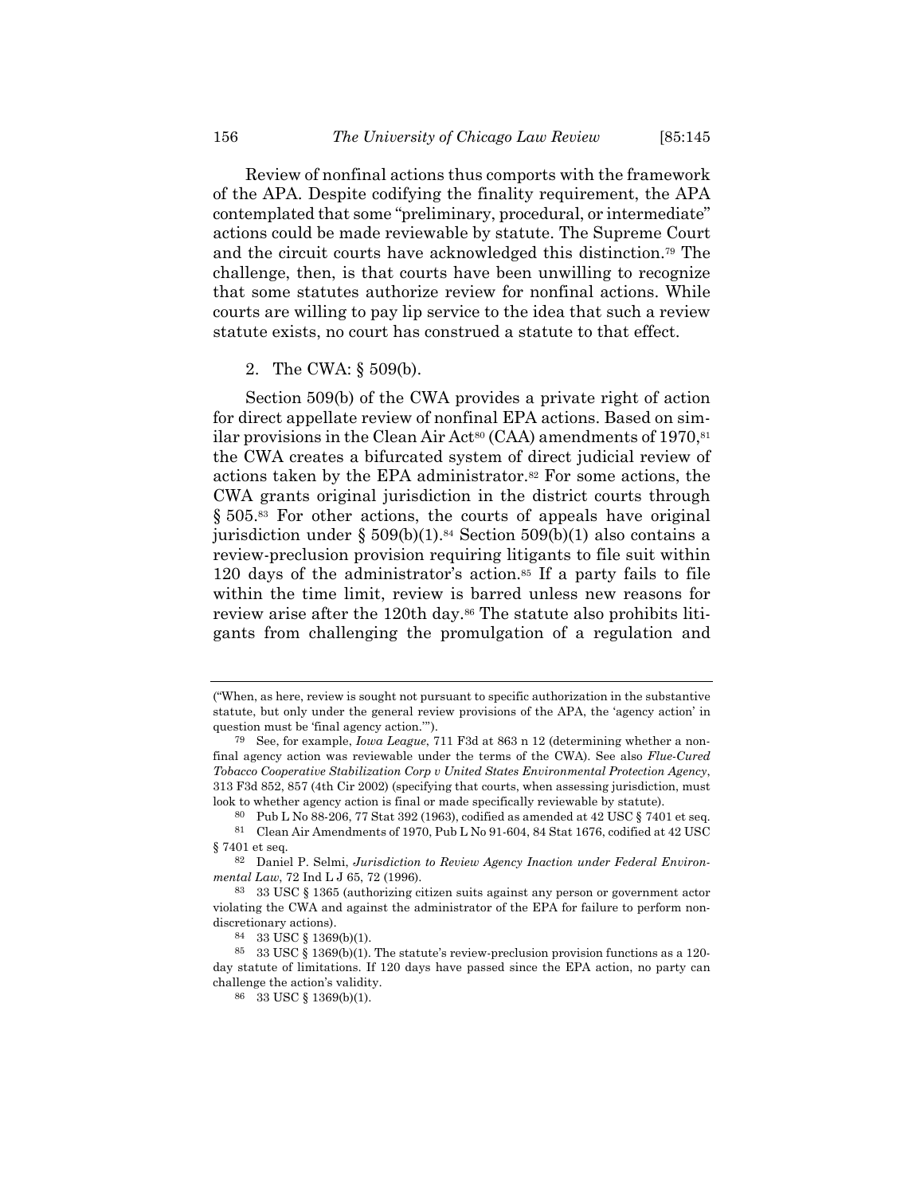Review of nonfinal actions thus comports with the framework of the APA. Despite codifying the finality requirement, the APA contemplated that some "preliminary, procedural, or intermediate" actions could be made reviewable by statute. The Supreme Court and the circuit courts have acknowledged this distinction.[79] The challenge, then, is that courts have been unwilling to recognize that some statutes authorize review for nonfinal actions. While courts are willing to pay lip service to the idea that such a review statute exists, no court has construed a statute to that effect.

### 2. The CWA: § 509(b).

Section 509(b) of the CWA provides a private right of action for direct appellate review of nonfinal EPA actions. Based on similar provisions in the Clean Air Act[80] (CAA) amendments of 1970,[81] the CWA creates a bifurcated system of direct judicial review of actions taken by the EPA administrator.[82] For some actions, the CWA grants original jurisdiction in the district courts through § 505.[83] For other actions, the courts of appeals have original jurisdiction under § 509(b)(1).[84] Section 509(b)(1) also contains a review-preclusion provision requiring litigants to file suit within 120 days of the administrator's action.[85] If a party fails to file within the time limit, review is barred unless new reasons for review arise after the 120th day.[86] The statute also prohibits litigants from challenging the promulgation of a regulation and

---

("When, as here, review is sought not pursuant to specific authorization in the substantive statute, but only under the general review provisions of the APA, the 'agency action' in question must be 'final agency action.'").

[79] See, for example, *Iowa League*, 711 F3d at 863 n 12 (determining whether a nonfinal agency action was reviewable under the terms of the CWA). See also *Flue-Cured Tobacco Cooperative Stabilization Corp v United States Environmental Protection Agency*, 313 F3d 852, 857 (4th Cir 2002) (specifying that courts, when assessing jurisdiction, must look to whether agency action is final or made specifically reviewable by statute).

[80] Pub L No 88-206, 77 Stat 392 (1963), codified as amended at 42 USC § 7401 et seq.

[81] Clean Air Amendments of 1970, Pub L No 91-604, 84 Stat 1676, codified at 42 USC § 7401 et seq.

[82] Daniel P. Selmi, *Jurisdiction to Review Agency Inaction under Federal Environmental Law*, 72 Ind L J 65, 72 (1996).

[83] 33 USC § 1365 (authorizing citizen suits against any person or government actor violating the CWA and against the administrator of the EPA for failure to perform nondiscretionary actions).

[84] 33 USC § 1369(b)(1).

[85] 33 USC § 1369(b)(1). The statute's review-preclusion provision functions as a 120-day statute of limitations. If 120 days have passed since the EPA action, no party can challenge the action's validity.

[86] 33 USC § 1369(b)(1).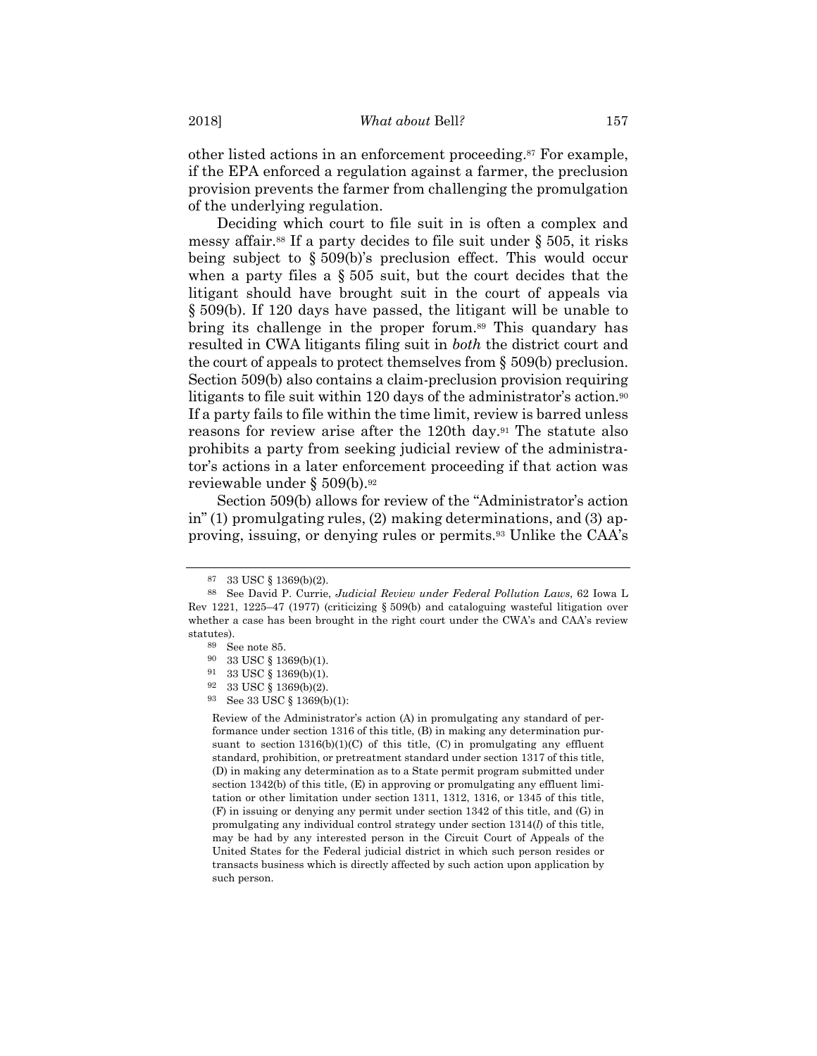other listed actions in an enforcement proceeding.[87] For example, if the EPA enforced a regulation against a farmer, the preclusion provision prevents the farmer from challenging the promulgation of the underlying regulation.

Deciding which court to file suit in is often a complex and messy affair.[88] If a party decides to file suit under § 505, it risks being subject to § 509(b)'s preclusion effect. This would occur when a party files a § 505 suit, but the court decides that the litigant should have brought suit in the court of appeals via § 509(b). If 120 days have passed, the litigant will be unable to bring its challenge in the proper forum.[89] This quandary has resulted in CWA litigants filing suit in *both* the district court and the court of appeals to protect themselves from § 509(b) preclusion. Section 509(b) also contains a claim-preclusion provision requiring litigants to file suit within 120 days of the administrator's action.[90] If a party fails to file within the time limit, review is barred unless reasons for review arise after the 120th day.[91] The statute also prohibits a party from seeking judicial review of the administrator's actions in a later enforcement proceeding if that action was reviewable under § 509(b).[92]

Section 509(b) allows for review of the "Administrator's action in" (1) promulgating rules, (2) making determinations, and (3) approving, issuing, or denying rules or permits.[93] Unlike the CAA's

---

[87] 33 USC § 1369(b)(2).

[88] See David P. Currie, *Judicial Review under Federal Pollution Laws*, 62 Iowa L Rev 1221, 1225–47 (1977) (criticizing § 509(b) and cataloguing wasteful litigation over whether a case has been brought in the right court under the CWA's and CAA's review statutes).

[89] See note 85.

[90] 33 USC § 1369(b)(1).

[91] 33 USC § 1369(b)(1).

[92] 33 USC § 1369(b)(2).

[93] See 33 USC § 1369(b)(1):

> Review of the Administrator's action (A) in promulgating any standard of performance under section 1316 of this title, (B) in making any determination pursuant to section 1316(b)(1)(C) of this title, (C) in promulgating any effluent standard, prohibition, or pretreatment standard under section 1317 of this title, (D) in making any determination as to a State permit program submitted under section 1342(b) of this title, (E) in approving or promulgating any effluent limitation or other limitation under section 1311, 1312, 1316, or 1345 of this title, (F) in issuing or denying any permit under section 1342 of this title, and (G) in promulgating any individual control strategy under section 1314(*l*) of this title, may be had by any interested person in the Circuit Court of Appeals of the United States for the Federal judicial district in which such person resides or transacts business which is directly affected by such action upon application by such person.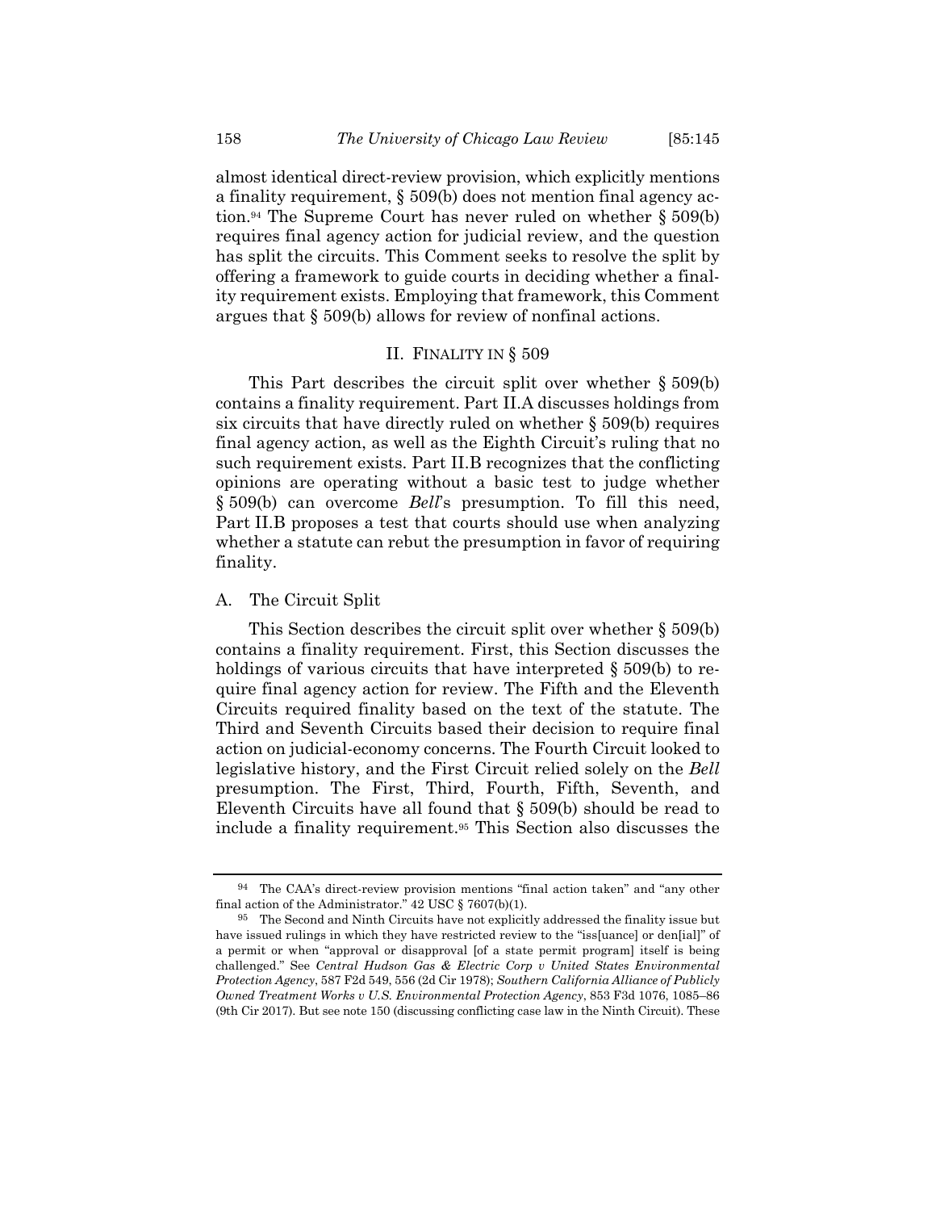almost identical direct-review provision, which explicitly mentions a finality requirement, § 509(b) does not mention final agency action.[94] The Supreme Court has never ruled on whether § 509(b) requires final agency action for judicial review, and the question has split the circuits. This Comment seeks to resolve the split by offering a framework to guide courts in deciding whether a finality requirement exists. Employing that framework, this Comment argues that § 509(b) allows for review of nonfinal actions.

## II. FINALITY IN § 509

This Part describes the circuit split over whether § 509(b) contains a finality requirement. Part II.A discusses holdings from six circuits that have directly ruled on whether § 509(b) requires final agency action, as well as the Eighth Circuit's ruling that no such requirement exists. Part II.B recognizes that the conflicting opinions are operating without a basic test to judge whether § 509(b) can overcome *Bell*'s presumption. To fill this need, Part II.B proposes a test that courts should use when analyzing whether a statute can rebut the presumption in favor of requiring finality.

### A. The Circuit Split

This Section describes the circuit split over whether § 509(b) contains a finality requirement. First, this Section discusses the holdings of various circuits that have interpreted § 509(b) to require final agency action for review. The Fifth and the Eleventh Circuits required finality based on the text of the statute. The Third and Seventh Circuits based their decision to require final action on judicial-economy concerns. The Fourth Circuit looked to legislative history, and the First Circuit relied solely on the *Bell* presumption. The First, Third, Fourth, Fifth, Seventh, and Eleventh Circuits have all found that § 509(b) should be read to include a finality requirement.[95] This Section also discusses the

---

[94] The CAA's direct-review provision mentions "final action taken" and "any other final action of the Administrator." 42 USC § 7607(b)(1).

[95] The Second and Ninth Circuits have not explicitly addressed the finality issue but have issued rulings in which they have restricted review to the "iss[uance] or den[ial]" of a permit or when "approval or disapproval [of a state permit program] itself is being challenged." See *Central Hudson Gas & Electric Corp v United States Environmental Protection Agency*, 587 F2d 549, 556 (2d Cir 1978); *Southern California Alliance of Publicly Owned Treatment Works v U.S. Environmental Protection Agency*, 853 F3d 1076, 1085–86 (9th Cir 2017). But see note 150 (discussing conflicting case law in the Ninth Circuit). These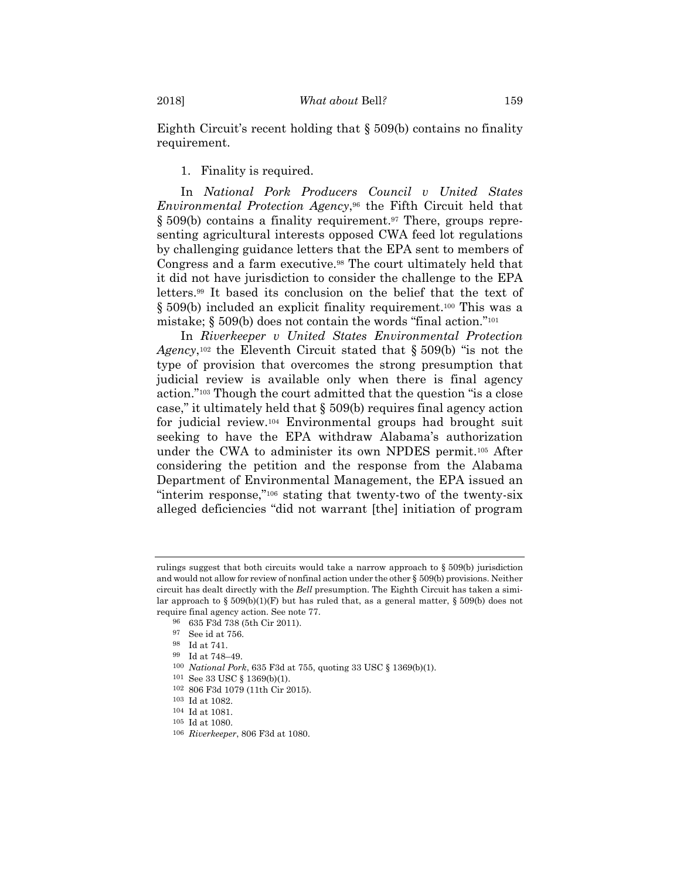Eighth Circuit's recent holding that § 509(b) contains no finality requirement.

1. Finality is required.

In *National Pork Producers Council v United States Environmental Protection Agency*,[96] the Fifth Circuit held that § 509(b) contains a finality requirement.[97] There, groups representing agricultural interests opposed CWA feed lot regulations by challenging guidance letters that the EPA sent to members of Congress and a farm executive.[98] The court ultimately held that it did not have jurisdiction to consider the challenge to the EPA letters.[99] It based its conclusion on the belief that the text of § 509(b) included an explicit finality requirement.[100] This was a mistake; § 509(b) does not contain the words "final action."[101]

In *Riverkeeper v United States Environmental Protection Agency*,[102] the Eleventh Circuit stated that § 509(b) "is not the type of provision that overcomes the strong presumption that judicial review is available only when there is final agency action."[103] Though the court admitted that the question "is a close case," it ultimately held that § 509(b) requires final agency action for judicial review.[104] Environmental groups had brought suit seeking to have the EPA withdraw Alabama's authorization under the CWA to administer its own NPDES permit.[105] After considering the petition and the response from the Alabama Department of Environmental Management, the EPA issued an "interim response,"[106] stating that twenty-two of the twenty-six alleged deficiencies "did not warrant [the] initiation of program

---

rulings suggest that both circuits would take a narrow approach to § 509(b) jurisdiction and would not allow for review of nonfinal action under the other § 509(b) provisions. Neither circuit has dealt directly with the *Bell* presumption. The Eighth Circuit has taken a similar approach to § 509(b)(1)(F) but has ruled that, as a general matter, § 509(b) does not require final agency action. See note 77.

[96] 635 F3d 738 (5th Cir 2011).

[97] See id at 756.

[98] Id at 741.

[99] Id at 748–49.

[100] *National Pork*, 635 F3d at 755, quoting 33 USC § 1369(b)(1).

[101] See 33 USC § 1369(b)(1).

[102] 806 F3d 1079 (11th Cir 2015).

[103] Id at 1082.

[104] Id at 1081.

[105] Id at 1080.

[106] *Riverkeeper*, 806 F3d at 1080.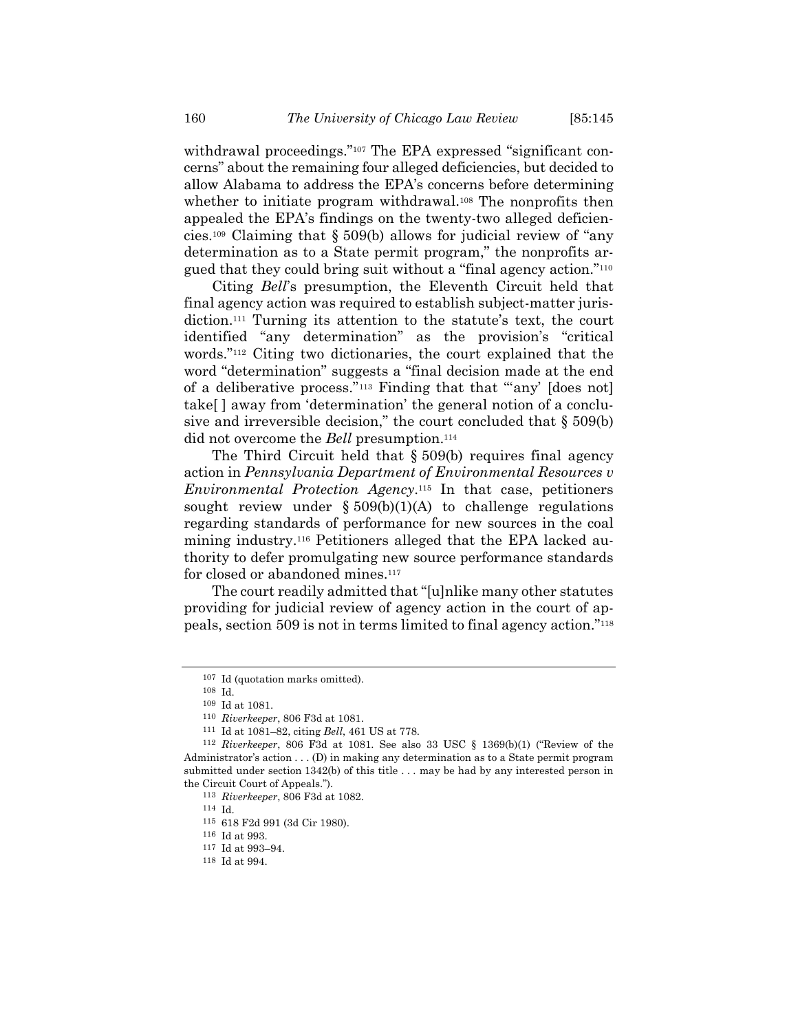withdrawal proceedings."[107] The EPA expressed "significant concerns" about the remaining four alleged deficiencies, but decided to allow Alabama to address the EPA's concerns before determining whether to initiate program withdrawal.[108] The nonprofits then appealed the EPA's findings on the twenty-two alleged deficiencies.[109] Claiming that § 509(b) allows for judicial review of "any determination as to a State permit program," the nonprofits argued that they could bring suit without a "final agency action."[110]

Citing *Bell*'s presumption, the Eleventh Circuit held that final agency action was required to establish subject-matter jurisdiction.[111] Turning its attention to the statute's text, the court identified "any determination" as the provision's "critical words."[112] Citing two dictionaries, the court explained that the word "determination" suggests a "final decision made at the end of a deliberative process."[113] Finding that that "'any' [does not] take[ ] away from 'determination' the general notion of a conclusive and irreversible decision," the court concluded that § 509(b) did not overcome the *Bell* presumption.[114]

The Third Circuit held that § 509(b) requires final agency action in *Pennsylvania Department of Environmental Resources v Environmental Protection Agency*.[115] In that case, petitioners sought review under § 509(b)(1)(A) to challenge regulations regarding standards of performance for new sources in the coal mining industry.[116] Petitioners alleged that the EPA lacked authority to defer promulgating new source performance standards for closed or abandoned mines.[117]

The court readily admitted that "[u]nlike many other statutes providing for judicial review of agency action in the court of appeals, section 509 is not in terms limited to final agency action."[118]

---

[107] Id (quotation marks omitted).

[108] Id.

[109] Id at 1081.

[110] *Riverkeeper*, 806 F3d at 1081.

[111] Id at 1081–82, citing *Bell*, 461 US at 778.

[112] *Riverkeeper*, 806 F3d at 1081. See also 33 USC § 1369(b)(1) ("Review of the Administrator's action . . . (D) in making any determination as to a State permit program submitted under section 1342(b) of this title . . . may be had by any interested person in the Circuit Court of Appeals.").

[113] *Riverkeeper*, 806 F3d at 1082.

[114] Id.

[115] 618 F2d 991 (3d Cir 1980).

[116] Id at 993.

[117] Id at 993–94.

[118] Id at 994.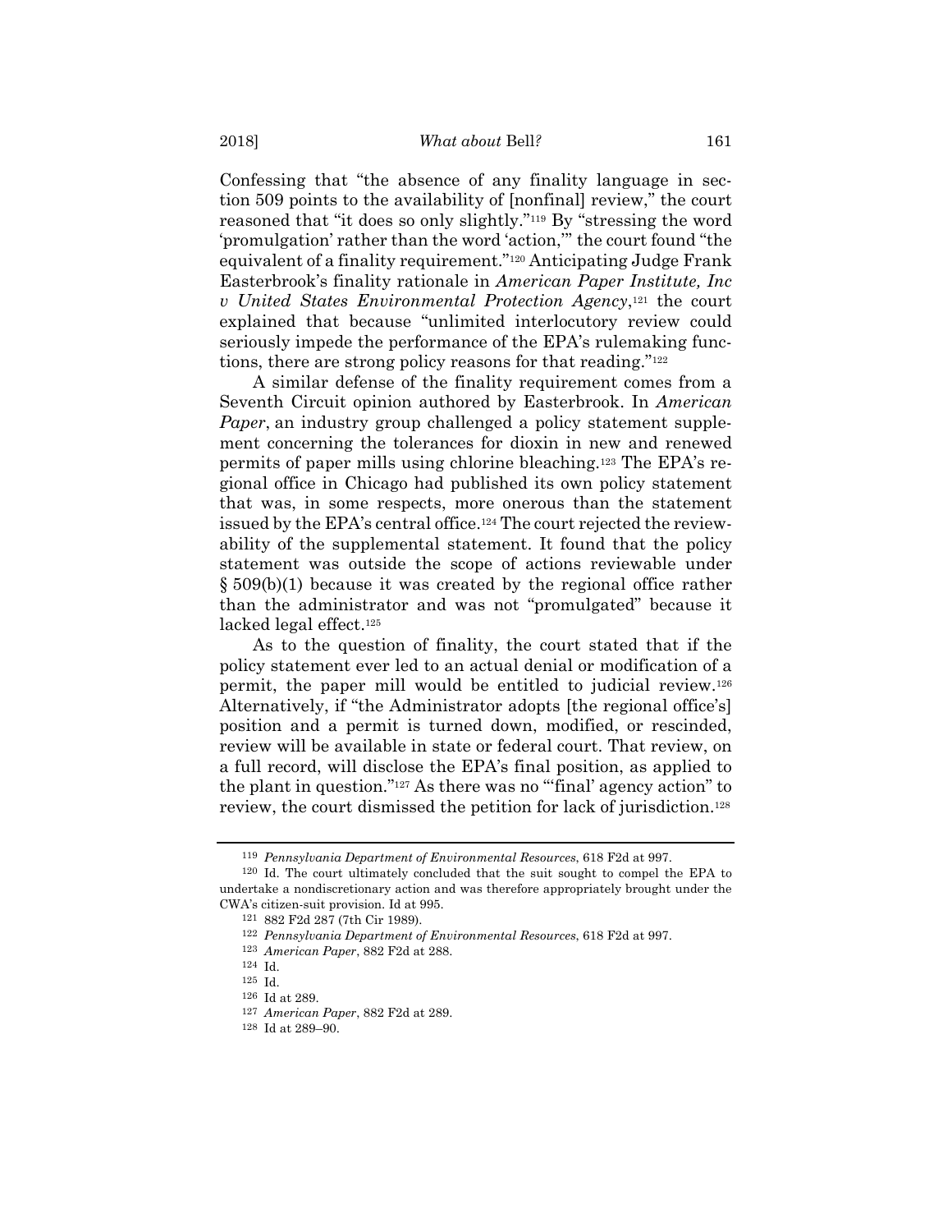Confessing that "the absence of any finality language in section 509 points to the availability of [nonfinal] review," the court reasoned that "it does so only slightly."[119] By "stressing the word 'promulgation' rather than the word 'action,'" the court found "the equivalent of a finality requirement."[120] Anticipating Judge Frank Easterbrook's finality rationale in *American Paper Institute, Inc v United States Environmental Protection Agency*,[121] the court explained that because "unlimited interlocutory review could seriously impede the performance of the EPA's rulemaking functions, there are strong policy reasons for that reading."[122]

A similar defense of the finality requirement comes from a Seventh Circuit opinion authored by Easterbrook. In *American Paper*, an industry group challenged a policy statement supplement concerning the tolerances for dioxin in new and renewed permits of paper mills using chlorine bleaching.[123] The EPA's regional office in Chicago had published its own policy statement that was, in some respects, more onerous than the statement issued by the EPA's central office.[124] The court rejected the reviewability of the supplemental statement. It found that the policy statement was outside the scope of actions reviewable under § 509(b)(1) because it was created by the regional office rather than the administrator and was not "promulgated" because it lacked legal effect.[125]

As to the question of finality, the court stated that if the policy statement ever led to an actual denial or modification of a permit, the paper mill would be entitled to judicial review.[126] Alternatively, if "the Administrator adopts [the regional office's] position and a permit is turned down, modified, or rescinded, review will be available in state or federal court. That review, on a full record, will disclose the EPA's final position, as applied to the plant in question."[127] As there was no "'final' agency action" to review, the court dismissed the petition for lack of jurisdiction.[128]

---

[119] *Pennsylvania Department of Environmental Resources*, 618 F2d at 997.

[120] Id. The court ultimately concluded that the suit sought to compel the EPA to undertake a nondiscretionary action and was therefore appropriately brought under the CWA's citizen-suit provision. Id at 995.

[121] 882 F2d 287 (7th Cir 1989).

[122] *Pennsylvania Department of Environmental Resources*, 618 F2d at 997.

[123] *American Paper*, 882 F2d at 288.

[124] Id.

[125] Id.

[126] Id at 289.

[127] *American Paper*, 882 F2d at 289.

[128] Id at 289–90.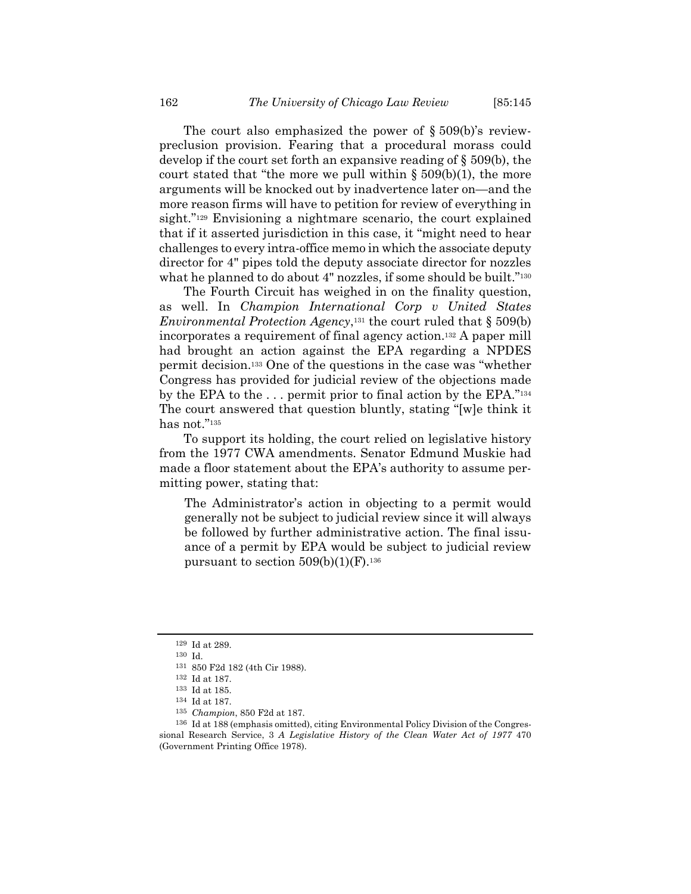The court also emphasized the power of § 509(b)'s review-preclusion provision. Fearing that a procedural morass could develop if the court set forth an expansive reading of § 509(b), the court stated that "the more we pull within § 509(b)(1), the more arguments will be knocked out by inadvertence later on—and the more reason firms will have to petition for review of everything in sight."[129] Envisioning a nightmare scenario, the court explained that if it asserted jurisdiction in this case, it "might need to hear challenges to every intra-office memo in which the associate deputy director for 4" pipes told the deputy associate director for nozzles what he planned to do about 4" nozzles, if some should be built."[130]

The Fourth Circuit has weighed in on the finality question, as well. In *Champion International Corp v United States Environmental Protection Agency*,[131] the court ruled that § 509(b) incorporates a requirement of final agency action.[132] A paper mill had brought an action against the EPA regarding a NPDES permit decision.[133] One of the questions in the case was "whether Congress has provided for judicial review of the objections made by the EPA to the . . . permit prior to final action by the EPA."[134] The court answered that question bluntly, stating "[w]e think it has not."[135]

To support its holding, the court relied on legislative history from the 1977 CWA amendments. Senator Edmund Muskie had made a floor statement about the EPA's authority to assume permitting power, stating that:

> The Administrator's action in objecting to a permit would generally not be subject to judicial review since it will always be followed by further administrative action. The final issuance of a permit by EPA would be subject to judicial review pursuant to section 509(b)(1)(F).[136]

---

[129] Id at 289.

[130] Id.

[131] 850 F2d 182 (4th Cir 1988).

[132] Id at 187.

[133] Id at 185.

[134] Id at 187.

[135] *Champion*, 850 F2d at 187.

[136] Id at 188 (emphasis omitted), citing Environmental Policy Division of the Congressional Research Service, 3 *A Legislative History of the Clean Water Act of 1977* 470 (Government Printing Office 1978).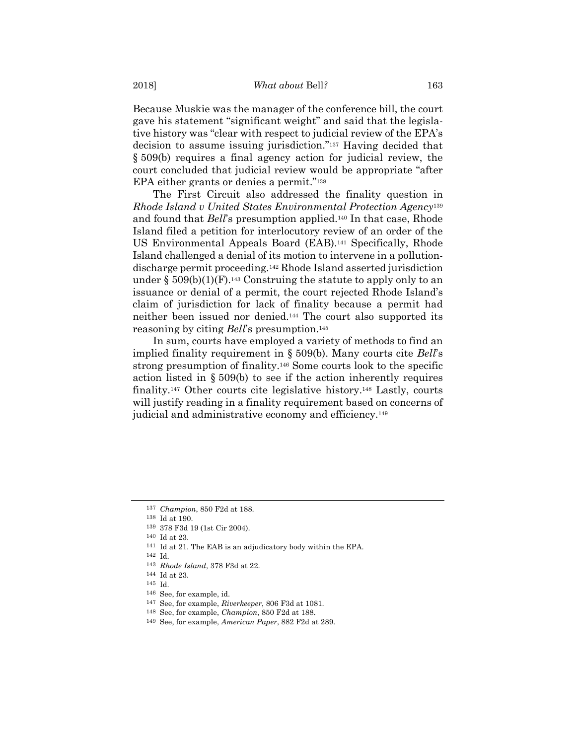Because Muskie was the manager of the conference bill, the court gave his statement "significant weight" and said that the legislative history was "clear with respect to judicial review of the EPA's decision to assume issuing jurisdiction."[137] Having decided that § 509(b) requires a final agency action for judicial review, the court concluded that judicial review would be appropriate "after EPA either grants or denies a permit."[138]

The First Circuit also addressed the finality question in *Rhode Island v United States Environmental Protection Agency*[139] and found that *Bell*'s presumption applied.[140] In that case, Rhode Island filed a petition for interlocutory review of an order of the US Environmental Appeals Board (EAB).[141] Specifically, Rhode Island challenged a denial of its motion to intervene in a pollution-discharge permit proceeding.[142] Rhode Island asserted jurisdiction under § 509(b)(1)(F).[143] Construing the statute to apply only to an issuance or denial of a permit, the court rejected Rhode Island's claim of jurisdiction for lack of finality because a permit had neither been issued nor denied.[144] The court also supported its reasoning by citing *Bell*'s presumption.[145]

In sum, courts have employed a variety of methods to find an implied finality requirement in § 509(b). Many courts cite *Bell*'s strong presumption of finality.[146] Some courts look to the specific action listed in § 509(b) to see if the action inherently requires finality.[147] Other courts cite legislative history.[148] Lastly, courts will justify reading in a finality requirement based on concerns of judicial and administrative economy and efficiency.[149]

---

[137] *Champion*, 850 F2d at 188.

[138] Id at 190.

[139] 378 F3d 19 (1st Cir 2004).

[140] Id at 23.

[141] Id at 21. The EAB is an adjudicatory body within the EPA.

[142] Id.

[143] *Rhode Island*, 378 F3d at 22.

[144] Id at 23.

[145] Id.

[146] See, for example, id.

[147] See, for example, *Riverkeeper*, 806 F3d at 1081.

[148] See, for example, *Champion*, 850 F2d at 188.

[149] See, for example, *American Paper*, 882 F2d at 289.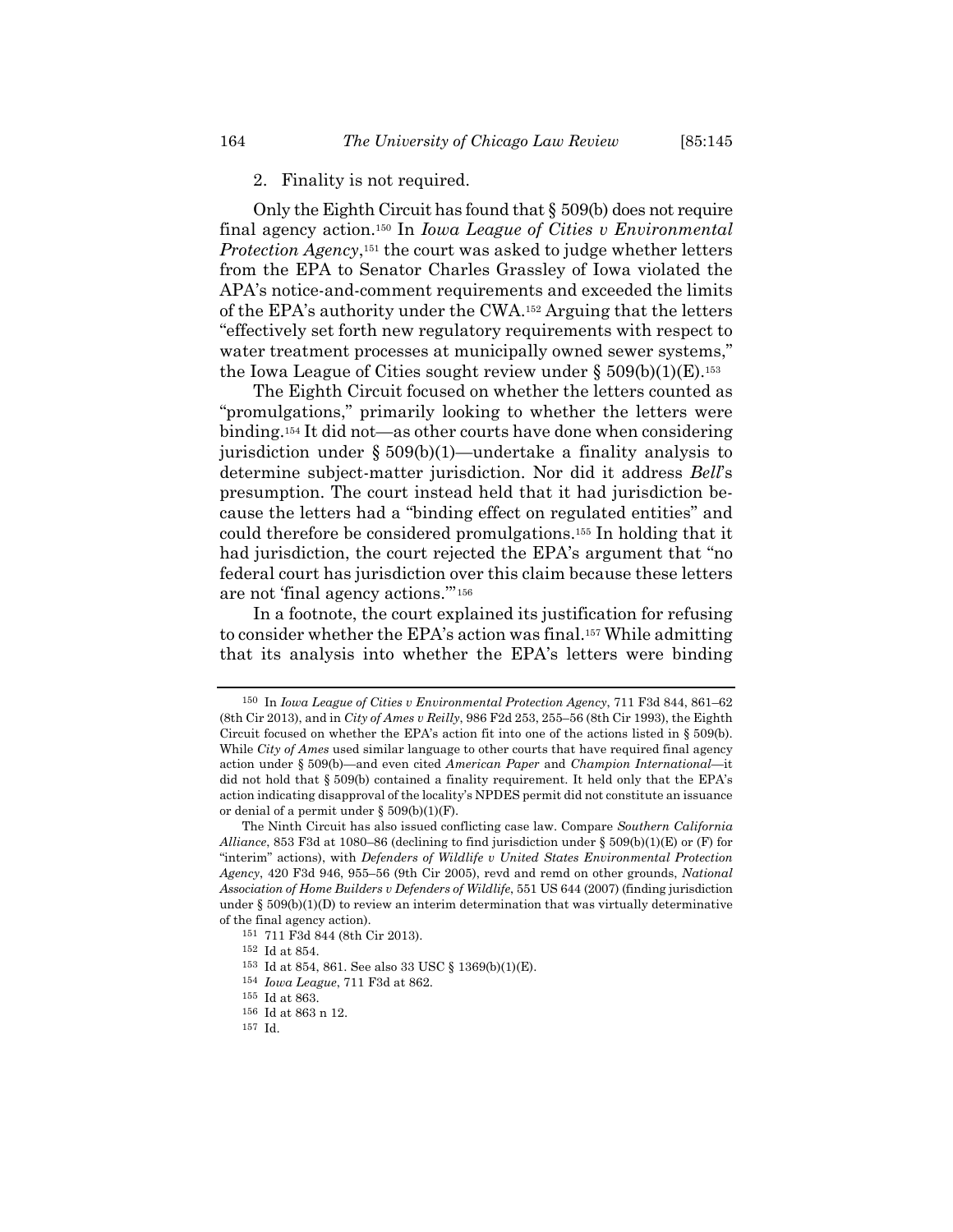2. Finality is not required.

Only the Eighth Circuit has found that § 509(b) does not require final agency action.[150] In *Iowa League of Cities v Environmental Protection Agency*,[151] the court was asked to judge whether letters from the EPA to Senator Charles Grassley of Iowa violated the APA's notice-and-comment requirements and exceeded the limits of the EPA's authority under the CWA.[152] Arguing that the letters "effectively set forth new regulatory requirements with respect to water treatment processes at municipally owned sewer systems," the Iowa League of Cities sought review under § 509(b)(1)(E).[153]

The Eighth Circuit focused on whether the letters counted as "promulgations," primarily looking to whether the letters were binding.[154] It did not—as other courts have done when considering jurisdiction under § 509(b)(1)—undertake a finality analysis to determine subject-matter jurisdiction. Nor did it address *Bell*'s presumption. The court instead held that it had jurisdiction because the letters had a "binding effect on regulated entities" and could therefore be considered promulgations.[155] In holding that it had jurisdiction, the court rejected the EPA's argument that "no federal court has jurisdiction over this claim because these letters are not 'final agency actions.'"[156]

In a footnote, the court explained its justification for refusing to consider whether the EPA's action was final.[157] While admitting that its analysis into whether the EPA's letters were binding

---

[150] In *Iowa League of Cities v Environmental Protection Agency*, 711 F3d 844, 861–62 (8th Cir 2013), and in *City of Ames v Reilly*, 986 F2d 253, 255–56 (8th Cir 1993), the Eighth Circuit focused on whether the EPA's action fit into one of the actions listed in § 509(b). While *City of Ames* used similar language to other courts that have required final agency action under § 509(b)—and even cited *American Paper* and *Champion International*—it did not hold that § 509(b) contained a finality requirement. It held only that the EPA's action indicating disapproval of the locality's NPDES permit did not constitute an issuance or denial of a permit under § 509(b)(1)(F).

The Ninth Circuit has also issued conflicting case law. Compare *Southern California Alliance*, 853 F3d at 1080–86 (declining to find jurisdiction under § 509(b)(1)(E) or (F) for "interim" actions), with *Defenders of Wildlife v United States Environmental Protection Agency*, 420 F3d 946, 955–56 (9th Cir 2005), revd and remd on other grounds, *National Association of Home Builders v Defenders of Wildlife*, 551 US 644 (2007) (finding jurisdiction under § 509(b)(1)(D) to review an interim determination that was virtually determinative of the final agency action).

[151] 711 F3d 844 (8th Cir 2013).

[152] Id at 854.

[153] Id at 854, 861. See also 33 USC § 1369(b)(1)(E).

[154] *Iowa League*, 711 F3d at 862.

[155] Id at 863.

[156] Id at 863 n 12.

[157] Id.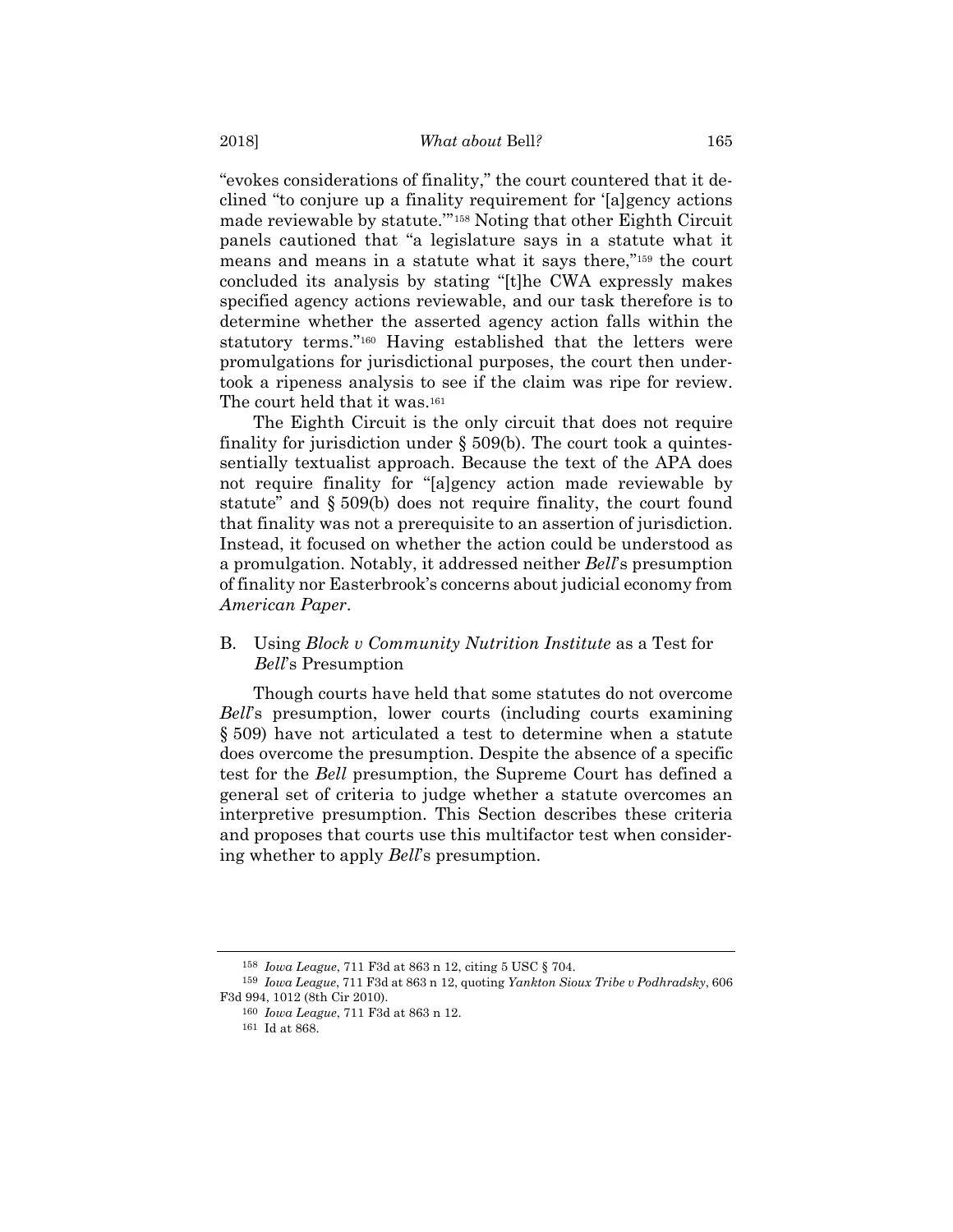"evokes considerations of finality," the court countered that it declined "to conjure up a finality requirement for '[a]gency actions made reviewable by statute.'"[158] Noting that other Eighth Circuit panels cautioned that "a legislature says in a statute what it means and means in a statute what it says there,"[159] the court concluded its analysis by stating "[t]he CWA expressly makes specified agency actions reviewable, and our task therefore is to determine whether the asserted agency action falls within the statutory terms."[160] Having established that the letters were promulgations for jurisdictional purposes, the court then undertook a ripeness analysis to see if the claim was ripe for review. The court held that it was.[161]

The Eighth Circuit is the only circuit that does not require finality for jurisdiction under § 509(b). The court took a quintessentially textualist approach. Because the text of the APA does not require finality for "[a]gency action made reviewable by statute" and § 509(b) does not require finality, the court found that finality was not a prerequisite to an assertion of jurisdiction. Instead, it focused on whether the action could be understood as a promulgation. Notably, it addressed neither *Bell*'s presumption of finality nor Easterbrook's concerns about judicial economy from *American Paper*.

### B. Using *Block v Community Nutrition Institute* as a Test for *Bell*'s Presumption

Though courts have held that some statutes do not overcome *Bell*'s presumption, lower courts (including courts examining § 509) have not articulated a test to determine when a statute does overcome the presumption. Despite the absence of a specific test for the *Bell* presumption, the Supreme Court has defined a general set of criteria to judge whether a statute overcomes an interpretive presumption. This Section describes these criteria and proposes that courts use this multifactor test when considering whether to apply *Bell*'s presumption.

---

[158] *Iowa League*, 711 F3d at 863 n 12, citing 5 USC § 704.

[159] *Iowa League*, 711 F3d at 863 n 12, quoting *Yankton Sioux Tribe v Podhradsky*, 606 F3d 994, 1012 (8th Cir 2010).

[160] *Iowa League*, 711 F3d at 863 n 12.

[161] Id at 868.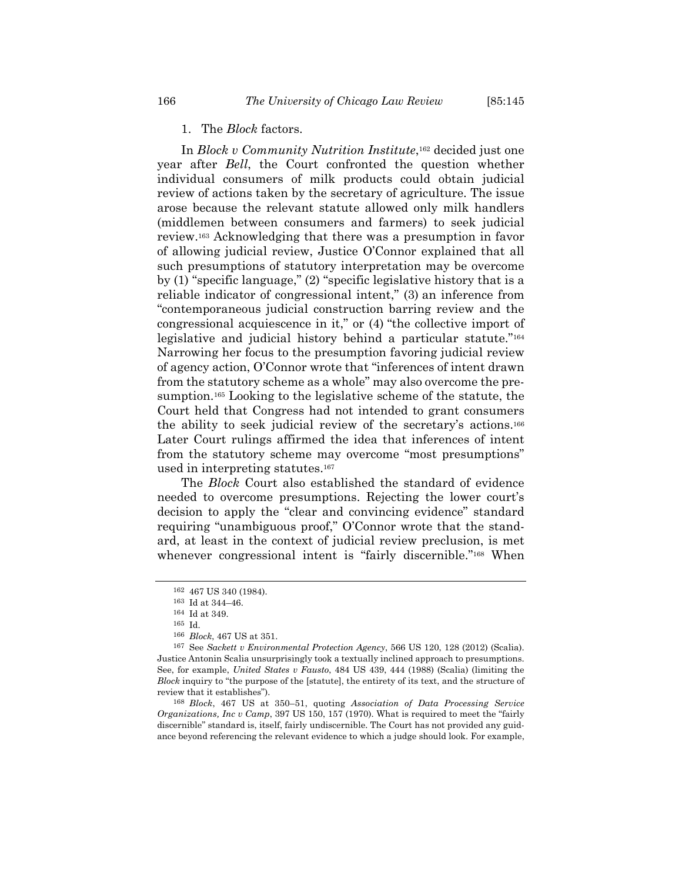1. The *Block* factors.

In *Block v Community Nutrition Institute*,[162] decided just one year after *Bell*, the Court confronted the question whether individual consumers of milk products could obtain judicial review of actions taken by the secretary of agriculture. The issue arose because the relevant statute allowed only milk handlers (middlemen between consumers and farmers) to seek judicial review.[163] Acknowledging that there was a presumption in favor of allowing judicial review, Justice O'Connor explained that all such presumptions of statutory interpretation may be overcome by (1) "specific language," (2) "specific legislative history that is a reliable indicator of congressional intent," (3) an inference from "contemporaneous judicial construction barring review and the congressional acquiescence in it," or (4) "the collective import of legislative and judicial history behind a particular statute."[164] Narrowing her focus to the presumption favoring judicial review of agency action, O'Connor wrote that "inferences of intent drawn from the statutory scheme as a whole" may also overcome the presumption.[165] Looking to the legislative scheme of the statute, the Court held that Congress had not intended to grant consumers the ability to seek judicial review of the secretary's actions.[166] Later Court rulings affirmed the idea that inferences of intent from the statutory scheme may overcome "most presumptions" used in interpreting statutes.[167]

The *Block* Court also established the standard of evidence needed to overcome presumptions. Rejecting the lower court's decision to apply the "clear and convincing evidence" standard requiring "unambiguous proof," O'Connor wrote that the standard, at least in the context of judicial review preclusion, is met whenever congressional intent is "fairly discernible."[168] When

---

[162] 467 US 340 (1984).

[163] Id at 344–46.

[164] Id at 349.

[165] Id.

[166] *Block*, 467 US at 351.

[167] See *Sackett v Environmental Protection Agency*, 566 US 120, 128 (2012) (Scalia). Justice Antonin Scalia unsurprisingly took a textually inclined approach to presumptions. See, for example, *United States v Fausto*, 484 US 439, 444 (1988) (Scalia) (limiting the *Block* inquiry to "the purpose of the [statute], the entirety of its text, and the structure of review that it establishes").

[168] *Block*, 467 US at 350–51, quoting *Association of Data Processing Service Organizations, Inc v Camp*, 397 US 150, 157 (1970). What is required to meet the "fairly discernible" standard is, itself, fairly undiscernible. The Court has not provided any guidance beyond referencing the relevant evidence to which a judge should look. For example,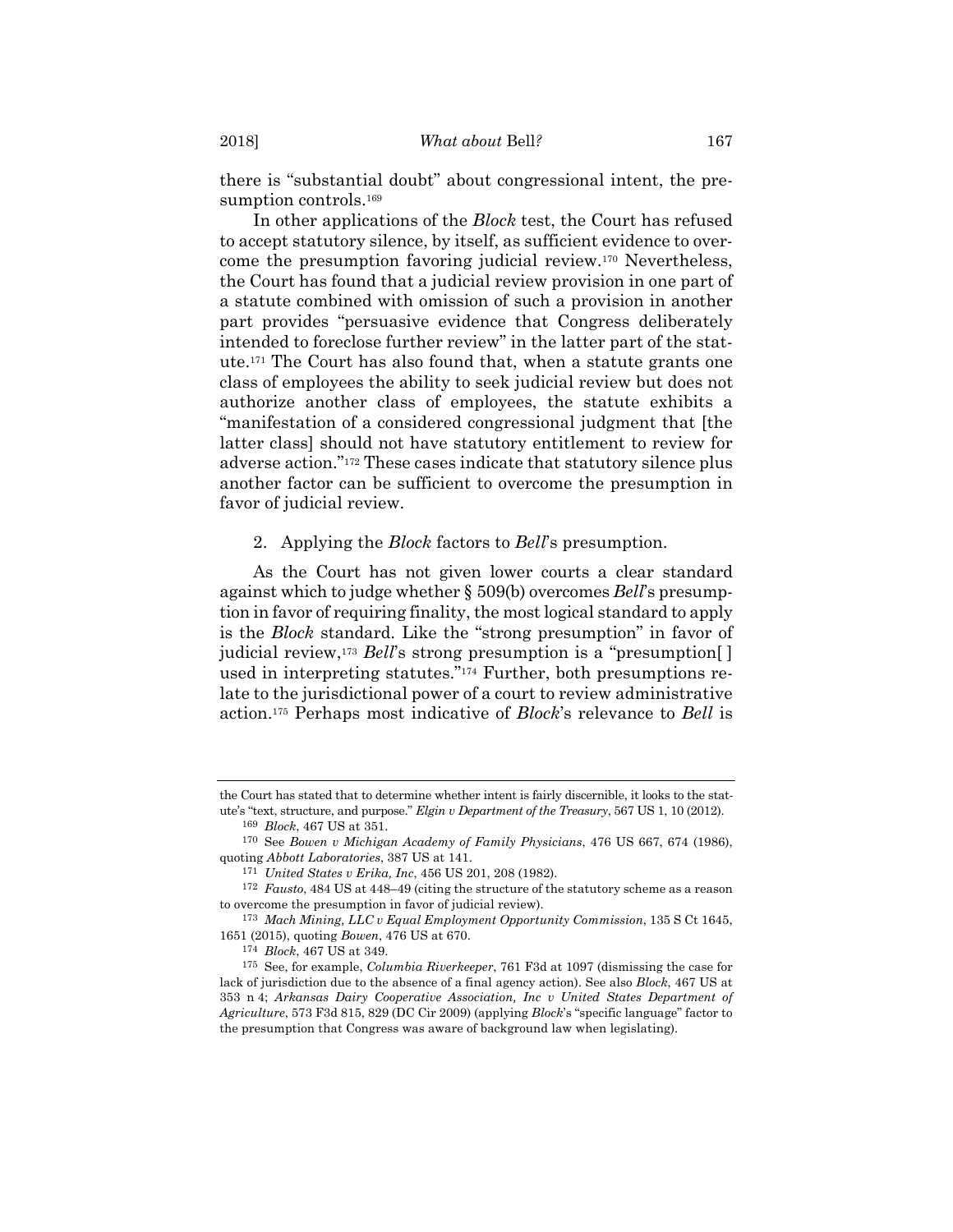there is "substantial doubt" about congressional intent, the presumption controls.[169]

In other applications of the *Block* test, the Court has refused to accept statutory silence, by itself, as sufficient evidence to overcome the presumption favoring judicial review.[170] Nevertheless, the Court has found that a judicial review provision in one part of a statute combined with omission of such a provision in another part provides "persuasive evidence that Congress deliberately intended to foreclose further review" in the latter part of the statute.[171] The Court has also found that, when a statute grants one class of employees the ability to seek judicial review but does not authorize another class of employees, the statute exhibits a "manifestation of a considered congressional judgment that [the latter class] should not have statutory entitlement to review for adverse action."[172] These cases indicate that statutory silence plus another factor can be sufficient to overcome the presumption in favor of judicial review.

2. Applying the *Block* factors to *Bell*'s presumption.

As the Court has not given lower courts a clear standard against which to judge whether § 509(b) overcomes *Bell*'s presumption in favor of requiring finality, the most logical standard to apply is the *Block* standard. Like the "strong presumption" in favor of judicial review,[173] *Bell*'s strong presumption is a "presumption[ ] used in interpreting statutes."[174] Further, both presumptions relate to the jurisdictional power of a court to review administrative action.[175] Perhaps most indicative of *Block*'s relevance to *Bell* is

---

the Court has stated that to determine whether intent is fairly discernible, it looks to the statute's "text, structure, and purpose." *Elgin v Department of the Treasury*, 567 US 1, 10 (2012).

[169] *Block*, 467 US at 351.

[170] See *Bowen v Michigan Academy of Family Physicians*, 476 US 667, 674 (1986), quoting *Abbott Laboratories*, 387 US at 141.

[171] *United States v Erika, Inc*, 456 US 201, 208 (1982).

[172] *Fausto*, 484 US at 448–49 (citing the structure of the statutory scheme as a reason to overcome the presumption in favor of judicial review).

[173] *Mach Mining, LLC v Equal Employment Opportunity Commission*, 135 S Ct 1645, 1651 (2015), quoting *Bowen*, 476 US at 670.

[174] *Block*, 467 US at 349.

[175] See, for example, *Columbia Riverkeeper*, 761 F3d at 1097 (dismissing the case for lack of jurisdiction due to the absence of a final agency action). See also *Block*, 467 US at 353 n 4; *Arkansas Dairy Cooperative Association, Inc v United States Department of Agriculture*, 573 F3d 815, 829 (DC Cir 2009) (applying *Block*'s "specific language" factor to the presumption that Congress was aware of background law when legislating).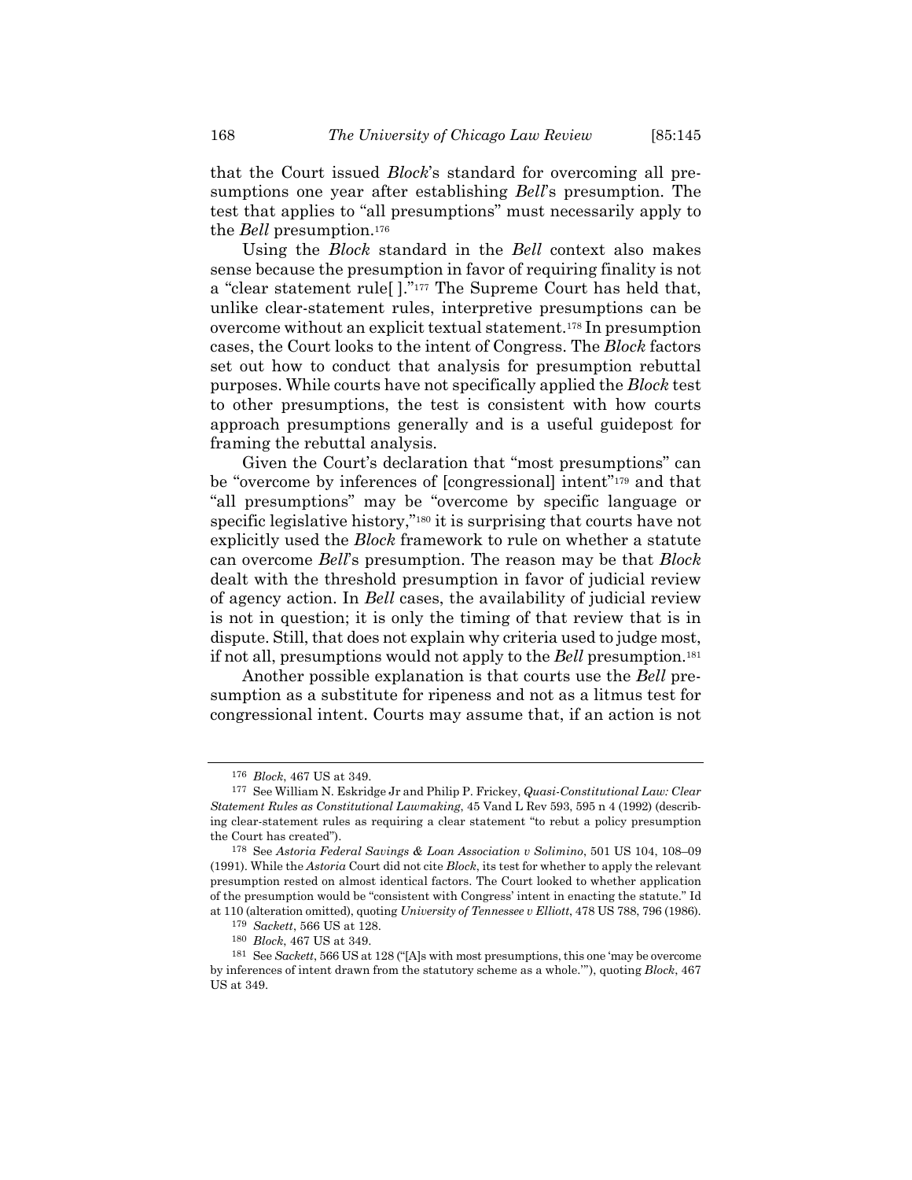that the Court issued *Block*'s standard for overcoming all presumptions one year after establishing *Bell*'s presumption. The test that applies to "all presumptions" must necessarily apply to the *Bell* presumption.[176]

Using the *Block* standard in the *Bell* context also makes sense because the presumption in favor of requiring finality is not a "clear statement rule[ ]."[177] The Supreme Court has held that, unlike clear-statement rules, interpretive presumptions can be overcome without an explicit textual statement.[178] In presumption cases, the Court looks to the intent of Congress. The *Block* factors set out how to conduct that analysis for presumption rebuttal purposes. While courts have not specifically applied the *Block* test to other presumptions, the test is consistent with how courts approach presumptions generally and is a useful guidepost for framing the rebuttal analysis.

Given the Court's declaration that "most presumptions" can be "overcome by inferences of [congressional] intent"[179] and that "all presumptions" may be "overcome by specific language or specific legislative history,"[180] it is surprising that courts have not explicitly used the *Block* framework to rule on whether a statute can overcome *Bell*'s presumption. The reason may be that *Block* dealt with the threshold presumption in favor of judicial review of agency action. In *Bell* cases, the availability of judicial review is not in question; it is only the timing of that review that is in dispute. Still, that does not explain why criteria used to judge most, if not all, presumptions would not apply to the *Bell* presumption.[181]

Another possible explanation is that courts use the *Bell* presumption as a substitute for ripeness and not as a litmus test for congressional intent. Courts may assume that, if an action is not

---

[176] *Block*, 467 US at 349.

[177] See William N. Eskridge Jr and Philip P. Frickey, *Quasi-Constitutional Law: Clear Statement Rules as Constitutional Lawmaking*, 45 Vand L Rev 593, 595 n 4 (1992) (describing clear-statement rules as requiring a clear statement "to rebut a policy presumption the Court has created").

[178] See *Astoria Federal Savings & Loan Association v Solimino*, 501 US 104, 108–09 (1991). While the *Astoria* Court did not cite *Block*, its test for whether to apply the relevant presumption rested on almost identical factors. The Court looked to whether application of the presumption would be "consistent with Congress' intent in enacting the statute." Id at 110 (alteration omitted), quoting *University of Tennessee v Elliott*, 478 US 788, 796 (1986).

[179] *Sackett*, 566 US at 128.

[180] *Block*, 467 US at 349.

[181] See *Sackett*, 566 US at 128 ("[A]s with most presumptions, this one 'may be overcome by inferences of intent drawn from the statutory scheme as a whole.'"), quoting *Block*, 467 US at 349.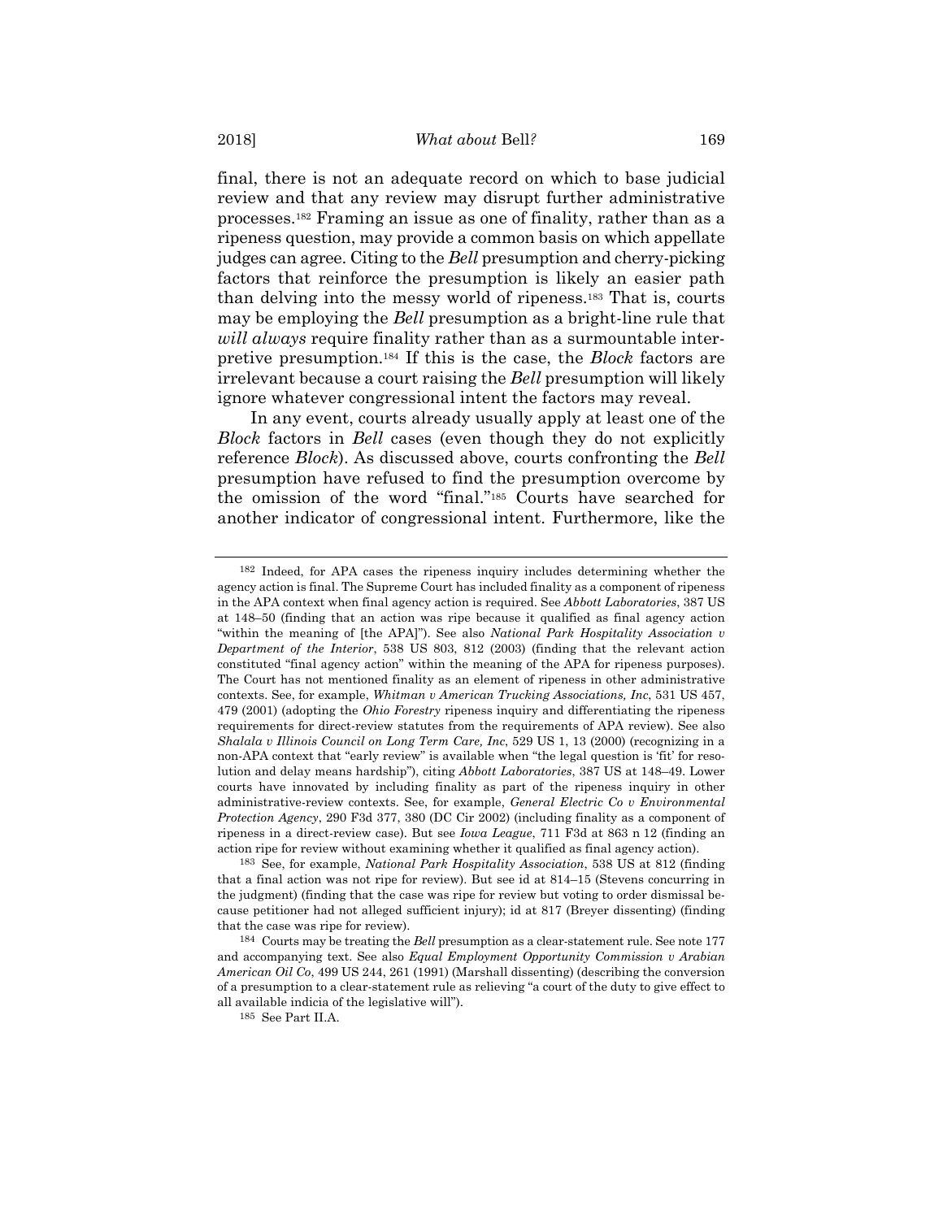final, there is not an adequate record on which to base judicial review and that any review may disrupt further administrative processes.[182] Framing an issue as one of finality, rather than as a ripeness question, may provide a common basis on which appellate judges can agree. Citing to the *Bell* presumption and cherry-picking factors that reinforce the presumption is likely an easier path than delving into the messy world of ripeness.[183] That is, courts may be employing the *Bell* presumption as a bright-line rule that *will always* require finality rather than as a surmountable interpretive presumption.[184] If this is the case, the *Block* factors are irrelevant because a court raising the *Bell* presumption will likely ignore whatever congressional intent the factors may reveal.

In any event, courts already usually apply at least one of the *Block* factors in *Bell* cases (even though they do not explicitly reference *Block*). As discussed above, courts confronting the *Bell* presumption have refused to find the presumption overcome by the omission of the word "final."[185] Courts have searched for another indicator of congressional intent. Furthermore, like the

---

[182] Indeed, for APA cases the ripeness inquiry includes determining whether the agency action is final. The Supreme Court has included finality as a component of ripeness in the APA context when final agency action is required. See *Abbott Laboratories*, 387 US at 148–50 (finding that an action was ripe because it qualified as final agency action "within the meaning of [the APA]"). See also *National Park Hospitality Association v Department of the Interior*, 538 US 803, 812 (2003) (finding that the relevant action constituted "final agency action" within the meaning of the APA for ripeness purposes). The Court has not mentioned finality as an element of ripeness in other administrative contexts. See, for example, *Whitman v American Trucking Associations, Inc*, 531 US 457, 479 (2001) (adopting the *Ohio Forestry* ripeness inquiry and differentiating the ripeness requirements for direct-review statutes from the requirements of APA review). See also *Shalala v Illinois Council on Long Term Care, Inc*, 529 US 1, 13 (2000) (recognizing in a non-APA context that "early review" is available when "the legal question is 'fit' for resolution and delay means hardship"), citing *Abbott Laboratories*, 387 US at 148–49. Lower courts have innovated by including finality as part of the ripeness inquiry in other administrative-review contexts. See, for example, *General Electric Co v Environmental Protection Agency*, 290 F3d 377, 380 (DC Cir 2002) (including finality as a component of ripeness in a direct-review case). But see *Iowa League*, 711 F3d at 863 n 12 (finding an action ripe for review without examining whether it qualified as final agency action).

[183] See, for example, *National Park Hospitality Association*, 538 US at 812 (finding that a final action was not ripe for review). But see id at 814–15 (Stevens concurring in the judgment) (finding that the case was ripe for review but voting to order dismissal because petitioner had not alleged sufficient injury); id at 817 (Breyer dissenting) (finding that the case was ripe for review).

[184] Courts may be treating the *Bell* presumption as a clear-statement rule. See note 177 and accompanying text. See also *Equal Employment Opportunity Commission v Arabian American Oil Co*, 499 US 244, 261 (1991) (Marshall dissenting) (describing the conversion of a presumption to a clear-statement rule as relieving "a court of the duty to give effect to all available indicia of the legislative will").

[185] See Part II.A.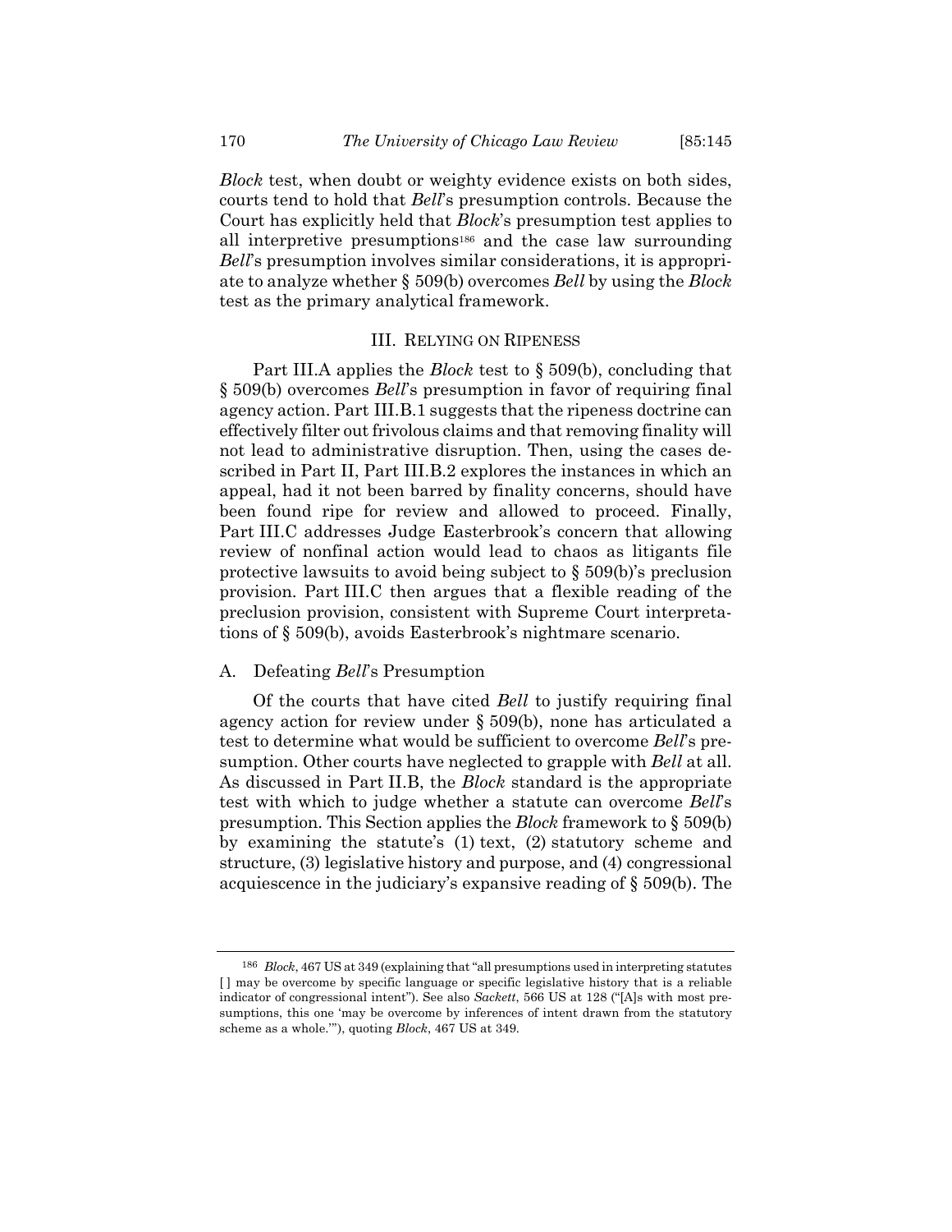*Block* test, when doubt or weighty evidence exists on both sides, courts tend to hold that *Bell*'s presumption controls. Because the Court has explicitly held that *Block*'s presumption test applies to all interpretive presumptions[186] and the case law surrounding *Bell*'s presumption involves similar considerations, it is appropriate to analyze whether § 509(b) overcomes *Bell* by using the *Block* test as the primary analytical framework.

## III. Relying on Ripeness

Part III.A applies the *Block* test to § 509(b), concluding that § 509(b) overcomes *Bell*'s presumption in favor of requiring final agency action. Part III.B.1 suggests that the ripeness doctrine can effectively filter out frivolous claims and that removing finality will not lead to administrative disruption. Then, using the cases described in Part II, Part III.B.2 explores the instances in which an appeal, had it not been barred by finality concerns, should have been found ripe for review and allowed to proceed. Finally, Part III.C addresses Judge Easterbrook's concern that allowing review of nonfinal action would lead to chaos as litigants file protective lawsuits to avoid being subject to § 509(b)'s preclusion provision. Part III.C then argues that a flexible reading of the preclusion provision, consistent with Supreme Court interpretations of § 509(b), avoids Easterbrook's nightmare scenario.

### A. Defeating *Bell*'s Presumption

Of the courts that have cited *Bell* to justify requiring final agency action for review under § 509(b), none has articulated a test to determine what would be sufficient to overcome *Bell*'s presumption. Other courts have neglected to grapple with *Bell* at all. As discussed in Part II.B, the *Block* standard is the appropriate test with which to judge whether a statute can overcome *Bell*'s presumption. This Section applies the *Block* framework to § 509(b) by examining the statute's (1) text, (2) statutory scheme and structure, (3) legislative history and purpose, and (4) congressional acquiescence in the judiciary's expansive reading of § 509(b). The

---

[186] *Block*, 467 US at 349 (explaining that "all presumptions used in interpreting statutes [ ] may be overcome by specific language or specific legislative history that is a reliable indicator of congressional intent"). See also *Sackett*, 566 US at 128 ("[A]s with most presumptions, this one 'may be overcome by inferences of intent drawn from the statutory scheme as a whole.'"), quoting *Block*, 467 US at 349.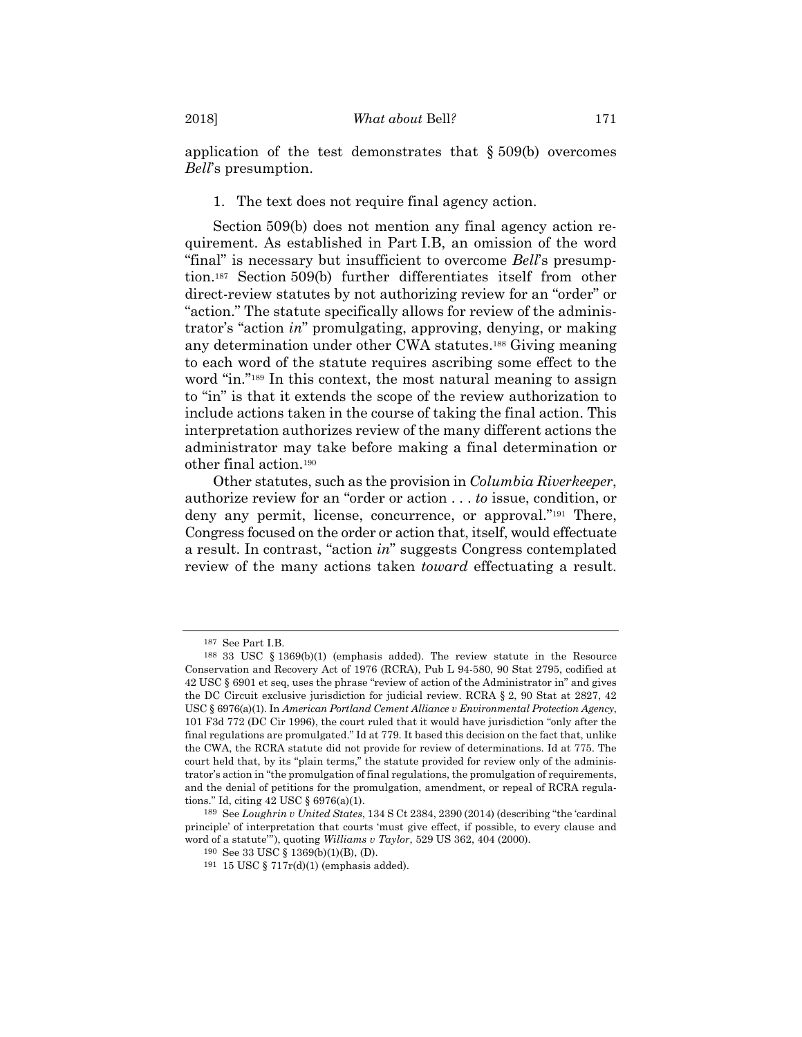application of the test demonstrates that § 509(b) overcomes *Bell*'s presumption.

1. The text does not require final agency action.

Section 509(b) does not mention any final agency action requirement. As established in Part I.B, an omission of the word "final" is necessary but insufficient to overcome *Bell*'s presumption.[187] Section 509(b) further differentiates itself from other direct-review statutes by not authorizing review for an "order" or "action." The statute specifically allows for review of the administrator's "action *in*" promulgating, approving, denying, or making any determination under other CWA statutes.[188] Giving meaning to each word of the statute requires ascribing some effect to the word "in."[189] In this context, the most natural meaning to assign to "in" is that it extends the scope of the review authorization to include actions taken in the course of taking the final action. This interpretation authorizes review of the many different actions the administrator may take before making a final determination or other final action.[190]

Other statutes, such as the provision in *Columbia Riverkeeper*, authorize review for an "order or action . . . *to* issue, condition, or deny any permit, license, concurrence, or approval."[191] There, Congress focused on the order or action that, itself, would effectuate a result. In contrast, "action *in*" suggests Congress contemplated review of the many actions taken *toward* effectuating a result.

---

[187] See Part I.B.

[188] 33 USC § 1369(b)(1) (emphasis added). The review statute in the Resource Conservation and Recovery Act of 1976 (RCRA), Pub L 94-580, 90 Stat 2795, codified at 42 USC § 6901 et seq, uses the phrase "review of action of the Administrator in" and gives the DC Circuit exclusive jurisdiction for judicial review. RCRA § 2, 90 Stat at 2827, 42 USC § 6976(a)(1). In *American Portland Cement Alliance v Environmental Protection Agency*, 101 F3d 772 (DC Cir 1996), the court ruled that it would have jurisdiction "only after the final regulations are promulgated." Id at 779. It based this decision on the fact that, unlike the CWA, the RCRA statute did not provide for review of determinations. Id at 775. The court held that, by its "plain terms," the statute provided for review only of the administrator's action in "the promulgation of final regulations, the promulgation of requirements, and the denial of petitions for the promulgation, amendment, or repeal of RCRA regulations." Id, citing 42 USC § 6976(a)(1).

[189] See *Loughrin v United States*, 134 S Ct 2384, 2390 (2014) (describing "the 'cardinal principle' of interpretation that courts 'must give effect, if possible, to every clause and word of a statute'"), quoting *Williams v Taylor*, 529 US 362, 404 (2000).

[190] See 33 USC § 1369(b)(1)(B), (D).

[191] 15 USC § 717r(d)(1) (emphasis added).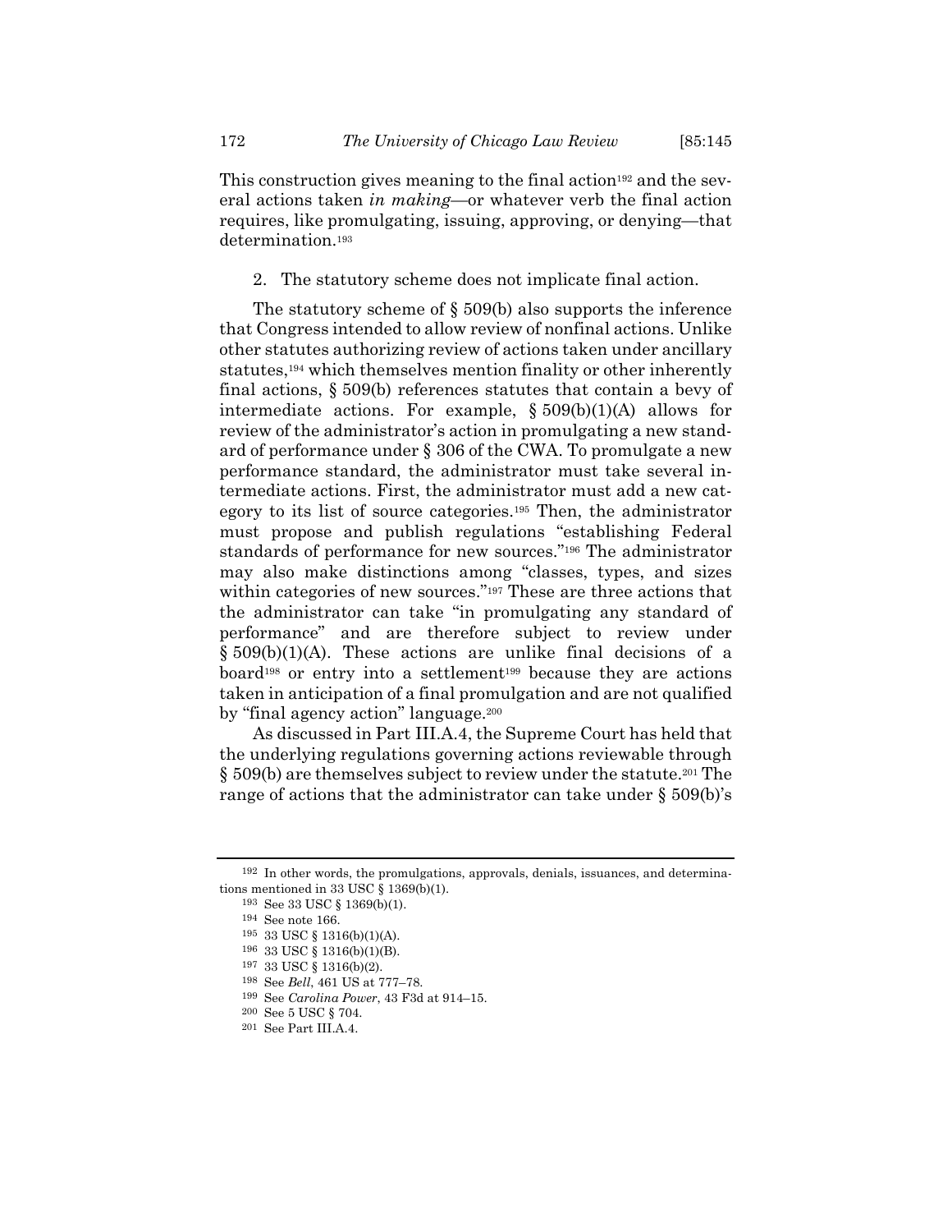This construction gives meaning to the final action[192] and the several actions taken *in making*—or whatever verb the final action requires, like promulgating, issuing, approving, or denying—that determination.[193]

2. The statutory scheme does not implicate final action.

The statutory scheme of § 509(b) also supports the inference that Congress intended to allow review of nonfinal actions. Unlike other statutes authorizing review of actions taken under ancillary statutes,[194] which themselves mention finality or other inherently final actions, § 509(b) references statutes that contain a bevy of intermediate actions. For example, § 509(b)(1)(A) allows for review of the administrator's action in promulgating a new standard of performance under § 306 of the CWA. To promulgate a new performance standard, the administrator must take several intermediate actions. First, the administrator must add a new category to its list of source categories.[195] Then, the administrator must propose and publish regulations "establishing Federal standards of performance for new sources."[196] The administrator may also make distinctions among "classes, types, and sizes within categories of new sources."[197] These are three actions that the administrator can take "in promulgating any standard of performance" and are therefore subject to review under § 509(b)(1)(A). These actions are unlike final decisions of a board[198] or entry into a settlement[199] because they are actions taken in anticipation of a final promulgation and are not qualified by "final agency action" language.[200]

As discussed in Part III.A.4, the Supreme Court has held that the underlying regulations governing actions reviewable through § 509(b) are themselves subject to review under the statute.[201] The range of actions that the administrator can take under § 509(b)'s

---

[192] In other words, the promulgations, approvals, denials, issuances, and determinations mentioned in 33 USC § 1369(b)(1).

[193] See 33 USC § 1369(b)(1).

[194] See note 166.

[195] 33 USC § 1316(b)(1)(A).

[196] 33 USC § 1316(b)(1)(B).

[197] 33 USC § 1316(b)(2).

[198] See *Bell*, 461 US at 777–78.

[199] See *Carolina Power*, 43 F3d at 914–15.

[200] See 5 USC § 704.

[201] See Part III.A.4.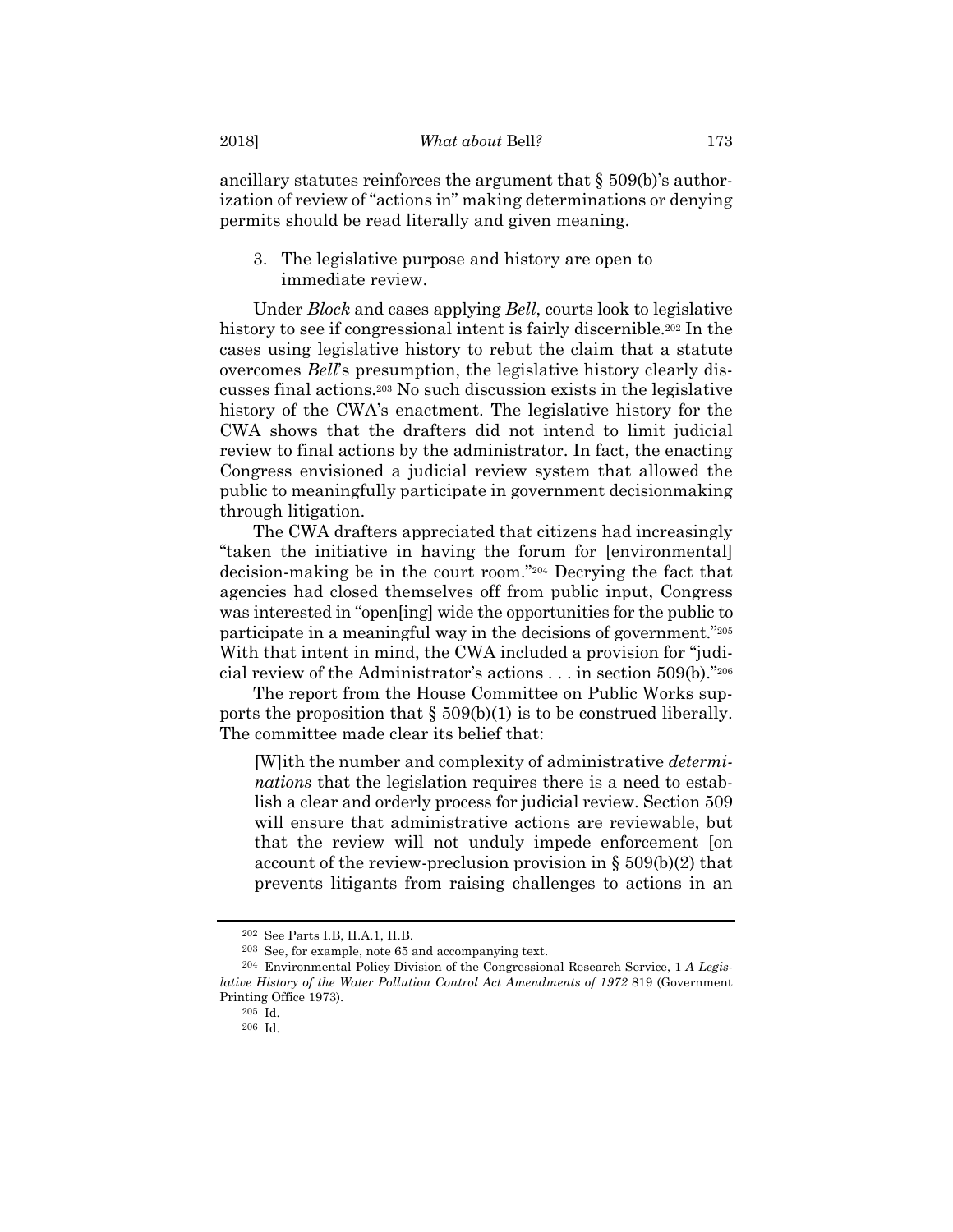ancillary statutes reinforces the argument that § 509(b)'s authorization of review of "actions in" making determinations or denying permits should be read literally and given meaning.

3. The legislative purpose and history are open to immediate review.

Under *Block* and cases applying *Bell*, courts look to legislative history to see if congressional intent is fairly discernible.[202] In the cases using legislative history to rebut the claim that a statute overcomes *Bell*'s presumption, the legislative history clearly discusses final actions.[203] No such discussion exists in the legislative history of the CWA's enactment. The legislative history for the CWA shows that the drafters did not intend to limit judicial review to final actions by the administrator. In fact, the enacting Congress envisioned a judicial review system that allowed the public to meaningfully participate in government decisionmaking through litigation.

The CWA drafters appreciated that citizens had increasingly "taken the initiative in having the forum for [environmental] decision-making be in the court room."[204] Decrying the fact that agencies had closed themselves off from public input, Congress was interested in "open[ing] wide the opportunities for the public to participate in a meaningful way in the decisions of government."[205] With that intent in mind, the CWA included a provision for "judicial review of the Administrator's actions . . . in section 509(b)."[206]

The report from the House Committee on Public Works supports the proposition that § 509(b)(1) is to be construed liberally. The committee made clear its belief that:

> [W]ith the number and complexity of administrative *determinations* that the legislation requires there is a need to establish a clear and orderly process for judicial review. Section 509 will ensure that administrative actions are reviewable, but that the review will not unduly impede enforcement [on account of the review-preclusion provision in § 509(b)(2) that prevents litigants from raising challenges to actions in an

---

[202] See Parts I.B, II.A.1, II.B.

[203] See, for example, note 65 and accompanying text.

[204] Environmental Policy Division of the Congressional Research Service, 1 *A Legislative History of the Water Pollution Control Act Amendments of 1972* 819 (Government Printing Office 1973).

[205] Id.

[206] Id.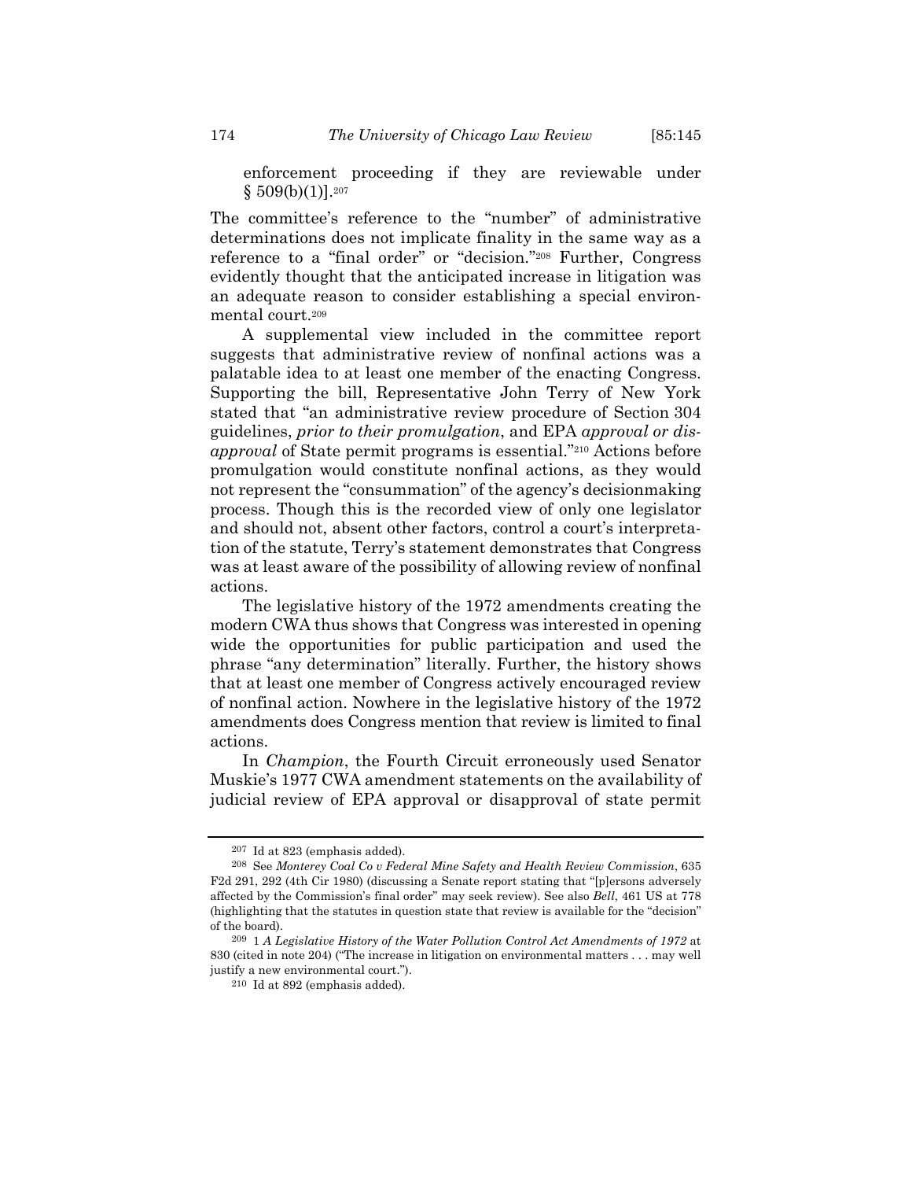enforcement proceeding if they are reviewable under § 509(b)(1)].[207]

The committee's reference to the "number" of administrative determinations does not implicate finality in the same way as a reference to a "final order" or "decision."[208] Further, Congress evidently thought that the anticipated increase in litigation was an adequate reason to consider establishing a special environmental court.[209]

A supplemental view included in the committee report suggests that administrative review of nonfinal actions was a palatable idea to at least one member of the enacting Congress. Supporting the bill, Representative John Terry of New York stated that "an administrative review procedure of Section 304 guidelines, *prior to their promulgation*, and EPA *approval or disapproval* of State permit programs is essential."[210] Actions before promulgation would constitute nonfinal actions, as they would not represent the "consummation" of the agency's decisionmaking process. Though this is the recorded view of only one legislator and should not, absent other factors, control a court's interpretation of the statute, Terry's statement demonstrates that Congress was at least aware of the possibility of allowing review of nonfinal actions.

The legislative history of the 1972 amendments creating the modern CWA thus shows that Congress was interested in opening wide the opportunities for public participation and used the phrase "any determination" literally. Further, the history shows that at least one member of Congress actively encouraged review of nonfinal action. Nowhere in the legislative history of the 1972 amendments does Congress mention that review is limited to final actions.

In *Champion*, the Fourth Circuit erroneously used Senator Muskie's 1977 CWA amendment statements on the availability of judicial review of EPA approval or disapproval of state permit

---

[207] Id at 823 (emphasis added).

[208] See *Monterey Coal Co v Federal Mine Safety and Health Review Commission*, 635 F2d 291, 292 (4th Cir 1980) (discussing a Senate report stating that "[p]ersons adversely affected by the Commission's final order" may seek review). See also *Bell*, 461 US at 778 (highlighting that the statutes in question state that review is available for the "decision" of the board).

[209] 1 *A Legislative History of the Water Pollution Control Act Amendments of 1972* at 830 (cited in note 204) ("The increase in litigation on environmental matters . . . may well justify a new environmental court.").

[210] Id at 892 (emphasis added).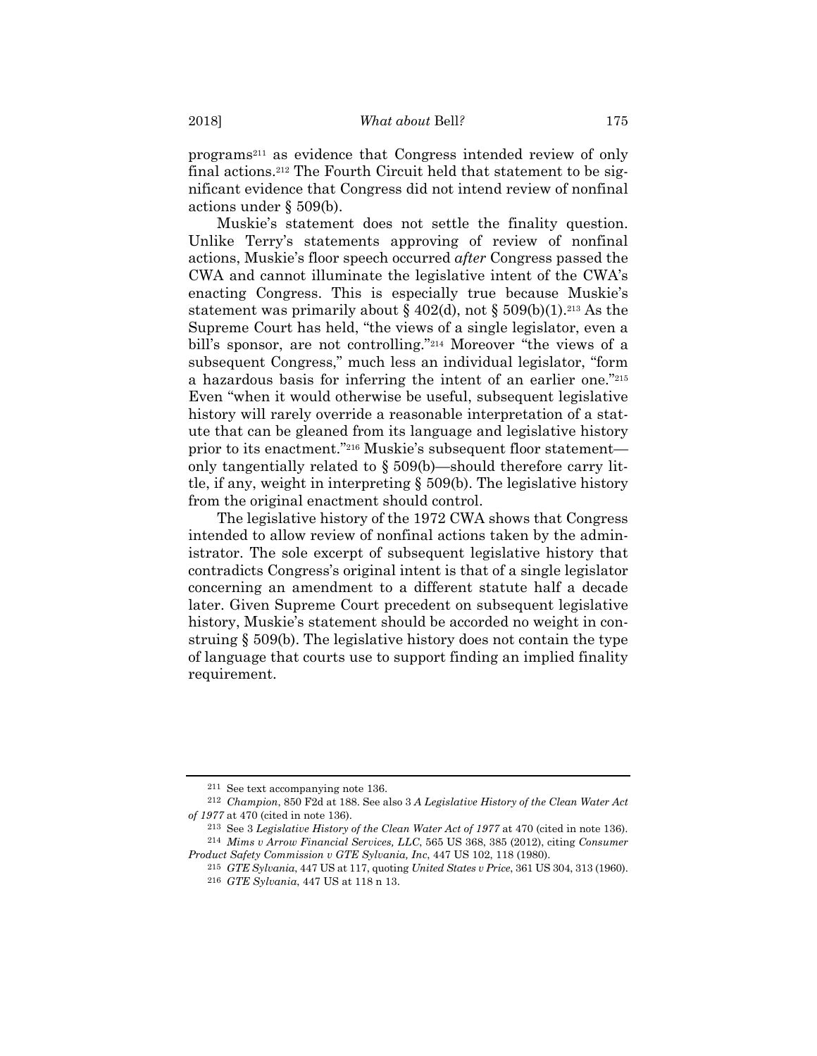programs[211] as evidence that Congress intended review of only final actions.[212] The Fourth Circuit held that statement to be significant evidence that Congress did not intend review of nonfinal actions under § 509(b).

Muskie's statement does not settle the finality question. Unlike Terry's statements approving of review of nonfinal actions, Muskie's floor speech occurred *after* Congress passed the CWA and cannot illuminate the legislative intent of the CWA's enacting Congress. This is especially true because Muskie's statement was primarily about § 402(d), not § 509(b)(1).[213] As the Supreme Court has held, "the views of a single legislator, even a bill's sponsor, are not controlling."[214] Moreover "the views of a subsequent Congress," much less an individual legislator, "form a hazardous basis for inferring the intent of an earlier one."[215] Even "when it would otherwise be useful, subsequent legislative history will rarely override a reasonable interpretation of a statute that can be gleaned from its language and legislative history prior to its enactment."[216] Muskie's subsequent floor statement—only tangentially related to § 509(b)—should therefore carry little, if any, weight in interpreting § 509(b). The legislative history from the original enactment should control.

The legislative history of the 1972 CWA shows that Congress intended to allow review of nonfinal actions taken by the administrator. The sole excerpt of subsequent legislative history that contradicts Congress's original intent is that of a single legislator concerning an amendment to a different statute half a decade later. Given Supreme Court precedent on subsequent legislative history, Muskie's statement should be accorded no weight in construing § 509(b). The legislative history does not contain the type of language that courts use to support finding an implied finality requirement.

---

[211] See text accompanying note 136.

[212] *Champion*, 850 F2d at 188. See also 3 *A Legislative History of the Clean Water Act of 1977* at 470 (cited in note 136).

[213] See 3 *Legislative History of the Clean Water Act of 1977* at 470 (cited in note 136).

[214] *Mims v Arrow Financial Services, LLC*, 565 US 368, 385 (2012), citing *Consumer Product Safety Commission v GTE Sylvania, Inc*, 447 US 102, 118 (1980).

[215] *GTE Sylvania*, 447 US at 117, quoting *United States v Price*, 361 US 304, 313 (1960).

[216] *GTE Sylvania*, 447 US at 118 n 13.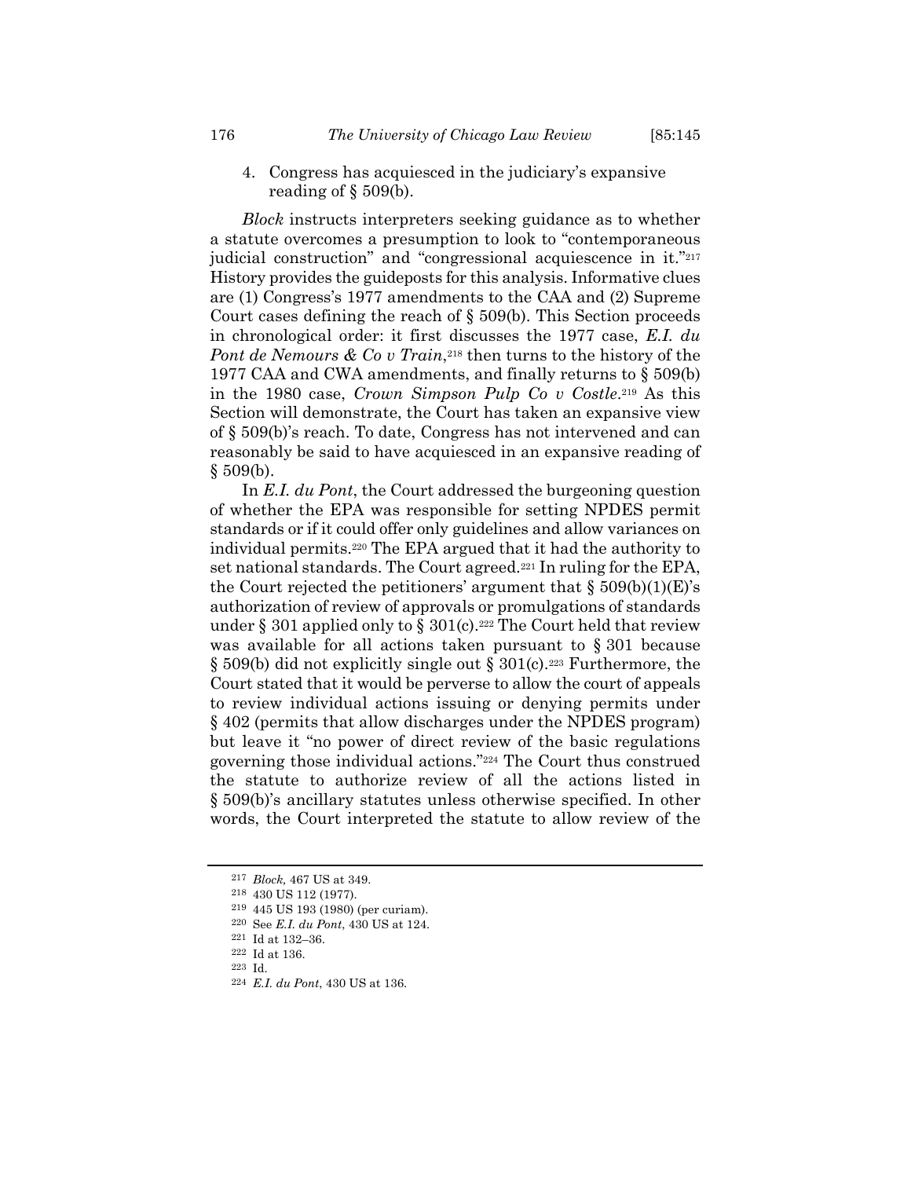4. Congress has acquiesced in the judiciary's expansive reading of § 509(b).

*Block* instructs interpreters seeking guidance as to whether a statute overcomes a presumption to look to "contemporaneous judicial construction" and "congressional acquiescence in it."[217] History provides the guideposts for this analysis. Informative clues are (1) Congress's 1977 amendments to the CAA and (2) Supreme Court cases defining the reach of § 509(b). This Section proceeds in chronological order: it first discusses the 1977 case, *E.I. du Pont de Nemours & Co v Train*,[218] then turns to the history of the 1977 CAA and CWA amendments, and finally returns to § 509(b) in the 1980 case, *Crown Simpson Pulp Co v Costle*.[219] As this Section will demonstrate, the Court has taken an expansive view of § 509(b)'s reach. To date, Congress has not intervened and can reasonably be said to have acquiesced in an expansive reading of § 509(b).

In *E.I. du Pont*, the Court addressed the burgeoning question of whether the EPA was responsible for setting NPDES permit standards or if it could offer only guidelines and allow variances on individual permits.[220] The EPA argued that it had the authority to set national standards. The Court agreed.[221] In ruling for the EPA, the Court rejected the petitioners' argument that § 509(b)(1)(E)'s authorization of review of approvals or promulgations of standards under § 301 applied only to § 301(c).[222] The Court held that review was available for all actions taken pursuant to § 301 because § 509(b) did not explicitly single out § 301(c).[223] Furthermore, the Court stated that it would be perverse to allow the court of appeals to review individual actions issuing or denying permits under § 402 (permits that allow discharges under the NPDES program) but leave it "no power of direct review of the basic regulations governing those individual actions."[224] The Court thus construed the statute to authorize review of all the actions listed in § 509(b)'s ancillary statutes unless otherwise specified. In other words, the Court interpreted the statute to allow review of the

---

[217] *Block,* 467 US at 349.

[218] 430 US 112 (1977).

[219] 445 US 193 (1980) (per curiam).

[220] See *E.I. du Pont*, 430 US at 124.

[221] Id at 132–36.

[222] Id at 136.

[223] Id.

[224] *E.I. du Pont*, 430 US at 136.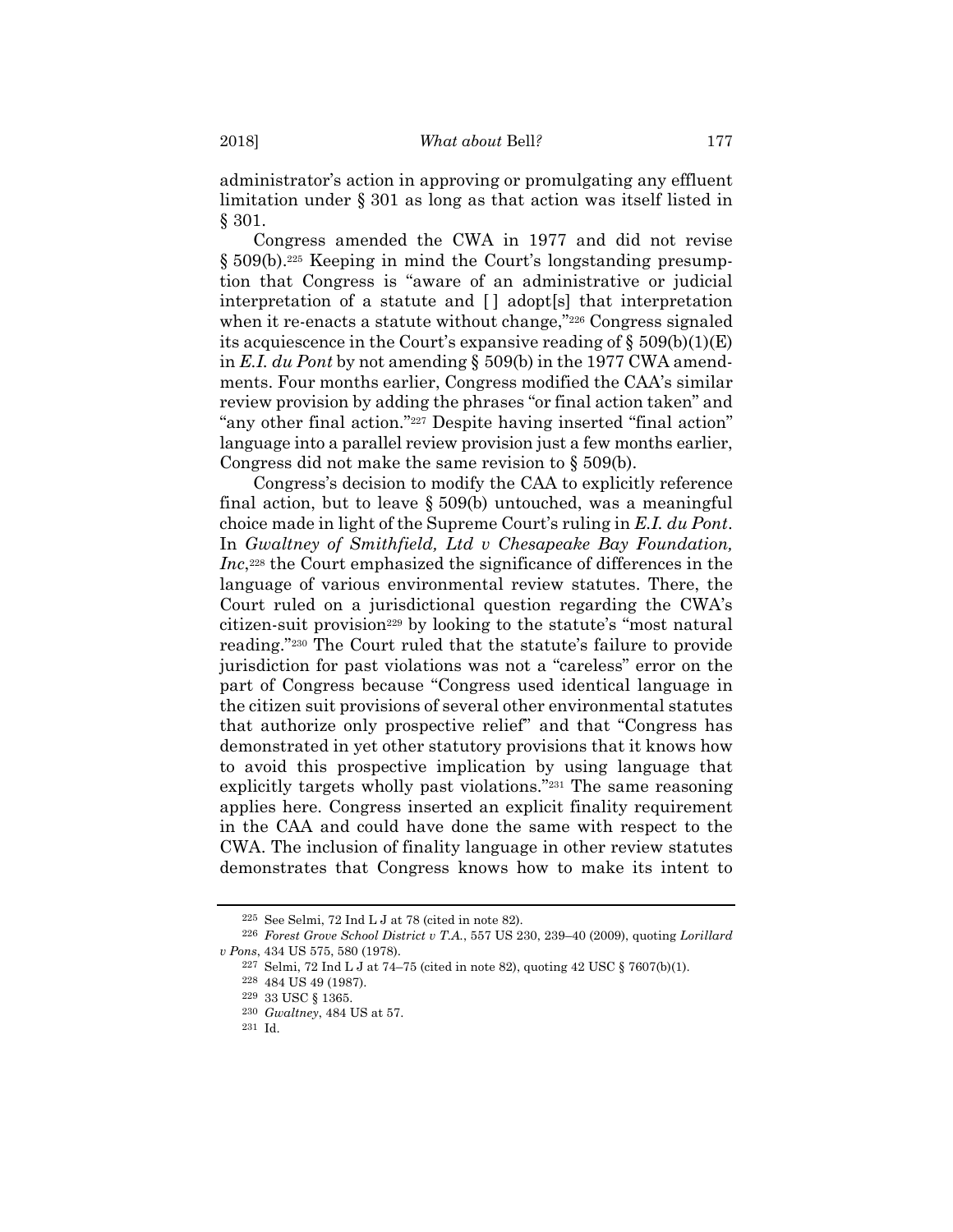administrator's action in approving or promulgating any effluent limitation under § 301 as long as that action was itself listed in § 301.

Congress amended the CWA in 1977 and did not revise § 509(b).[225] Keeping in mind the Court's longstanding presumption that Congress is "aware of an administrative or judicial interpretation of a statute and [ ] adopt[s] that interpretation when it re-enacts a statute without change,"[226] Congress signaled its acquiescence in the Court's expansive reading of § 509(b)(1)(E) in *E.I. du Pont* by not amending § 509(b) in the 1977 CWA amendments. Four months earlier, Congress modified the CAA's similar review provision by adding the phrases "or final action taken" and "any other final action."[227] Despite having inserted "final action" language into a parallel review provision just a few months earlier, Congress did not make the same revision to § 509(b).

Congress's decision to modify the CAA to explicitly reference final action, but to leave § 509(b) untouched, was a meaningful choice made in light of the Supreme Court's ruling in *E.I. du Pont*. In *Gwaltney of Smithfield, Ltd v Chesapeake Bay Foundation, Inc*,[228] the Court emphasized the significance of differences in the language of various environmental review statutes. There, the Court ruled on a jurisdictional question regarding the CWA's citizen-suit provision[229] by looking to the statute's "most natural reading."[230] The Court ruled that the statute's failure to provide jurisdiction for past violations was not a "careless" error on the part of Congress because "Congress used identical language in the citizen suit provisions of several other environmental statutes that authorize only prospective relief" and that "Congress has demonstrated in yet other statutory provisions that it knows how to avoid this prospective implication by using language that explicitly targets wholly past violations."[231] The same reasoning applies here. Congress inserted an explicit finality requirement in the CAA and could have done the same with respect to the CWA. The inclusion of finality language in other review statutes demonstrates that Congress knows how to make its intent to

---

[225] See Selmi, 72 Ind L J at 78 (cited in note 82).

[226] *Forest Grove School District v T.A.*, 557 US 230, 239–40 (2009), quoting *Lorillard v Pons*, 434 US 575, 580 (1978).

[227] Selmi, 72 Ind L J at 74–75 (cited in note 82), quoting 42 USC § 7607(b)(1).

[228] 484 US 49 (1987).

[229] 33 USC § 1365.

[230] *Gwaltney*, 484 US at 57.

[231] Id.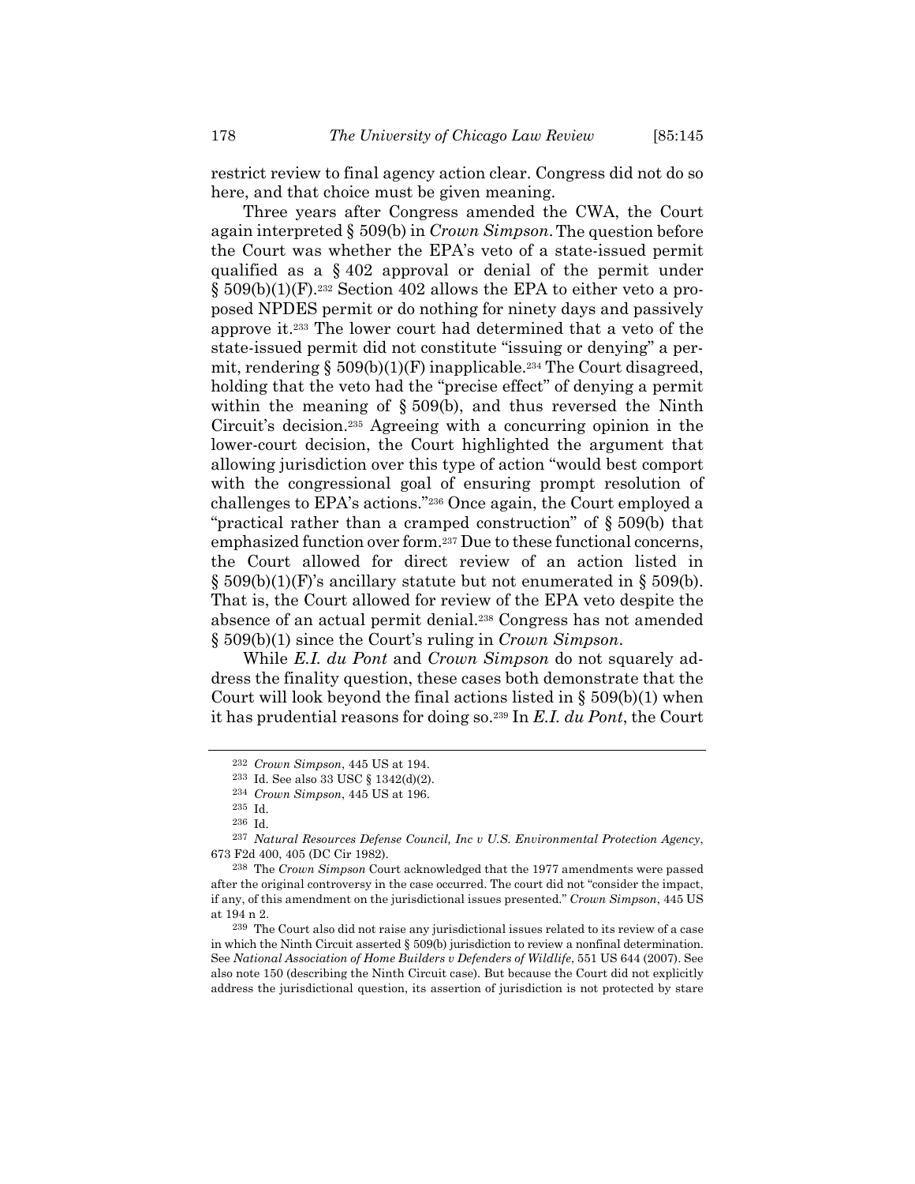restrict review to final agency action clear. Congress did not do so here, and that choice must be given meaning.

Three years after Congress amended the CWA, the Court again interpreted § 509(b) in *Crown Simpson*. The question before the Court was whether the EPA's veto of a state-issued permit qualified as a § 402 approval or denial of the permit under § 509(b)(1)(F).[232] Section 402 allows the EPA to either veto a proposed NPDES permit or do nothing for ninety days and passively approve it.[233] The lower court had determined that a veto of the state-issued permit did not constitute "issuing or denying" a permit, rendering § 509(b)(1)(F) inapplicable.[234] The Court disagreed, holding that the veto had the "precise effect" of denying a permit within the meaning of § 509(b), and thus reversed the Ninth Circuit's decision.[235] Agreeing with a concurring opinion in the lower-court decision, the Court highlighted the argument that allowing jurisdiction over this type of action "would best comport with the congressional goal of ensuring prompt resolution of challenges to EPA's actions."[236] Once again, the Court employed a "practical rather than a cramped construction" of § 509(b) that emphasized function over form.[237] Due to these functional concerns, the Court allowed for direct review of an action listed in § 509(b)(1)(F)'s ancillary statute but not enumerated in § 509(b). That is, the Court allowed for review of the EPA veto despite the absence of an actual permit denial.[238] Congress has not amended § 509(b)(1) since the Court's ruling in *Crown Simpson*.

While *E.I. du Pont* and *Crown Simpson* do not squarely address the finality question, these cases both demonstrate that the Court will look beyond the final actions listed in § 509(b)(1) when it has prudential reasons for doing so.[239] In *E.I. du Pont*, the Court

---

[232] *Crown Simpson*, 445 US at 194.

[233] Id. See also 33 USC § 1342(d)(2).

[234] *Crown Simpson*, 445 US at 196.

[235] Id.

[236] Id.

[237] *Natural Resources Defense Council, Inc v U.S. Environmental Protection Agency*, 673 F2d 400, 405 (DC Cir 1982).

[238] The *Crown Simpson* Court acknowledged that the 1977 amendments were passed after the original controversy in the case occurred. The court did not "consider the impact, if any, of this amendment on the jurisdictional issues presented." *Crown Simpson*, 445 US at 194 n 2.

[239] The Court also did not raise any jurisdictional issues related to its review of a case in which the Ninth Circuit asserted § 509(b) jurisdiction to review a nonfinal determination. See *National Association of Home Builders v Defenders of Wildlife*, 551 US 644 (2007). See also note 150 (describing the Ninth Circuit case). But because the Court did not explicitly address the jurisdictional question, its assertion of jurisdiction is not protected by stare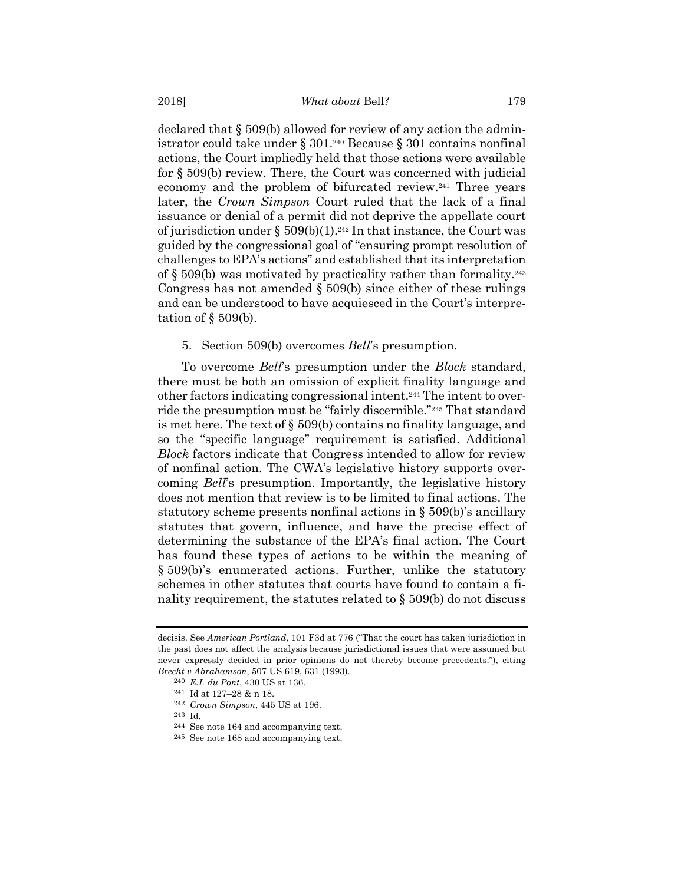declared that § 509(b) allowed for review of any action the administrator could take under § 301.[240] Because § 301 contains nonfinal actions, the Court impliedly held that those actions were available for § 509(b) review. There, the Court was concerned with judicial economy and the problem of bifurcated review.[241] Three years later, the *Crown Simpson* Court ruled that the lack of a final issuance or denial of a permit did not deprive the appellate court of jurisdiction under § 509(b)(1).[242] In that instance, the Court was guided by the congressional goal of "ensuring prompt resolution of challenges to EPA's actions" and established that its interpretation of § 509(b) was motivated by practicality rather than formality.[243] Congress has not amended § 509(b) since either of these rulings and can be understood to have acquiesced in the Court's interpretation of § 509(b).

5. Section 509(b) overcomes *Bell*'s presumption.

To overcome *Bell*'s presumption under the *Block* standard, there must be both an omission of explicit finality language and other factors indicating congressional intent.[244] The intent to override the presumption must be "fairly discernible."[245] That standard is met here. The text of § 509(b) contains no finality language, and so the "specific language" requirement is satisfied. Additional *Block* factors indicate that Congress intended to allow for review of nonfinal action. The CWA's legislative history supports overcoming *Bell*'s presumption. Importantly, the legislative history does not mention that review is to be limited to final actions. The statutory scheme presents nonfinal actions in § 509(b)'s ancillary statutes that govern, influence, and have the precise effect of determining the substance of the EPA's final action. The Court has found these types of actions to be within the meaning of § 509(b)'s enumerated actions. Further, unlike the statutory schemes in other statutes that courts have found to contain a finality requirement, the statutes related to § 509(b) do not discuss

---

decisis. See *American Portland*, 101 F3d at 776 ("That the court has taken jurisdiction in the past does not affect the analysis because jurisdictional issues that were assumed but never expressly decided in prior opinions do not thereby become precedents."), citing *Brecht v Abrahamson*, 507 US 619, 631 (1993).

[240] *E.I. du Pont*, 430 US at 136.

[241] Id at 127–28 & n 18.

[242] *Crown Simpson*, 445 US at 196.

[243] Id.

[244] See note 164 and accompanying text.

[245] See note 168 and accompanying text.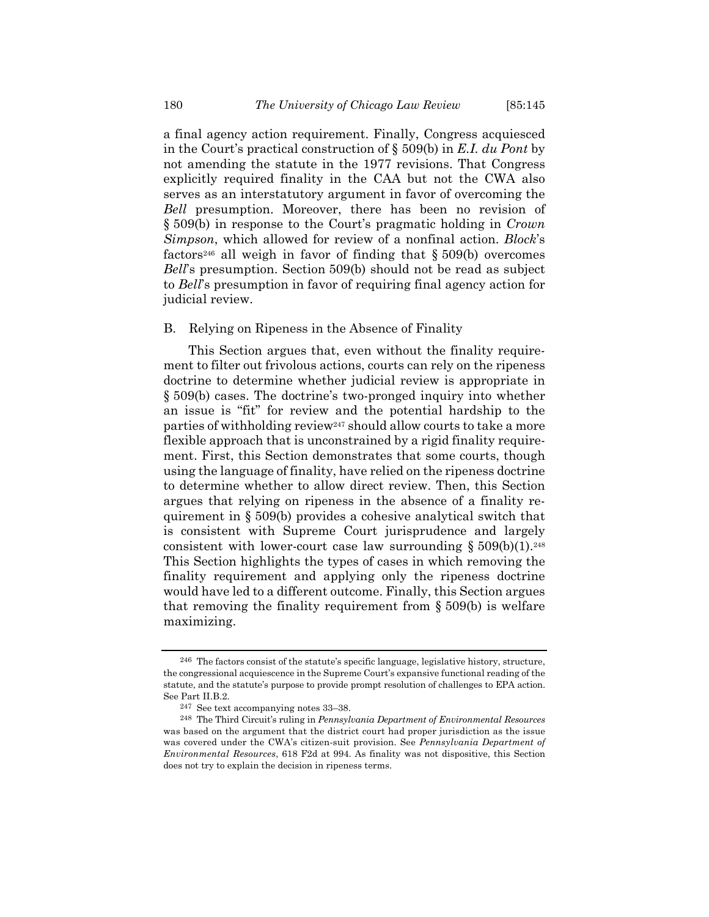a final agency action requirement. Finally, Congress acquiesced in the Court's practical construction of § 509(b) in *E.I. du Pont* by not amending the statute in the 1977 revisions. That Congress explicitly required finality in the CAA but not the CWA also serves as an interstatutory argument in favor of overcoming the *Bell* presumption. Moreover, there has been no revision of § 509(b) in response to the Court's pragmatic holding in *Crown Simpson*, which allowed for review of a nonfinal action. *Block*'s factors[246] all weigh in favor of finding that § 509(b) overcomes *Bell*'s presumption. Section 509(b) should not be read as subject to *Bell*'s presumption in favor of requiring final agency action for judicial review.

## B. Relying on Ripeness in the Absence of Finality

This Section argues that, even without the finality requirement to filter out frivolous actions, courts can rely on the ripeness doctrine to determine whether judicial review is appropriate in § 509(b) cases. The doctrine's two-pronged inquiry into whether an issue is "fit" for review and the potential hardship to the parties of withholding review[247] should allow courts to take a more flexible approach that is unconstrained by a rigid finality requirement. First, this Section demonstrates that some courts, though using the language of finality, have relied on the ripeness doctrine to determine whether to allow direct review. Then, this Section argues that relying on ripeness in the absence of a finality requirement in § 509(b) provides a cohesive analytical switch that is consistent with Supreme Court jurisprudence and largely consistent with lower-court case law surrounding § 509(b)(1).[248] This Section highlights the types of cases in which removing the finality requirement and applying only the ripeness doctrine would have led to a different outcome. Finally, this Section argues that removing the finality requirement from § 509(b) is welfare maximizing.

---

[246] The factors consist of the statute's specific language, legislative history, structure, the congressional acquiescence in the Supreme Court's expansive functional reading of the statute, and the statute's purpose to provide prompt resolution of challenges to EPA action. See Part II.B.2.

[247] See text accompanying notes 33–38.

[248] The Third Circuit's ruling in *Pennsylvania Department of Environmental Resources* was based on the argument that the district court had proper jurisdiction as the issue was covered under the CWA's citizen-suit provision. See *Pennsylvania Department of Environmental Resources*, 618 F2d at 994. As finality was not dispositive, this Section does not try to explain the decision in ripeness terms.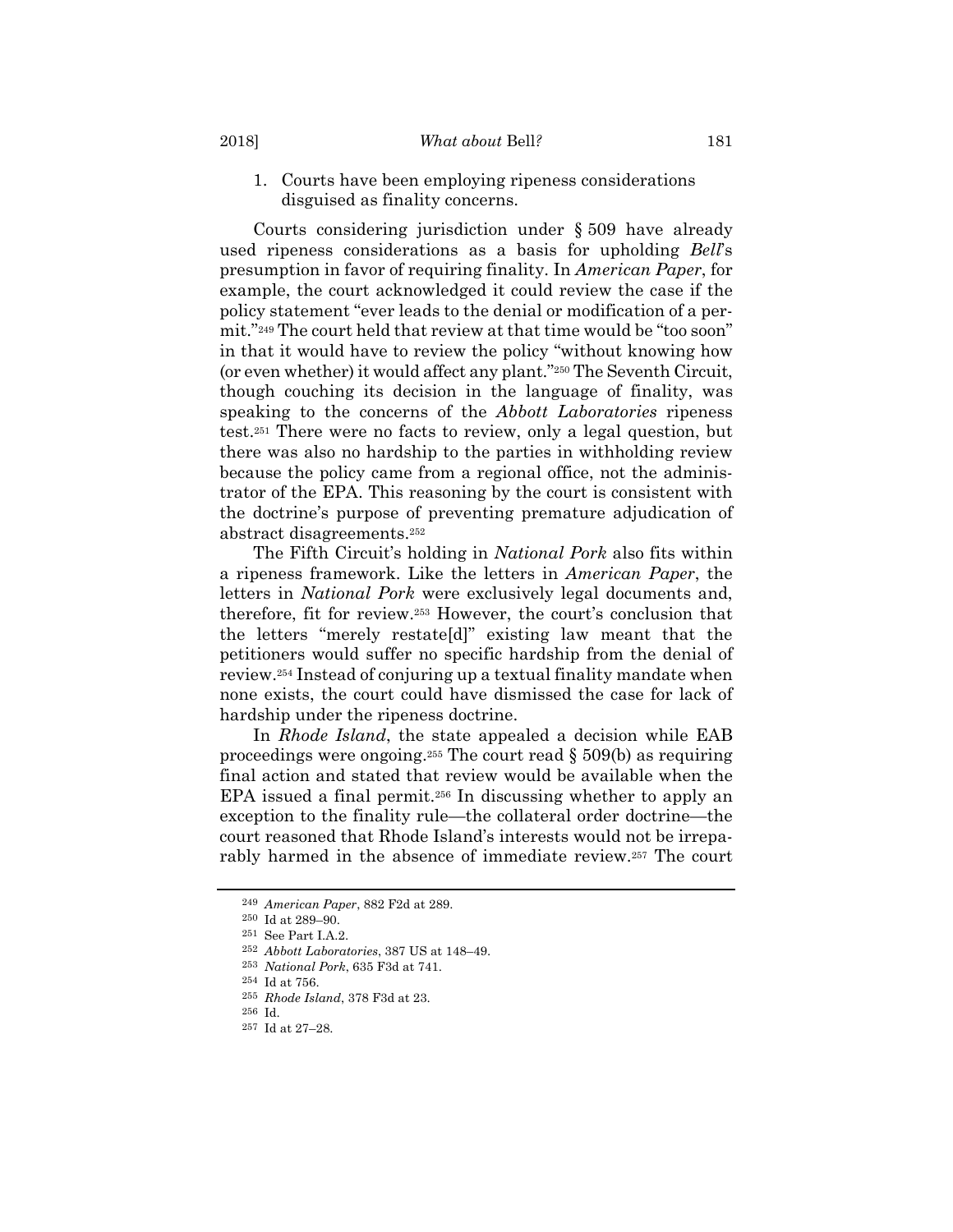1. Courts have been employing ripeness considerations disguised as finality concerns.

Courts considering jurisdiction under § 509 have already used ripeness considerations as a basis for upholding *Bell*'s presumption in favor of requiring finality. In *American Paper*, for example, the court acknowledged it could review the case if the policy statement "ever leads to the denial or modification of a permit."[249] The court held that review at that time would be "too soon" in that it would have to review the policy "without knowing how (or even whether) it would affect any plant."[250] The Seventh Circuit, though couching its decision in the language of finality, was speaking to the concerns of the *Abbott Laboratories* ripeness test.[251] There were no facts to review, only a legal question, but there was also no hardship to the parties in withholding review because the policy came from a regional office, not the administrator of the EPA. This reasoning by the court is consistent with the doctrine's purpose of preventing premature adjudication of abstract disagreements.[252]

The Fifth Circuit's holding in *National Pork* also fits within a ripeness framework. Like the letters in *American Paper*, the letters in *National Pork* were exclusively legal documents and, therefore, fit for review.[253] However, the court's conclusion that the letters "merely restate[d]" existing law meant that the petitioners would suffer no specific hardship from the denial of review.[254] Instead of conjuring up a textual finality mandate when none exists, the court could have dismissed the case for lack of hardship under the ripeness doctrine.

In *Rhode Island*, the state appealed a decision while EAB proceedings were ongoing.[255] The court read § 509(b) as requiring final action and stated that review would be available when the EPA issued a final permit.[256] In discussing whether to apply an exception to the finality rule—the collateral order doctrine—the court reasoned that Rhode Island's interests would not be irreparably harmed in the absence of immediate review.[257] The court

---

[249] *American Paper*, 882 F2d at 289.

[250] Id at 289–90.

[251] See Part I.A.2.

[252] *Abbott Laboratories*, 387 US at 148–49.

[253] *National Pork*, 635 F3d at 741.

[254] Id at 756.

[255] *Rhode Island*, 378 F3d at 23.

[256] Id.

[257] Id at 27–28.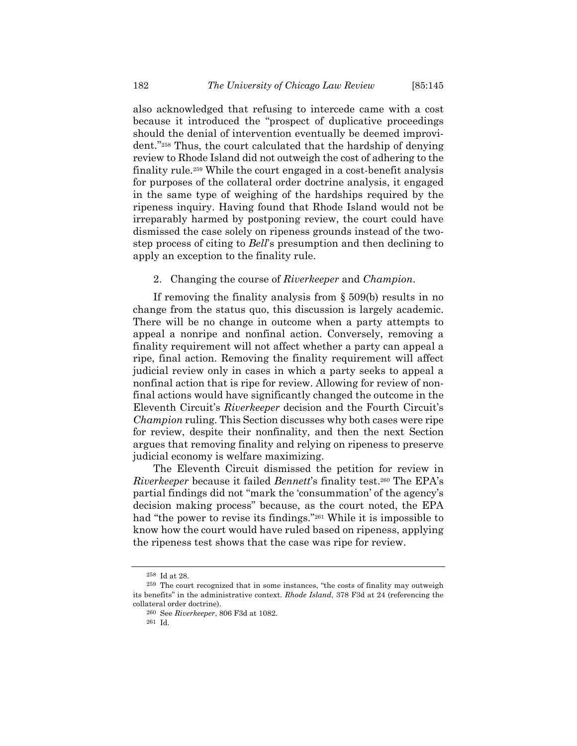also acknowledged that refusing to intercede came with a cost because it introduced the "prospect of duplicative proceedings should the denial of intervention eventually be deemed improvident."[258] Thus, the court calculated that the hardship of denying review to Rhode Island did not outweigh the cost of adhering to the finality rule.[259] While the court engaged in a cost-benefit analysis for purposes of the collateral order doctrine analysis, it engaged in the same type of weighing of the hardships required by the ripeness inquiry. Having found that Rhode Island would not be irreparably harmed by postponing review, the court could have dismissed the case solely on ripeness grounds instead of the two-step process of citing to *Bell*'s presumption and then declining to apply an exception to the finality rule.

### 2. Changing the course of *Riverkeeper* and *Champion*.

If removing the finality analysis from § 509(b) results in no change from the status quo, this discussion is largely academic. There will be no change in outcome when a party attempts to appeal a nonripe and nonfinal action. Conversely, removing a finality requirement will not affect whether a party can appeal a ripe, final action. Removing the finality requirement will affect judicial review only in cases in which a party seeks to appeal a nonfinal action that is ripe for review. Allowing for review of nonfinal actions would have significantly changed the outcome in the Eleventh Circuit's *Riverkeeper* decision and the Fourth Circuit's *Champion* ruling. This Section discusses why both cases were ripe for review, despite their nonfinality, and then the next Section argues that removing finality and relying on ripeness to preserve judicial economy is welfare maximizing.

The Eleventh Circuit dismissed the petition for review in *Riverkeeper* because it failed *Bennett*'s finality test.[260] The EPA's partial findings did not "mark the 'consummation' of the agency's decision making process" because, as the court noted, the EPA had "the power to revise its findings."[261] While it is impossible to know how the court would have ruled based on ripeness, applying the ripeness test shows that the case was ripe for review.

---

[258] Id at 28.

[259] The court recognized that in some instances, "the costs of finality may outweigh its benefits" in the administrative context. *Rhode Island*, 378 F3d at 24 (referencing the collateral order doctrine).

[260] See *Riverkeeper*, 806 F3d at 1082.

[261] Id.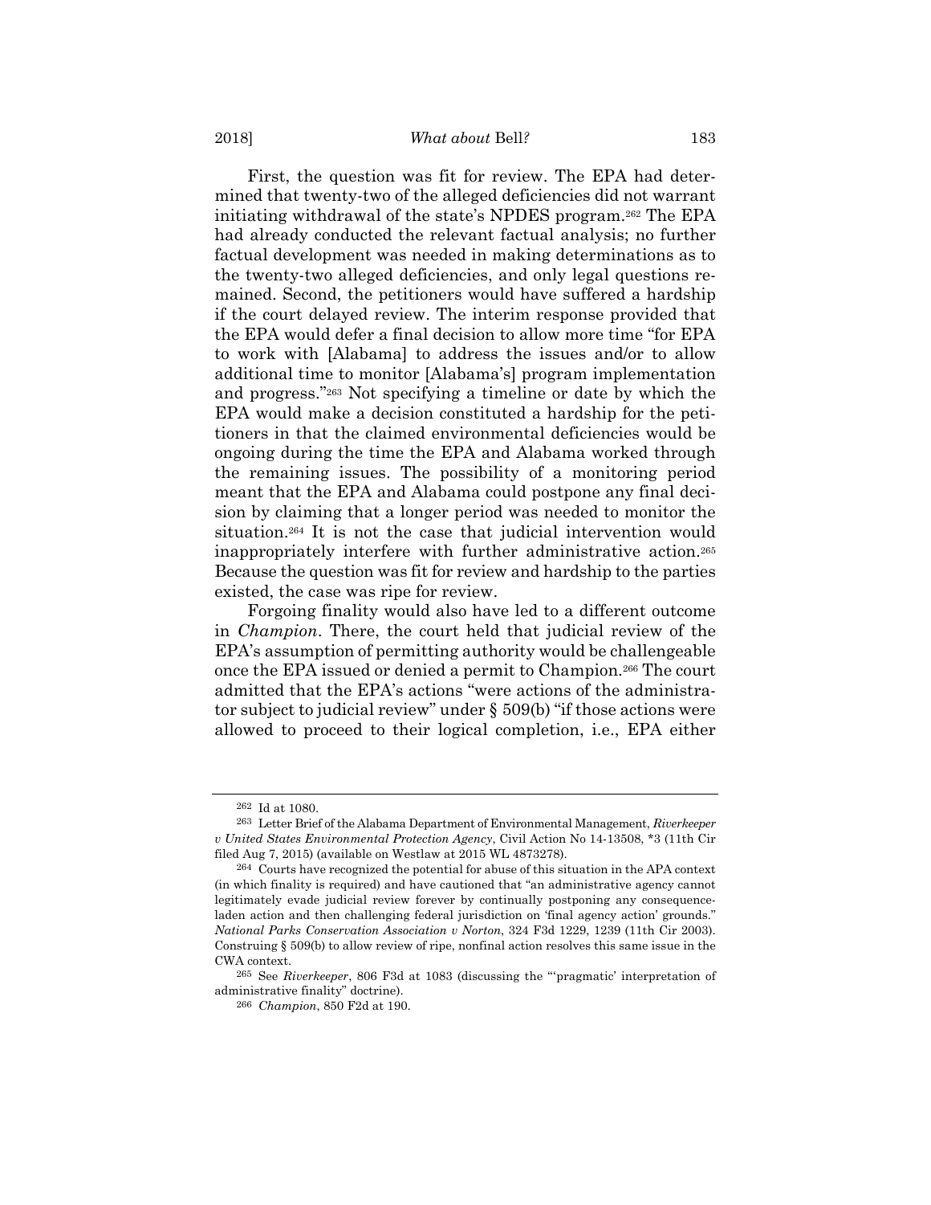First, the question was fit for review. The EPA had determined that twenty-two of the alleged deficiencies did not warrant initiating withdrawal of the state's NPDES program.[262] The EPA had already conducted the relevant factual analysis; no further factual development was needed in making determinations as to the twenty-two alleged deficiencies, and only legal questions remained. Second, the petitioners would have suffered a hardship if the court delayed review. The interim response provided that the EPA would defer a final decision to allow more time "for EPA to work with [Alabama] to address the issues and/or to allow additional time to monitor [Alabama's] program implementation and progress."[263] Not specifying a timeline or date by which the EPA would make a decision constituted a hardship for the petitioners in that the claimed environmental deficiencies would be ongoing during the time the EPA and Alabama worked through the remaining issues. The possibility of a monitoring period meant that the EPA and Alabama could postpone any final decision by claiming that a longer period was needed to monitor the situation.[264] It is not the case that judicial intervention would inappropriately interfere with further administrative action.[265] Because the question was fit for review and hardship to the parties existed, the case was ripe for review.

Forgoing finality would also have led to a different outcome in *Champion*. There, the court held that judicial review of the EPA's assumption of permitting authority would be challengeable once the EPA issued or denied a permit to Champion.[266] The court admitted that the EPA's actions "were actions of the administrator subject to judicial review" under § 509(b) "if those actions were allowed to proceed to their logical completion, i.e., EPA either

---

[262] Id at 1080.

[263] Letter Brief of the Alabama Department of Environmental Management, *Riverkeeper v United States Environmental Protection Agency*, Civil Action No 14-13508, *3 (11th Cir filed Aug 7, 2015) (available on Westlaw at 2015 WL 4873278).

[264] Courts have recognized the potential for abuse of this situation in the APA context (in which finality is required) and have cautioned that "an administrative agency cannot legitimately evade judicial review forever by continually postponing any consequence-laden action and then challenging federal jurisdiction on 'final agency action' grounds." *National Parks Conservation Association v Norton*, 324 F3d 1229, 1239 (11th Cir 2003). Construing § 509(b) to allow review of ripe, nonfinal action resolves this same issue in the CWA context.

[265] See *Riverkeeper*, 806 F3d at 1083 (discussing the "'pragmatic' interpretation of administrative finality" doctrine).

[266] *Champion*, 850 F2d at 190.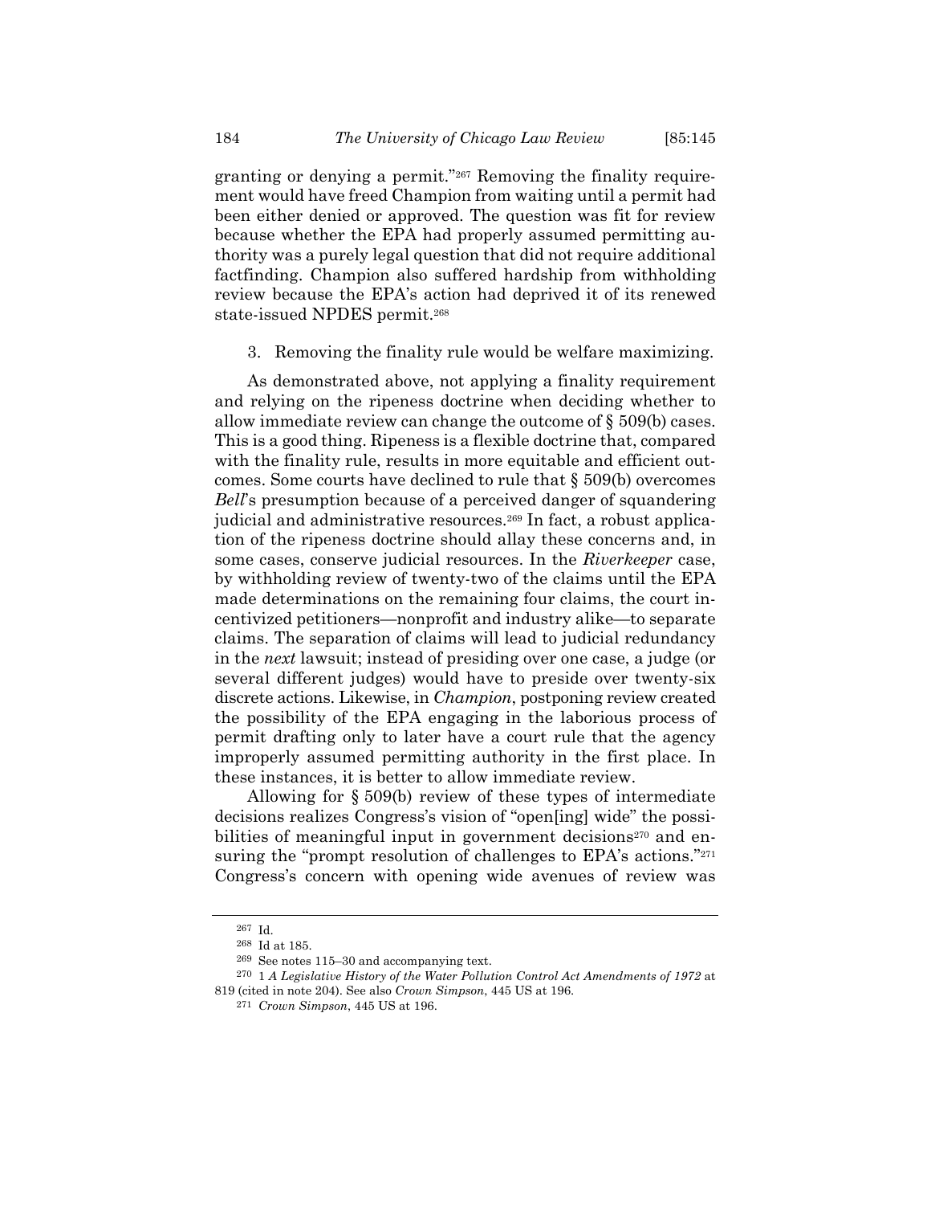granting or denying a permit."[267] Removing the finality requirement would have freed Champion from waiting until a permit had been either denied or approved. The question was fit for review because whether the EPA had properly assumed permitting authority was a purely legal question that did not require additional factfinding. Champion also suffered hardship from withholding review because the EPA's action had deprived it of its renewed state-issued NPDES permit.[268]

3. Removing the finality rule would be welfare maximizing.

As demonstrated above, not applying a finality requirement and relying on the ripeness doctrine when deciding whether to allow immediate review can change the outcome of § 509(b) cases. This is a good thing. Ripeness is a flexible doctrine that, compared with the finality rule, results in more equitable and efficient outcomes. Some courts have declined to rule that § 509(b) overcomes *Bell*'s presumption because of a perceived danger of squandering judicial and administrative resources.[269] In fact, a robust application of the ripeness doctrine should allay these concerns and, in some cases, conserve judicial resources. In the *Riverkeeper* case, by withholding review of twenty-two of the claims until the EPA made determinations on the remaining four claims, the court incentivized petitioners—nonprofit and industry alike—to separate claims. The separation of claims will lead to judicial redundancy in the *next* lawsuit; instead of presiding over one case, a judge (or several different judges) would have to preside over twenty-six discrete actions. Likewise, in *Champion*, postponing review created the possibility of the EPA engaging in the laborious process of permit drafting only to later have a court rule that the agency improperly assumed permitting authority in the first place. In these instances, it is better to allow immediate review.

Allowing for § 509(b) review of these types of intermediate decisions realizes Congress's vision of "open[ing] wide" the possibilities of meaningful input in government decisions[270] and ensuring the "prompt resolution of challenges to EPA's actions."[271] Congress's concern with opening wide avenues of review was

---

[267] Id.

[268] Id at 185.

[269] See notes 115–30 and accompanying text.

[270] 1 *A Legislative History of the Water Pollution Control Act Amendments of 1972* at 819 (cited in note 204). See also *Crown Simpson*, 445 US at 196.

[271] *Crown Simpson*, 445 US at 196.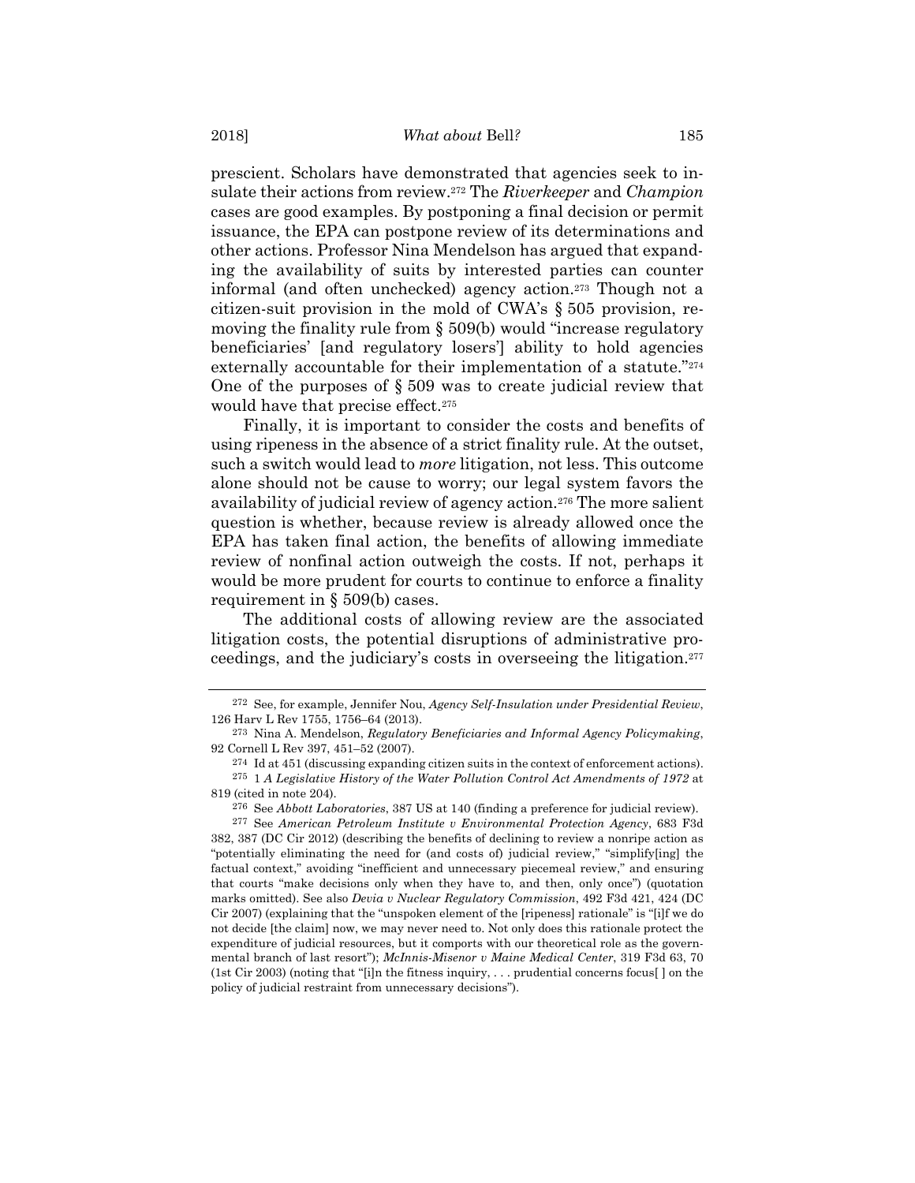prescient. Scholars have demonstrated that agencies seek to insulate their actions from review.[272] The *Riverkeeper* and *Champion* cases are good examples. By postponing a final decision or permit issuance, the EPA can postpone review of its determinations and other actions. Professor Nina Mendelson has argued that expanding the availability of suits by interested parties can counter informal (and often unchecked) agency action.[273] Though not a citizen-suit provision in the mold of CWA's § 505 provision, removing the finality rule from § 509(b) would "increase regulatory beneficiaries' [and regulatory losers'] ability to hold agencies externally accountable for their implementation of a statute."[274] One of the purposes of § 509 was to create judicial review that would have that precise effect.[275]

Finally, it is important to consider the costs and benefits of using ripeness in the absence of a strict finality rule. At the outset, such a switch would lead to *more* litigation, not less. This outcome alone should not be cause to worry; our legal system favors the availability of judicial review of agency action.[276] The more salient question is whether, because review is already allowed once the EPA has taken final action, the benefits of allowing immediate review of nonfinal action outweigh the costs. If not, perhaps it would be more prudent for courts to continue to enforce a finality requirement in § 509(b) cases.

The additional costs of allowing review are the associated litigation costs, the potential disruptions of administrative proceedings, and the judiciary's costs in overseeing the litigation.[277]

---

[272] See, for example, Jennifer Nou, *Agency Self-Insulation under Presidential Review*, 126 Harv L Rev 1755, 1756–64 (2013).

[273] Nina A. Mendelson, *Regulatory Beneficiaries and Informal Agency Policymaking*, 92 Cornell L Rev 397, 451–52 (2007).

[274] Id at 451 (discussing expanding citizen suits in the context of enforcement actions).

[275] 1 *A Legislative History of the Water Pollution Control Act Amendments of 1972* at 819 (cited in note 204).

[276] See *Abbott Laboratories*, 387 US at 140 (finding a preference for judicial review).

[277] See *American Petroleum Institute v Environmental Protection Agency*, 683 F3d 382, 387 (DC Cir 2012) (describing the benefits of declining to review a nonripe action as "potentially eliminating the need for (and costs of) judicial review," "simplify[ing] the factual context," avoiding "inefficient and unnecessary piecemeal review," and ensuring that courts "make decisions only when they have to, and then, only once") (quotation marks omitted). See also *Devia v Nuclear Regulatory Commission*, 492 F3d 421, 424 (DC Cir 2007) (explaining that the "unspoken element of the [ripeness] rationale" is "[i]f we do not decide [the claim] now, we may never need to. Not only does this rationale protect the expenditure of judicial resources, but it comports with our theoretical role as the governmental branch of last resort"); *McInnis-Misenor v Maine Medical Center*, 319 F3d 63, 70 (1st Cir 2003) (noting that "[i]n the fitness inquiry, . . . prudential concerns focus[ ] on the policy of judicial restraint from unnecessary decisions").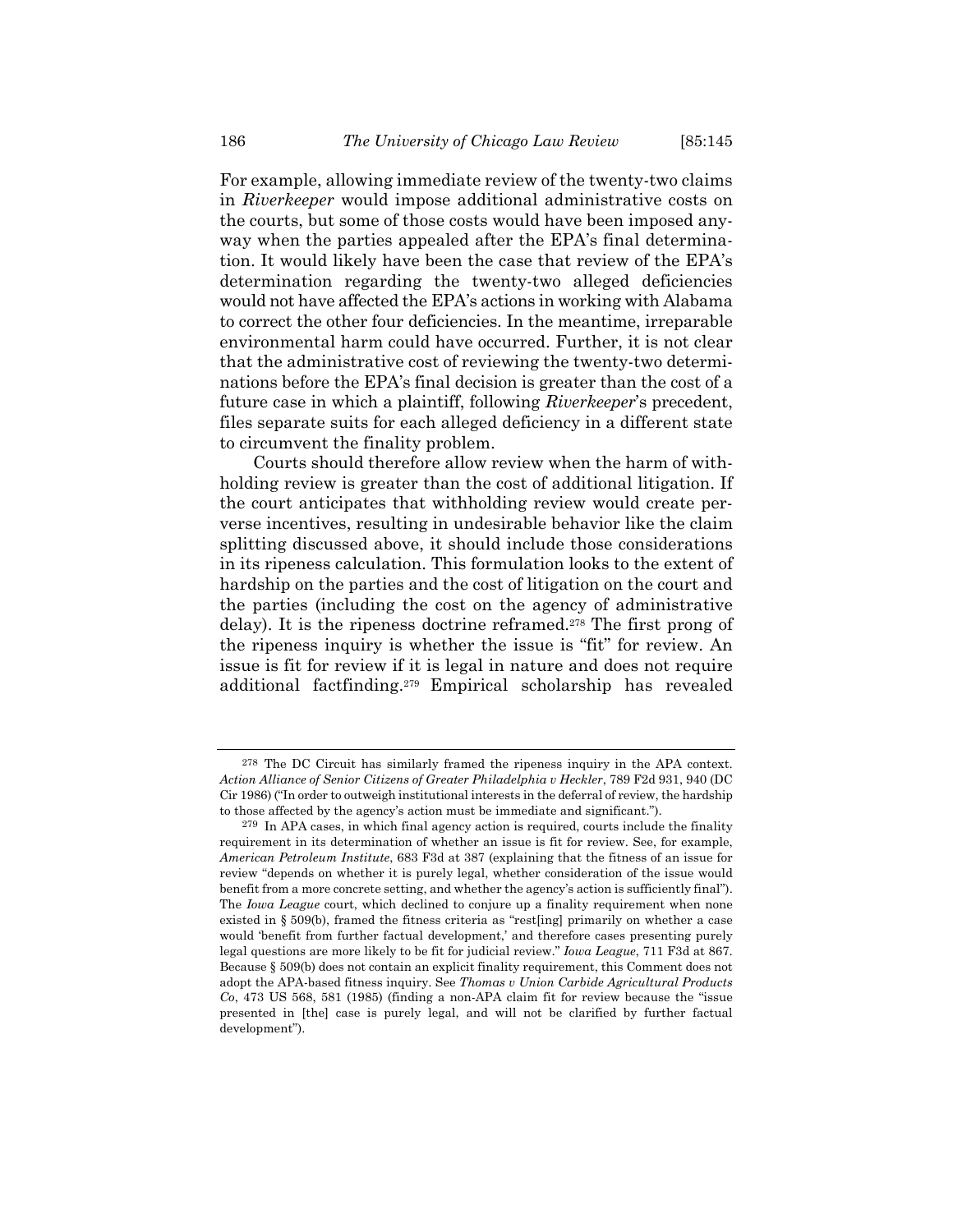For example, allowing immediate review of the twenty-two claims in *Riverkeeper* would impose additional administrative costs on the courts, but some of those costs would have been imposed anyway when the parties appealed after the EPA's final determination. It would likely have been the case that review of the EPA's determination regarding the twenty-two alleged deficiencies would not have affected the EPA's actions in working with Alabama to correct the other four deficiencies. In the meantime, irreparable environmental harm could have occurred. Further, it is not clear that the administrative cost of reviewing the twenty-two determinations before the EPA's final decision is greater than the cost of a future case in which a plaintiff, following *Riverkeeper*'s precedent, files separate suits for each alleged deficiency in a different state to circumvent the finality problem.

Courts should therefore allow review when the harm of withholding review is greater than the cost of additional litigation. If the court anticipates that withholding review would create perverse incentives, resulting in undesirable behavior like the claim splitting discussed above, it should include those considerations in its ripeness calculation. This formulation looks to the extent of hardship on the parties and the cost of litigation on the court and the parties (including the cost on the agency of administrative delay). It is the ripeness doctrine reframed.[278] The first prong of the ripeness inquiry is whether the issue is "fit" for review. An issue is fit for review if it is legal in nature and does not require additional factfinding.[279] Empirical scholarship has revealed

---

[278] The DC Circuit has similarly framed the ripeness inquiry in the APA context. *Action Alliance of Senior Citizens of Greater Philadelphia v Heckler*, 789 F2d 931, 940 (DC Cir 1986) ("In order to outweigh institutional interests in the deferral of review, the hardship to those affected by the agency's action must be immediate and significant.").

[279] In APA cases, in which final agency action is required, courts include the finality requirement in its determination of whether an issue is fit for review. See, for example, *American Petroleum Institute*, 683 F3d at 387 (explaining that the fitness of an issue for review "depends on whether it is purely legal, whether consideration of the issue would benefit from a more concrete setting, and whether the agency's action is sufficiently final"). The *Iowa League* court, which declined to conjure up a finality requirement when none existed in § 509(b), framed the fitness criteria as "rest[ing] primarily on whether a case would 'benefit from further factual development,' and therefore cases presenting purely legal questions are more likely to be fit for judicial review." *Iowa League*, 711 F3d at 867. Because § 509(b) does not contain an explicit finality requirement, this Comment does not adopt the APA-based fitness inquiry. See *Thomas v Union Carbide Agricultural Products Co*, 473 US 568, 581 (1985) (finding a non-APA claim fit for review because the "issue presented in [the] case is purely legal, and will not be clarified by further factual development").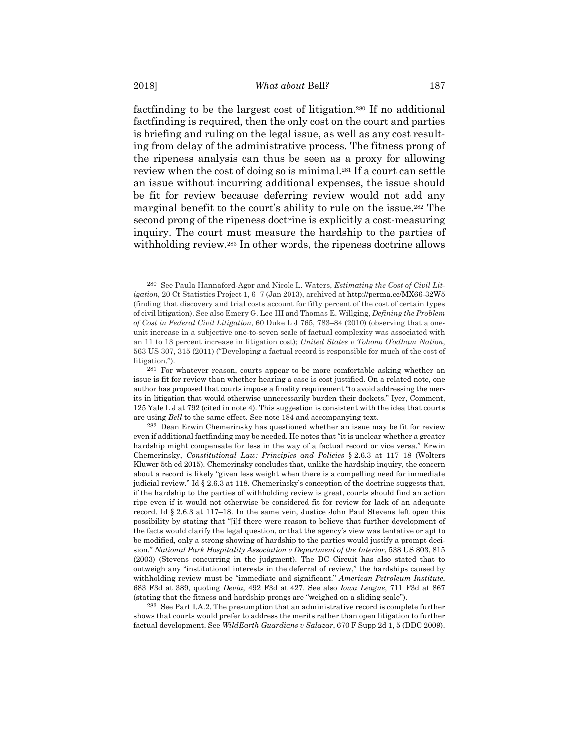factfinding to be the largest cost of litigation.[280] If no additional factfinding is required, then the only cost on the court and parties is briefing and ruling on the legal issue, as well as any cost resulting from delay of the administrative process. The fitness prong of the ripeness analysis can thus be seen as a proxy for allowing review when the cost of doing so is minimal.[281] If a court can settle an issue without incurring additional expenses, the issue should be fit for review because deferring review would not add any marginal benefit to the court's ability to rule on the issue.[282] The second prong of the ripeness doctrine is explicitly a cost-measuring inquiry. The court must measure the hardship to the parties of withholding review.[283] In other words, the ripeness doctrine allows

---

[280] See Paula Hannaford-Agor and Nicole L. Waters, *Estimating the Cost of Civil Litigation*, 20 Ct Statistics Project 1, 6–7 (Jan 2013), archived at http://perma.cc/MX66-32W5 (finding that discovery and trial costs account for fifty percent of the cost of certain types of civil litigation). See also Emery G. Lee III and Thomas E. Willging, *Defining the Problem of Cost in Federal Civil Litigation*, 60 Duke L J 765, 783–84 (2010) (observing that a one-unit increase in a subjective one-to-seven scale of factual complexity was associated with an 11 to 13 percent increase in litigation cost); *United States v Tohono O'odham Nation*, 563 US 307, 315 (2011) ("Developing a factual record is responsible for much of the cost of litigation.").

[281] For whatever reason, courts appear to be more comfortable asking whether an issue is fit for review than whether hearing a case is cost justified. On a related note, one author has proposed that courts impose a finality requirement "to avoid addressing the merits in litigation that would otherwise unnecessarily burden their dockets." Iyer, Comment, 125 Yale L J at 792 (cited in note 4). This suggestion is consistent with the idea that courts are using *Bell* to the same effect. See note 184 and accompanying text.

[282] Dean Erwin Chemerinsky has questioned whether an issue may be fit for review even if additional factfinding may be needed. He notes that "it is unclear whether a greater hardship might compensate for less in the way of a factual record or vice versa." Erwin Chemerinsky, *Constitutional Law: Principles and Policies* § 2.6.3 at 117–18 (Wolters Kluwer 5th ed 2015). Chemerinsky concludes that, unlike the hardship inquiry, the concern about a record is likely "given less weight when there is a compelling need for immediate judicial review." Id § 2.6.3 at 118. Chemerinsky's conception of the doctrine suggests that, if the hardship to the parties of withholding review is great, courts should find an action ripe even if it would not otherwise be considered fit for review for lack of an adequate record. Id § 2.6.3 at 117–18. In the same vein, Justice John Paul Stevens left open this possibility by stating that "[i]f there were reason to believe that further development of the facts would clarify the legal question, or that the agency's view was tentative or apt to be modified, only a strong showing of hardship to the parties would justify a prompt decision." *National Park Hospitality Association v Department of the Interior*, 538 US 803, 815 (2003) (Stevens concurring in the judgment). The DC Circuit has also stated that to outweigh any "institutional interests in the deferral of review," the hardships caused by withholding review must be "immediate and significant." *American Petroleum Institute*, 683 F3d at 389, quoting *Devia*, 492 F3d at 427. See also *Iowa League*, 711 F3d at 867 (stating that the fitness and hardship prongs are "weighed on a sliding scale").

[283] See Part I.A.2. The presumption that an administrative record is complete further shows that courts would prefer to address the merits rather than open litigation to further factual development. See *WildEarth Guardians v Salazar*, 670 F Supp 2d 1, 5 (DDC 2009).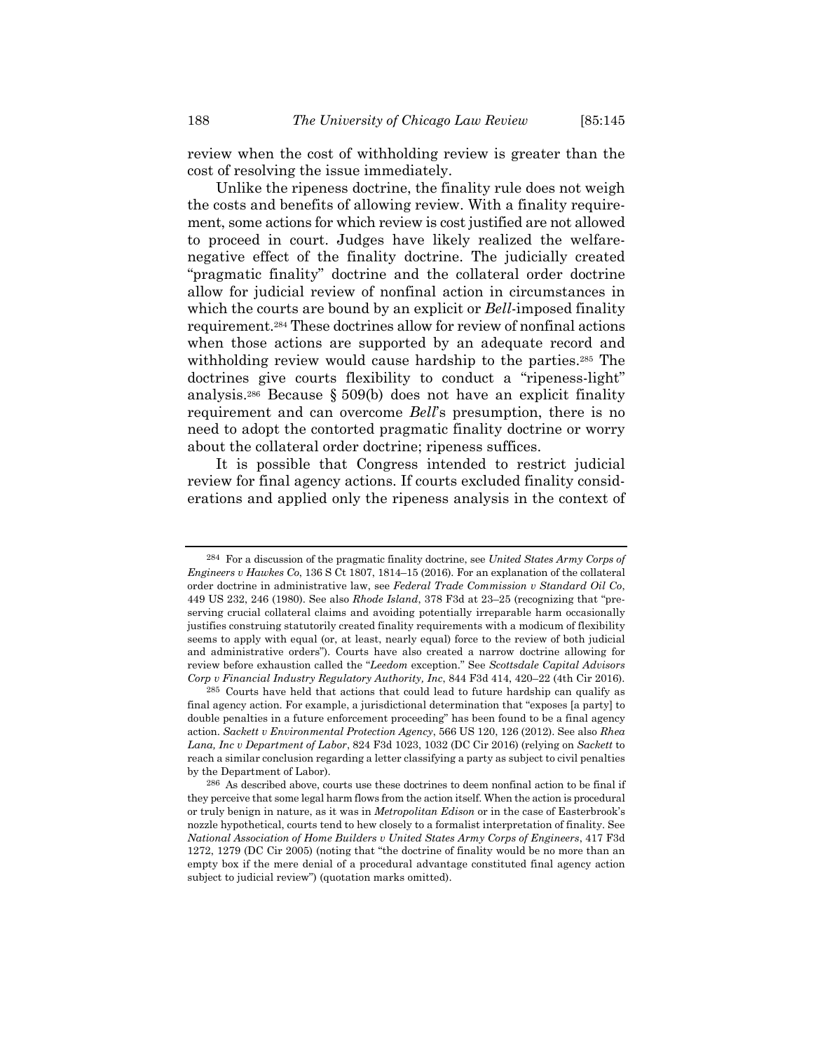review when the cost of withholding review is greater than the cost of resolving the issue immediately.

Unlike the ripeness doctrine, the finality rule does not weigh the costs and benefits of allowing review. With a finality requirement, some actions for which review is cost justified are not allowed to proceed in court. Judges have likely realized the welfare-negative effect of the finality doctrine. The judicially created "pragmatic finality" doctrine and the collateral order doctrine allow for judicial review of nonfinal action in circumstances in which the courts are bound by an explicit or *Bell*-imposed finality requirement.[284] These doctrines allow for review of nonfinal actions when those actions are supported by an adequate record and withholding review would cause hardship to the parties.[285] The doctrines give courts flexibility to conduct a "ripeness-light" analysis.[286] Because § 509(b) does not have an explicit finality requirement and can overcome *Bell*'s presumption, there is no need to adopt the contorted pragmatic finality doctrine or worry about the collateral order doctrine; ripeness suffices.

It is possible that Congress intended to restrict judicial review for final agency actions. If courts excluded finality considerations and applied only the ripeness analysis in the context of

---

[284] For a discussion of the pragmatic finality doctrine, see *United States Army Corps of Engineers v Hawkes Co*, 136 S Ct 1807, 1814–15 (2016). For an explanation of the collateral order doctrine in administrative law, see *Federal Trade Commission v Standard Oil Co*, 449 US 232, 246 (1980). See also *Rhode Island*, 378 F3d at 23–25 (recognizing that "preserving crucial collateral claims and avoiding potentially irreparable harm occasionally justifies construing statutorily created finality requirements with a modicum of flexibility seems to apply with equal (or, at least, nearly equal) force to the review of both judicial and administrative orders"). Courts have also created a narrow doctrine allowing for review before exhaustion called the "*Leedom* exception." See *Scottsdale Capital Advisors Corp v Financial Industry Regulatory Authority, Inc*, 844 F3d 414, 420–22 (4th Cir 2016).

[285] Courts have held that actions that could lead to future hardship can qualify as final agency action. For example, a jurisdictional determination that "exposes [a party] to double penalties in a future enforcement proceeding" has been found to be a final agency action. *Sackett v Environmental Protection Agency*, 566 US 120, 126 (2012). See also *Rhea Lana, Inc v Department of Labor*, 824 F3d 1023, 1032 (DC Cir 2016) (relying on *Sackett* to reach a similar conclusion regarding a letter classifying a party as subject to civil penalties by the Department of Labor).

[286] As described above, courts use these doctrines to deem nonfinal action to be final if they perceive that some legal harm flows from the action itself. When the action is procedural or truly benign in nature, as it was in *Metropolitan Edison* or in the case of Easterbrook's nozzle hypothetical, courts tend to hew closely to a formalist interpretation of finality. See *National Association of Home Builders v United States Army Corps of Engineers*, 417 F3d 1272, 1279 (DC Cir 2005) (noting that "the doctrine of finality would be no more than an empty box if the mere denial of a procedural advantage constituted final agency action subject to judicial review") (quotation marks omitted).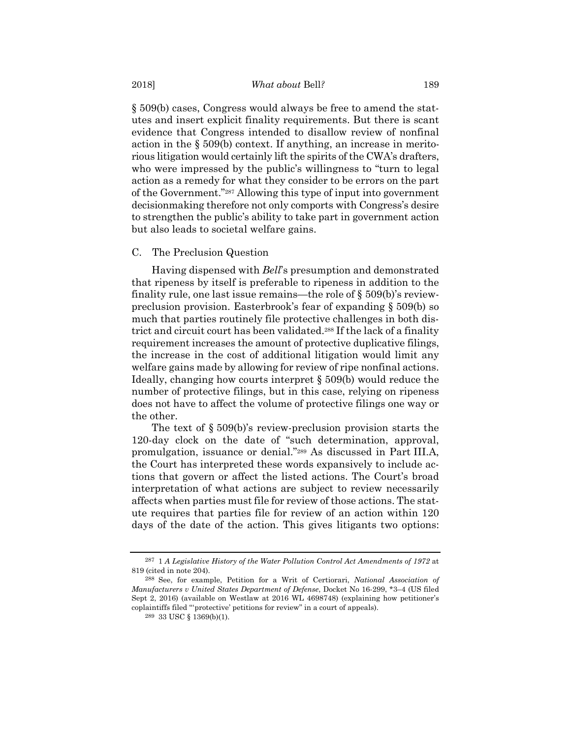§ 509(b) cases, Congress would always be free to amend the statutes and insert explicit finality requirements. But there is scant evidence that Congress intended to disallow review of nonfinal action in the § 509(b) context. If anything, an increase in meritorious litigation would certainly lift the spirits of the CWA's drafters, who were impressed by the public's willingness to "turn to legal action as a remedy for what they consider to be errors on the part of the Government."[287] Allowing this type of input into government decisionmaking therefore not only comports with Congress's desire to strengthen the public's ability to take part in government action but also leads to societal welfare gains.

### C. The Preclusion Question

Having dispensed with *Bell*'s presumption and demonstrated that ripeness by itself is preferable to ripeness in addition to the finality rule, one last issue remains—the role of § 509(b)'s review-preclusion provision. Easterbrook's fear of expanding § 509(b) so much that parties routinely file protective challenges in both district and circuit court has been validated.[288] If the lack of a finality requirement increases the amount of protective duplicative filings, the increase in the cost of additional litigation would limit any welfare gains made by allowing for review of ripe nonfinal actions. Ideally, changing how courts interpret § 509(b) would reduce the number of protective filings, but in this case, relying on ripeness does not have to affect the volume of protective filings one way or the other.

The text of § 509(b)'s review-preclusion provision starts the 120-day clock on the date of "such determination, approval, promulgation, issuance or denial."[289] As discussed in Part III.A, the Court has interpreted these words expansively to include actions that govern or affect the listed actions. The Court's broad interpretation of what actions are subject to review necessarily affects when parties must file for review of those actions. The statute requires that parties file for review of an action within 120 days of the date of the action. This gives litigants two options:

---

[287] 1 *A Legislative History of the Water Pollution Control Act Amendments of 1972* at 819 (cited in note 204).

[288] See, for example, Petition for a Writ of Certiorari, *National Association of Manufacturers v United States Department of Defense*, Docket No 16-299, *3–4 (US filed Sept 2, 2016) (available on Westlaw at 2016 WL 4698748) (explaining how petitioner's coplaintiffs filed "'protective' petitions for review" in a court of appeals).

[289] 33 USC § 1369(b)(1).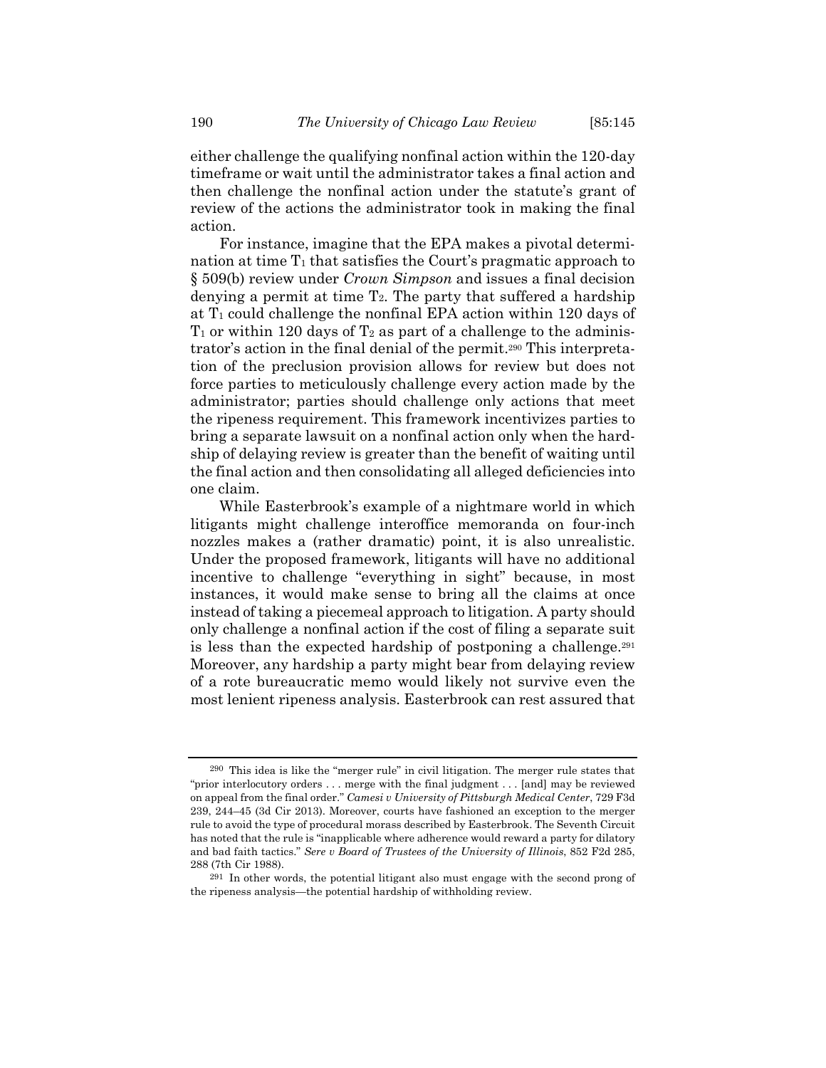either challenge the qualifying nonfinal action within the 120-day timeframe or wait until the administrator takes a final action and then challenge the nonfinal action under the statute's grant of review of the actions the administrator took in making the final action.

For instance, imagine that the EPA makes a pivotal determination at time $T_1$ that satisfies the Court's pragmatic approach to § 509(b) review under *Crown Simpson* and issues a final decision denying a permit at time $T_2$. The party that suffered a hardship at $T_1$ could challenge the nonfinal EPA action within 120 days of $T_1$ or within 120 days of $T_2$ as part of a challenge to the administrator's action in the final denial of the permit.[290] This interpretation of the preclusion provision allows for review but does not force parties to meticulously challenge every action made by the administrator; parties should challenge only actions that meet the ripeness requirement. This framework incentivizes parties to bring a separate lawsuit on a nonfinal action only when the hardship of delaying review is greater than the benefit of waiting until the final action and then consolidating all alleged deficiencies into one claim.

While Easterbrook's example of a nightmare world in which litigants might challenge interoffice memoranda on four-inch nozzles makes a (rather dramatic) point, it is also unrealistic. Under the proposed framework, litigants will have no additional incentive to challenge "everything in sight" because, in most instances, it would make sense to bring all the claims at once instead of taking a piecemeal approach to litigation. A party should only challenge a nonfinal action if the cost of filing a separate suit is less than the expected hardship of postponing a challenge.[291] Moreover, any hardship a party might bear from delaying review of a rote bureaucratic memo would likely not survive even the most lenient ripeness analysis. Easterbrook can rest assured that

---

[290] This idea is like the "merger rule" in civil litigation. The merger rule states that "prior interlocutory orders . . . merge with the final judgment . . . [and] may be reviewed on appeal from the final order." *Camesi v University of Pittsburgh Medical Center*, 729 F3d 239, 244–45 (3d Cir 2013). Moreover, courts have fashioned an exception to the merger rule to avoid the type of procedural morass described by Easterbrook. The Seventh Circuit has noted that the rule is "inapplicable where adherence would reward a party for dilatory and bad faith tactics." *Sere v Board of Trustees of the University of Illinois*, 852 F2d 285, 288 (7th Cir 1988).

[291] In other words, the potential litigant also must engage with the second prong of the ripeness analysis—the potential hardship of withholding review.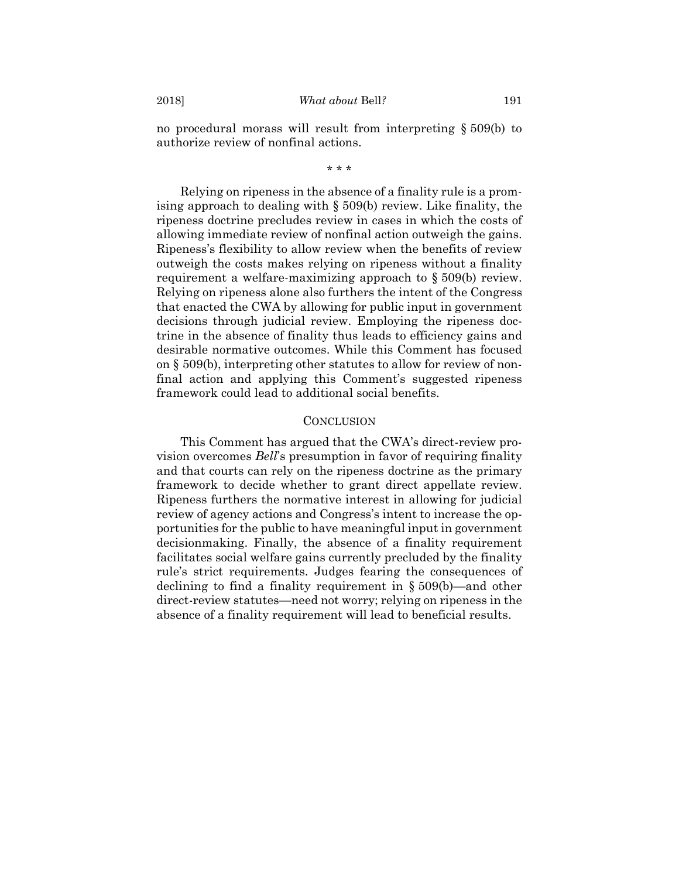no procedural morass will result from interpreting § 509(b) to authorize review of nonfinal actions.

\* \* \*

Relying on ripeness in the absence of a finality rule is a promising approach to dealing with § 509(b) review. Like finality, the ripeness doctrine precludes review in cases in which the costs of allowing immediate review of nonfinal action outweigh the gains. Ripeness's flexibility to allow review when the benefits of review outweigh the costs makes relying on ripeness without a finality requirement a welfare-maximizing approach to § 509(b) review. Relying on ripeness alone also furthers the intent of the Congress that enacted the CWA by allowing for public input in government decisions through judicial review. Employing the ripeness doctrine in the absence of finality thus leads to efficiency gains and desirable normative outcomes. While this Comment has focused on § 509(b), interpreting other statutes to allow for review of nonfinal action and applying this Comment's suggested ripeness framework could lead to additional social benefits.

## CONCLUSION

This Comment has argued that the CWA's direct-review provision overcomes *Bell*'s presumption in favor of requiring finality and that courts can rely on the ripeness doctrine as the primary framework to decide whether to grant direct appellate review. Ripeness furthers the normative interest in allowing for judicial review of agency actions and Congress's intent to increase the opportunities for the public to have meaningful input in government decisionmaking. Finally, the absence of a finality requirement facilitates social welfare gains currently precluded by the finality rule's strict requirements. Judges fearing the consequences of declining to find a finality requirement in § 509(b)—and other direct-review statutes—need not worry; relying on ripeness in the absence of a finality requirement will lead to beneficial results.